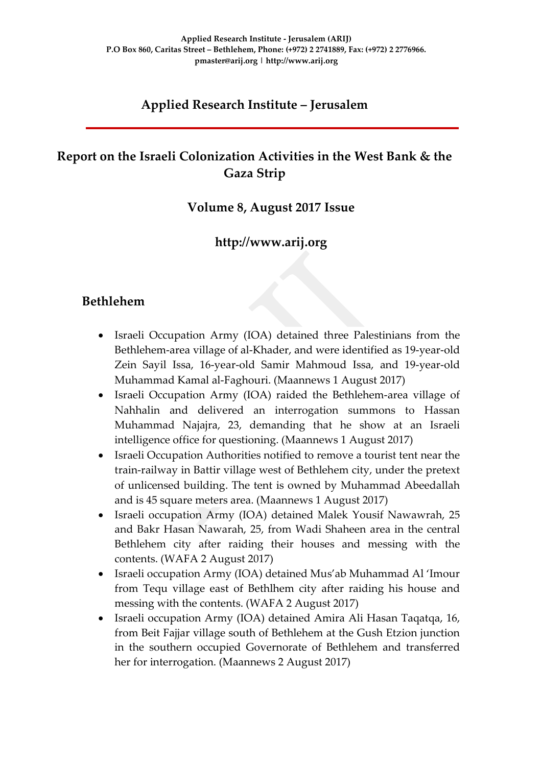Applied Research Institute - Jerusalem (ARIJ)
P.O Box 860, Caritas Street – Bethlehem, Phone: (+972) 2 2741889, Fax: (+972) 2 2776966.
pmaster@arij.org | http://www.arij.org

# Applied Research Institute – Jerusalem

## Report on the Israeli Colonization Activities in the West Bank & the Gaza Strip

### Volume 8, August 2017 Issue

### http://www.arij.org

## Bethlehem

- Israeli Occupation Army (IOA) detained three Palestinians from the Bethlehem-area village of al-Khader, and were identified as 19-year-old Zein Sayil Issa, 16-year-old Samir Mahmoud Issa, and 19-year-old Muhammad Kamal al-Faghouri. (Maannews 1 August 2017)
- Israeli Occupation Army (IOA) raided the Bethlehem-area village of Nahhalin and delivered an interrogation summons to Hassan Muhammad Najajra, 23, demanding that he show at an Israeli intelligence office for questioning. (Maannews 1 August 2017)
- Israeli Occupation Authorities notified to remove a tourist tent near the train-railway in Battir village west of Bethlehem city, under the pretext of unlicensed building. The tent is owned by Muhammad Abeedallah and is 45 square meters area. (Maannews 1 August 2017)
- Israeli occupation Army (IOA) detained Malek Yousif Nawawrah, 25 and Bakr Hasan Nawarah, 25, from Wadi Shaheen area in the central Bethlehem city after raiding their houses and messing with the contents. (WAFA 2 August 2017)
- Israeli occupation Army (IOA) detained Mus'ab Muhammad Al 'Imour from Tequ village east of Bethlhem city after raiding his house and messing with the contents. (WAFA 2 August 2017)
- Israeli occupation Army (IOA) detained Amira Ali Hasan Taqatqa, 16, from Beit Fajjar village south of Bethlehem at the Gush Etzion junction in the southern occupied Governorate of Bethlehem and transferred her for interrogation. (Maannews 2 August 2017)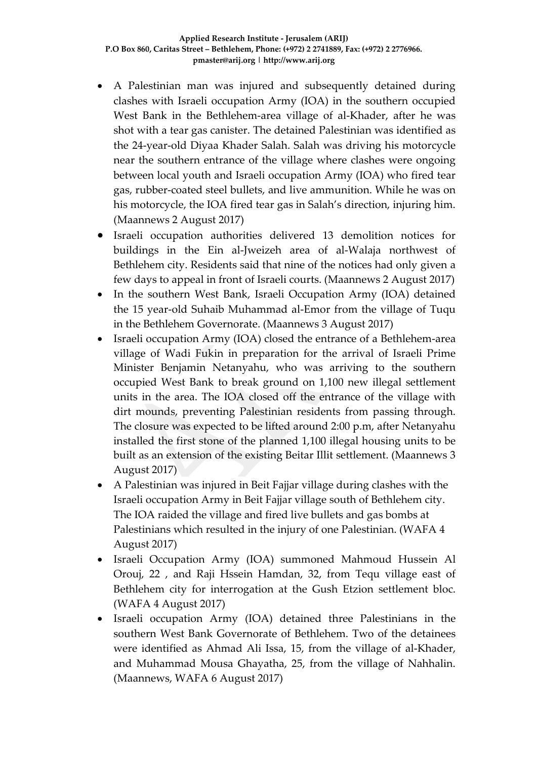- A Palestinian man was injured and subsequently detained during clashes with Israeli occupation Army (IOA) in the southern occupied West Bank in the Bethlehem-area village of al-Khader, after he was shot with a tear gas canister. The detained Palestinian was identified as the 24-year-old Diyaa Khader Salah. Salah was driving his motorcycle near the southern entrance of the village where clashes were ongoing between local youth and Israeli occupation Army (IOA) who fired tear gas, rubber-coated steel bullets, and live ammunition. While he was on his motorcycle, the IOA fired tear gas in Salah's direction, injuring him. (Maannews 2 August 2017)
- Israeli occupation authorities delivered 13 demolition notices for buildings in the Ein al-Jweizeh area of al-Walaja northwest of Bethlehem city. Residents said that nine of the notices had only given a few days to appeal in front of Israeli courts. (Maannews 2 August 2017)
- In the southern West Bank, Israeli Occupation Army (IOA) detained the 15 year-old Suhaib Muhammad al-Emor from the village of Tuqu in the Bethlehem Governorate. (Maannews 3 August 2017)
- Israeli occupation Army (IOA) closed the entrance of a Bethlehem-area village of Wadi Fukin in preparation for the arrival of Israeli Prime Minister Benjamin Netanyahu, who was arriving to the southern occupied West Bank to break ground on 1,100 new illegal settlement units in the area. The IOA closed off the entrance of the village with dirt mounds, preventing Palestinian residents from passing through. The closure was expected to be lifted around 2:00 p.m, after Netanyahu installed the first stone of the planned 1,100 illegal housing units to be built as an extension of the existing Beitar Illit settlement. (Maannews 3 August 2017)
- A Palestinian was injured in Beit Fajjar village during clashes with the Israeli occupation Army in Beit Fajjar village south of Bethlehem city. The IOA raided the village and fired live bullets and gas bombs at Palestinians which resulted in the injury of one Palestinian. (WAFA 4 August 2017)
- Israeli Occupation Army (IOA) summoned Mahmoud Hussein Al Orouj, 22 , and Raji Hssein Hamdan, 32, from Tequ village east of Bethlehem city for interrogation at the Gush Etzion settlement bloc. (WAFA 4 August 2017)
- Israeli occupation Army (IOA) detained three Palestinians in the southern West Bank Governorate of Bethlehem. Two of the detainees were identified as Ahmad Ali Issa, 15, from the village of al-Khader, and Muhammad Mousa Ghayatha, 25, from the village of Nahhalin. (Maannews, WAFA 6 August 2017)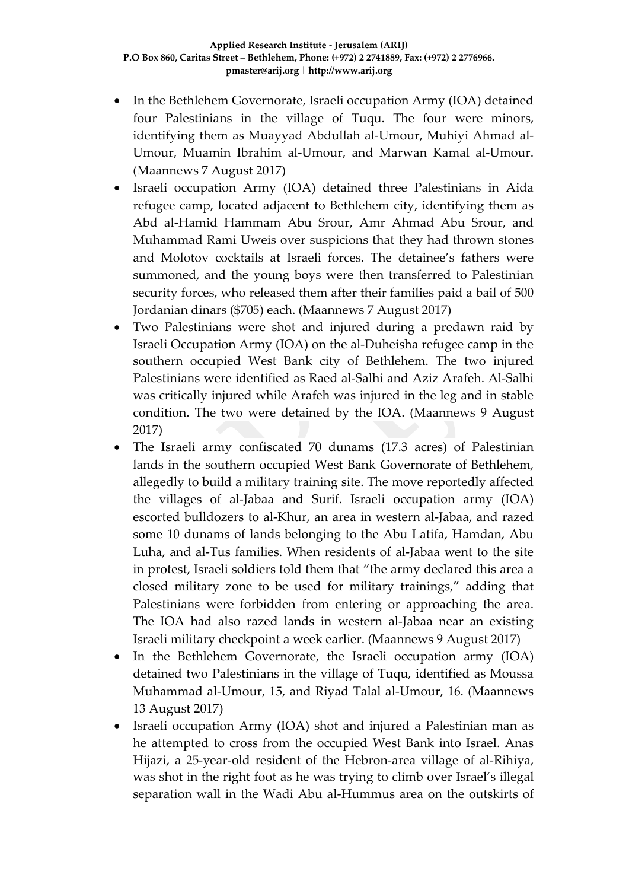- In the Bethlehem Governorate, Israeli occupation Army (IOA) detained four Palestinians in the village of Tuqu. The four were minors, identifying them as Muayyad Abdullah al-Umour, Muhiyi Ahmad al-Umour, Muamin Ibrahim al-Umour, and Marwan Kamal al-Umour. (Maannews 7 August 2017)
- Israeli occupation Army (IOA) detained three Palestinians in Aida refugee camp, located adjacent to Bethlehem city, identifying them as Abd al-Hamid Hammam Abu Srour, Amr Ahmad Abu Srour, and Muhammad Rami Uweis over suspicions that they had thrown stones and Molotov cocktails at Israeli forces. The detainee's fathers were summoned, and the young boys were then transferred to Palestinian security forces, who released them after their families paid a bail of 500 Jordanian dinars ($705) each. (Maannews 7 August 2017)
- Two Palestinians were shot and injured during a predawn raid by Israeli Occupation Army (IOA) on the al-Duheisha refugee camp in the southern occupied West Bank city of Bethlehem. The two injured Palestinians were identified as Raed al-Salhi and Aziz Arafeh. Al-Salhi was critically injured while Arafeh was injured in the leg and in stable condition. The two were detained by the IOA. (Maannews 9 August 2017)
- The Israeli army confiscated 70 dunams (17.3 acres) of Palestinian lands in the southern occupied West Bank Governorate of Bethlehem, allegedly to build a military training site. The move reportedly affected the villages of al-Jabaa and Surif. Israeli occupation army (IOA) escorted bulldozers to al-Khur, an area in western al-Jabaa, and razed some 10 dunams of lands belonging to the Abu Latifa, Hamdan, Abu Luha, and al-Tus families. When residents of al-Jabaa went to the site in protest, Israeli soldiers told them that "the army declared this area a closed military zone to be used for military trainings," adding that Palestinians were forbidden from entering or approaching the area. The IOA had also razed lands in western al-Jabaa near an existing Israeli military checkpoint a week earlier. (Maannews 9 August 2017)
- In the Bethlehem Governorate, the Israeli occupation army (IOA) detained two Palestinians in the village of Tuqu, identified as Moussa Muhammad al-Umour, 15, and Riyad Talal al-Umour, 16. (Maannews 13 August 2017)
- Israeli occupation Army (IOA) shot and injured a Palestinian man as he attempted to cross from the occupied West Bank into Israel. Anas Hijazi, a 25-year-old resident of the Hebron-area village of al-Rihiya, was shot in the right foot as he was trying to climb over Israel's illegal separation wall in the Wadi Abu al-Hummus area on the outskirts of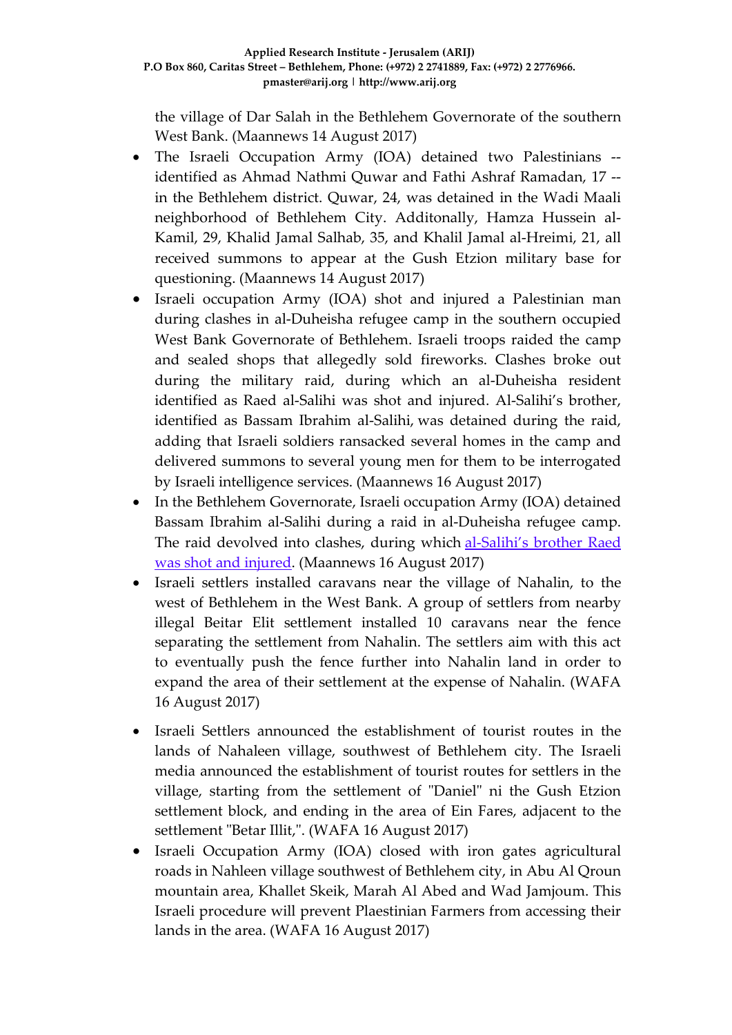the village of Dar Salah in the Bethlehem Governorate of the southern West Bank. (Maannews 14 August 2017)

- The Israeli Occupation Army (IOA) detained two Palestinians -- identified as Ahmad Nathmi Quwar and Fathi Ashraf Ramadan, 17 -- in the Bethlehem district. Quwar, 24, was detained in the Wadi Maali neighborhood of Bethlehem City. Additonally, Hamza Hussein al-Kamil, 29, Khalid Jamal Salhab, 35, and Khalil Jamal al-Hreimi, 21, all received summons to appear at the Gush Etzion military base for questioning. (Maannews 14 August 2017)
- Israeli occupation Army (IOA) shot and injured a Palestinian man during clashes in al-Duheisha refugee camp in the southern occupied West Bank Governorate of Bethlehem. Israeli troops raided the camp and sealed shops that allegedly sold fireworks. Clashes broke out during the military raid, during which an al-Duheisha resident identified as Raed al-Salihi was shot and injured. Al-Salihi's brother, identified as Bassam Ibrahim al-Salihi, was detained during the raid, adding that Israeli soldiers ransacked several homes in the camp and delivered summons to several young men for them to be interrogated by Israeli intelligence services. (Maannews 16 August 2017)
- In the Bethlehem Governorate, Israeli occupation Army (IOA) detained Bassam Ibrahim al-Salihi during a raid in al-Duheisha refugee camp. The raid devolved into clashes, during which al-Salihi's brother Raed was shot and injured. (Maannews 16 August 2017)
- Israeli settlers installed caravans near the village of Nahalin, to the west of Bethlehem in the West Bank. A group of settlers from nearby illegal Beitar Elit settlement installed 10 caravans near the fence separating the settlement from Nahalin. The settlers aim with this act to eventually push the fence further into Nahalin land in order to expand the area of their settlement at the expense of Nahalin. (WAFA 16 August 2017)
- Israeli Settlers announced the establishment of tourist routes in the lands of Nahaleen village, southwest of Bethlehem city. The Israeli media announced the establishment of tourist routes for settlers in the village, starting from the settlement of "Daniel" ni the Gush Etzion settlement block, and ending in the area of Ein Fares, adjacent to the settlement "Betar Illit,". (WAFA 16 August 2017)
- Israeli Occupation Army (IOA) closed with iron gates agricultural roads in Nahleen village southwest of Bethlehem city, in Abu Al Qroun mountain area, Khallet Skeik, Marah Al Abed and Wad Jamjoum. This Israeli procedure will prevent Plaestinian Farmers from accessing their lands in the area. (WAFA 16 August 2017)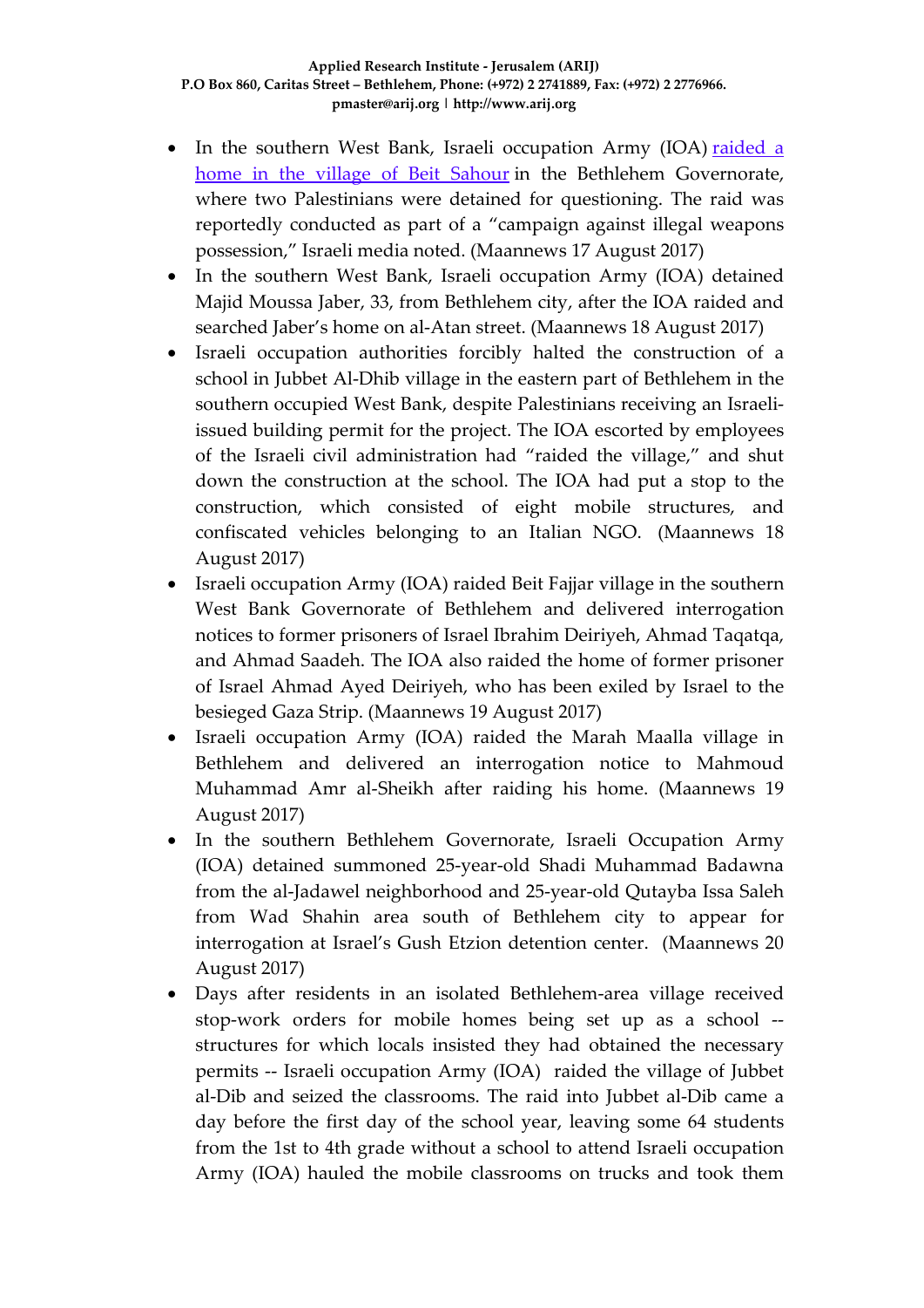- In the southern West Bank, Israeli occupation Army (IOA) raided a home in the village of Beit Sahour in the Bethlehem Governorate, where two Palestinians were detained for questioning. The raid was reportedly conducted as part of a "campaign against illegal weapons possession," Israeli media noted. (Maannews 17 August 2017)
- In the southern West Bank, Israeli occupation Army (IOA) detained Majid Moussa Jaber, 33, from Bethlehem city, after the IOA raided and searched Jaber's home on al-Atan street. (Maannews 18 August 2017)
- Israeli occupation authorities forcibly halted the construction of a school in Jubbet Al-Dhib village in the eastern part of Bethlehem in the southern occupied West Bank, despite Palestinians receiving an Israeli-issued building permit for the project. The IOA escorted by employees of the Israeli civil administration had "raided the village," and shut down the construction at the school. The IOA had put a stop to the construction, which consisted of eight mobile structures, and confiscated vehicles belonging to an Italian NGO. (Maannews 18 August 2017)
- Israeli occupation Army (IOA) raided Beit Fajjar village in the southern West Bank Governorate of Bethlehem and delivered interrogation notices to former prisoners of Israel Ibrahim Deiriyeh, Ahmad Taqatqa, and Ahmad Saadeh. The IOA also raided the home of former prisoner of Israel Ahmad Ayed Deiriyeh, who has been exiled by Israel to the besieged Gaza Strip. (Maannews 19 August 2017)
- Israeli occupation Army (IOA) raided the Marah Maalla village in Bethlehem and delivered an interrogation notice to Mahmoud Muhammad Amr al-Sheikh after raiding his home. (Maannews 19 August 2017)
- In the southern Bethlehem Governorate, Israeli Occupation Army (IOA) detained summoned 25-year-old Shadi Muhammad Badawna from the al-Jadawel neighborhood and 25-year-old Qutayba Issa Saleh from Wad Shahin area south of Bethlehem city to appear for interrogation at Israel's Gush Etzion detention center. (Maannews 20 August 2017)
- Days after residents in an isolated Bethlehem-area village received stop-work orders for mobile homes being set up as a school -- structures for which locals insisted they had obtained the necessary permits -- Israeli occupation Army (IOA) raided the village of Jubbet al-Dib and seized the classrooms. The raid into Jubbet al-Dib came a day before the first day of the school year, leaving some 64 students from the 1st to 4th grade without a school to attend Israeli occupation Army (IOA) hauled the mobile classrooms on trucks and took them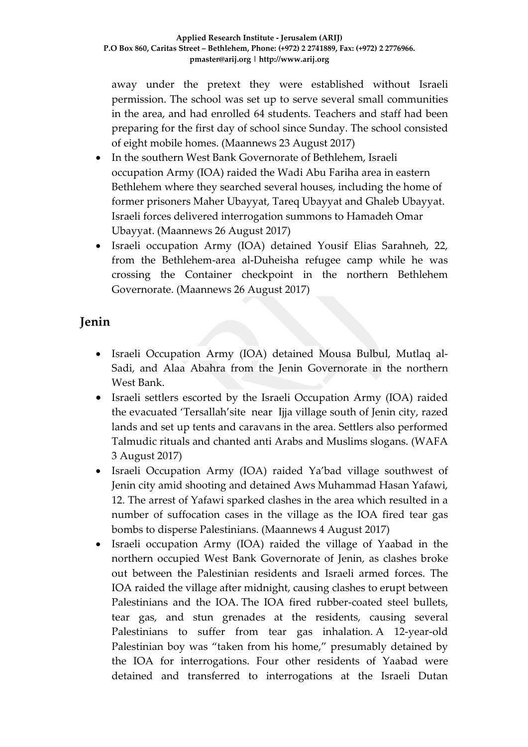away under the pretext they were established without Israeli permission. The school was set up to serve several small communities in the area, and had enrolled 64 students. Teachers and staff had been preparing for the first day of school since Sunday. The school consisted of eight mobile homes. (Maannews 23 August 2017)

- In the southern West Bank Governorate of Bethlehem, Israeli occupation Army (IOA) raided the Wadi Abu Fariha area in eastern Bethlehem where they searched several houses, including the home of former prisoners Maher Ubayyat, Tareq Ubayyat and Ghaleb Ubayyat. Israeli forces delivered interrogation summons to Hamadeh Omar Ubayyat. (Maannews 26 August 2017)
- Israeli occupation Army (IOA) detained Yousif Elias Sarahneh, 22, from the Bethlehem-area al-Duheisha refugee camp while he was crossing the Container checkpoint in the northern Bethlehem Governorate. (Maannews 26 August 2017)

## Jenin

- Israeli Occupation Army (IOA) detained Mousa Bulbul, Mutlaq al-Sadi, and Alaa Abahra from the Jenin Governorate in the northern West Bank.
- Israeli settlers escorted by the Israeli Occupation Army (IOA) raided the evacuated 'Tersallah'site near Ijja village south of Jenin city, razed lands and set up tents and caravans in the area. Settlers also performed Talmudic rituals and chanted anti Arabs and Muslims slogans. (WAFA 3 August 2017)
- Israeli Occupation Army (IOA) raided Ya'bad village southwest of Jenin city amid shooting and detained Aws Muhammad Hasan Yafawi, 12. The arrest of Yafawi sparked clashes in the area which resulted in a number of suffocation cases in the village as the IOA fired tear gas bombs to disperse Palestinians. (Maannews 4 August 2017)
- Israeli occupation Army (IOA) raided the village of Yaabad in the northern occupied West Bank Governorate of Jenin, as clashes broke out between the Palestinian residents and Israeli armed forces. The IOA raided the village after midnight, causing clashes to erupt between Palestinians and the IOA. The IOA fired rubber-coated steel bullets, tear gas, and stun grenades at the residents, causing several Palestinians to suffer from tear gas inhalation. A 12-year-old Palestinian boy was "taken from his home," presumably detained by the IOA for interrogations. Four other residents of Yaabad were detained and transferred to interrogations at the Israeli Dutan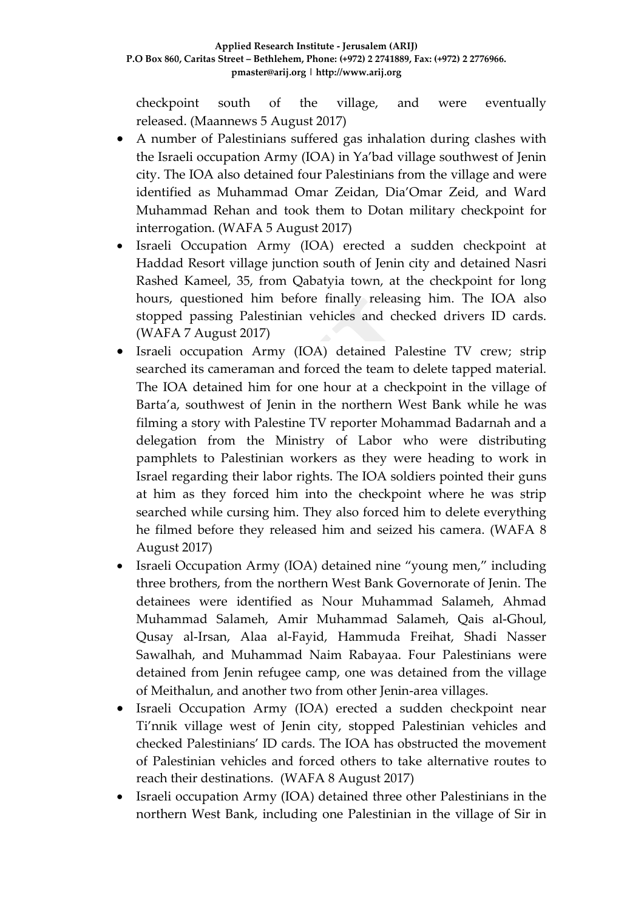checkpoint south of the village, and were eventually released. (Maannews 5 August 2017)

- A number of Palestinians suffered gas inhalation during clashes with the Israeli occupation Army (IOA) in Ya'bad village southwest of Jenin city. The IOA also detained four Palestinians from the village and were identified as Muhammad Omar Zeidan, Dia'Omar Zeid, and Ward Muhammad Rehan and took them to Dotan military checkpoint for interrogation. (WAFA 5 August 2017)
- Israeli Occupation Army (IOA) erected a sudden checkpoint at Haddad Resort village junction south of Jenin city and detained Nasri Rashed Kameel, 35, from Qabatyia town, at the checkpoint for long hours, questioned him before finally releasing him. The IOA also stopped passing Palestinian vehicles and checked drivers ID cards. (WAFA 7 August 2017)
- Israeli occupation Army (IOA) detained Palestine TV crew; strip searched its cameraman and forced the team to delete tapped material. The IOA detained him for one hour at a checkpoint in the village of Barta'a, southwest of Jenin in the northern West Bank while he was filming a story with Palestine TV reporter Mohammad Badarnah and a delegation from the Ministry of Labor who were distributing pamphlets to Palestinian workers as they were heading to work in Israel regarding their labor rights. The IOA soldiers pointed their guns at him as they forced him into the checkpoint where he was strip searched while cursing him. They also forced him to delete everything he filmed before they released him and seized his camera. (WAFA 8 August 2017)
- Israeli Occupation Army (IOA) detained nine "young men," including three brothers, from the northern West Bank Governorate of Jenin. The detainees were identified as Nour Muhammad Salameh, Ahmad Muhammad Salameh, Amir Muhammad Salameh, Qais al-Ghoul, Qusay al-Irsan, Alaa al-Fayid, Hammuda Freihat, Shadi Nasser Sawalhah, and Muhammad Naim Rabayaa. Four Palestinians were detained from Jenin refugee camp, one was detained from the village of Meithalun, and another two from other Jenin-area villages.
- Israeli Occupation Army (IOA) erected a sudden checkpoint near Ti'nnik village west of Jenin city, stopped Palestinian vehicles and checked Palestinians' ID cards. The IOA has obstructed the movement of Palestinian vehicles and forced others to take alternative routes to reach their destinations. (WAFA 8 August 2017)
- Israeli occupation Army (IOA) detained three other Palestinians in the northern West Bank, including one Palestinian in the village of Sir in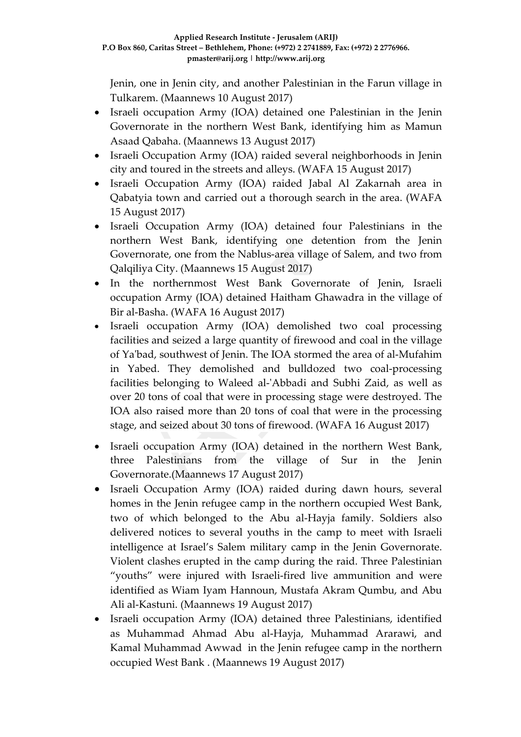Jenin, one in Jenin city, and another Palestinian in the Farun village in Tulkarem. (Maannews 10 August 2017)

- Israeli occupation Army (IOA) detained one Palestinian in the Jenin Governorate in the northern West Bank, identifying him as Mamun Asaad Qabaha. (Maannews 13 August 2017)
- Israeli Occupation Army (IOA) raided several neighborhoods in Jenin city and toured in the streets and alleys. (WAFA 15 August 2017)
- Israeli Occupation Army (IOA) raided Jabal Al Zakarnah area in Qabatyia town and carried out a thorough search in the area. (WAFA 15 August 2017)
- Israeli Occupation Army (IOA) detained four Palestinians in the northern West Bank, identifying one detention from the Jenin Governorate, one from the Nablus-area village of Salem, and two from Qalqiliya City. (Maannews 15 August 2017)
- In the northernmost West Bank Governorate of Jenin, Israeli occupation Army (IOA) detained Haitham Ghawadra in the village of Bir al-Basha. (WAFA 16 August 2017)
- Israeli occupation Army (IOA) demolished two coal processing facilities and seized a large quantity of firewood and coal in the village of Ya'bad, southwest of Jenin. The IOA stormed the area of al-Mufahim in Yabed. They demolished and bulldozed two coal-processing facilities belonging to Waleed al-'Abbadi and Subhi Zaid, as well as over 20 tons of coal that were in processing stage were destroyed. The IOA also raised more than 20 tons of coal that were in the processing stage, and seized about 30 tons of firewood. (WAFA 16 August 2017)
- Israeli occupation Army (IOA) detained in the northern West Bank, three Palestinians from the village of Sur in the Jenin Governorate.(Maannews 17 August 2017)
- Israeli Occupation Army (IOA) raided during dawn hours, several homes in the Jenin refugee camp in the northern occupied West Bank, two of which belonged to the Abu al-Hayja family. Soldiers also delivered notices to several youths in the camp to meet with Israeli intelligence at Israel's Salem military camp in the Jenin Governorate. Violent clashes erupted in the camp during the raid. Three Palestinian "youths" were injured with Israeli-fired live ammunition and were identified as Wiam Iyam Hannoun, Mustafa Akram Qumbu, and Abu Ali al-Kastuni. (Maannews 19 August 2017)
- Israeli occupation Army (IOA) detained three Palestinians, identified as Muhammad Ahmad Abu al-Hayja, Muhammad Ararawi, and Kamal Muhammad Awwad in the Jenin refugee camp in the northern occupied West Bank . (Maannews 19 August 2017)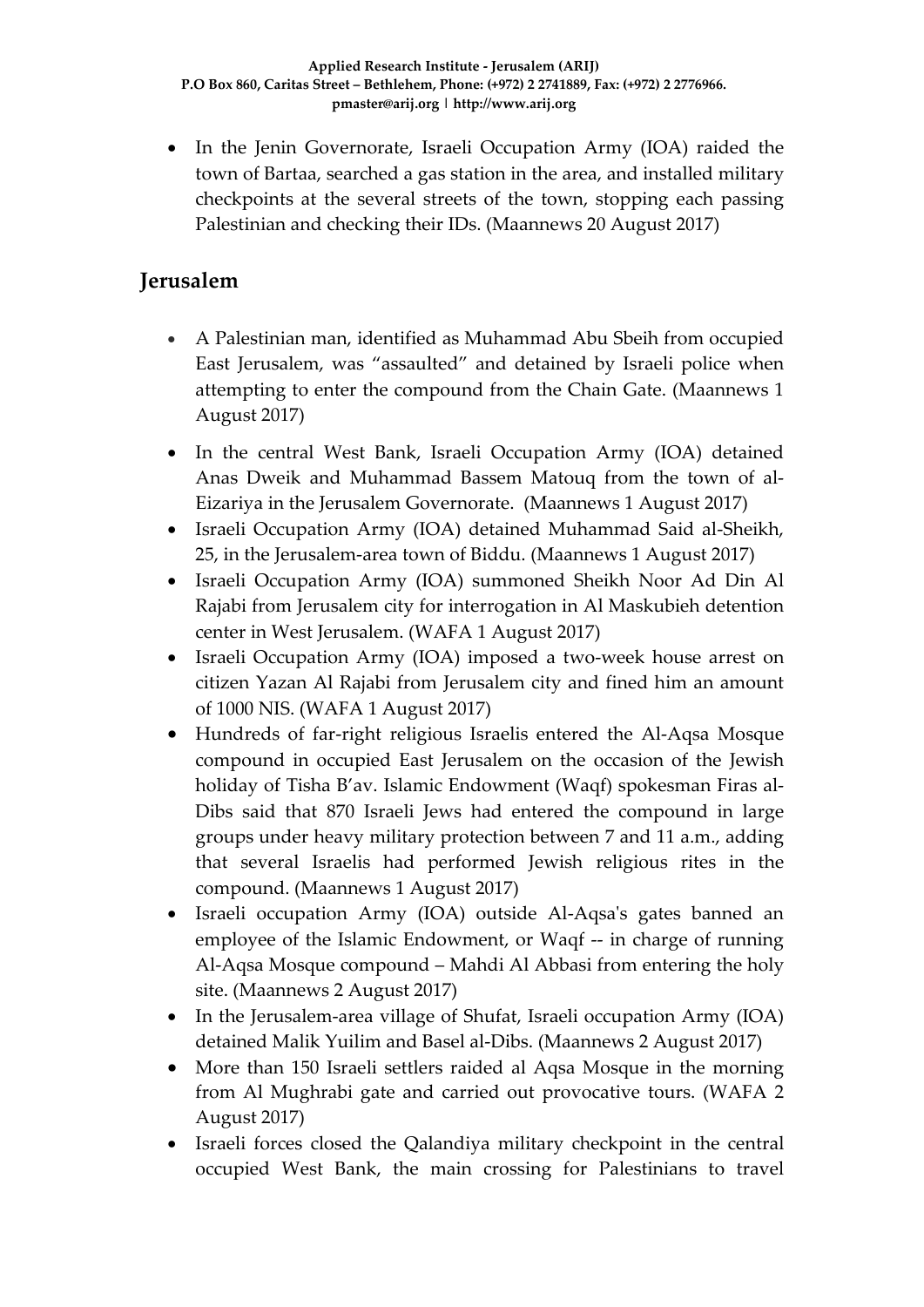- In the Jenin Governorate, Israeli Occupation Army (IOA) raided the town of Bartaa, searched a gas station in the area, and installed military checkpoints at the several streets of the town, stopping each passing Palestinian and checking their IDs. (Maannews 20 August 2017)

## Jerusalem

- A Palestinian man, identified as Muhammad Abu Sbeih from occupied East Jerusalem, was "assaulted" and detained by Israeli police when attempting to enter the compound from the Chain Gate. (Maannews 1 August 2017)
- In the central West Bank, Israeli Occupation Army (IOA) detained Anas Dweik and Muhammad Bassem Matouq from the town of al-Eizariya in the Jerusalem Governorate. (Maannews 1 August 2017)
- Israeli Occupation Army (IOA) detained Muhammad Said al-Sheikh, 25, in the Jerusalem-area town of Biddu. (Maannews 1 August 2017)
- Israeli Occupation Army (IOA) summoned Sheikh Noor Ad Din Al Rajabi from Jerusalem city for interrogation in Al Maskubieh detention center in West Jerusalem. (WAFA 1 August 2017)
- Israeli Occupation Army (IOA) imposed a two-week house arrest on citizen Yazan Al Rajabi from Jerusalem city and fined him an amount of 1000 NIS. (WAFA 1 August 2017)
- Hundreds of far-right religious Israelis entered the Al-Aqsa Mosque compound in occupied East Jerusalem on the occasion of the Jewish holiday of Tisha B'av. Islamic Endowment (Waqf) spokesman Firas al-Dibs said that 870 Israeli Jews had entered the compound in large groups under heavy military protection between 7 and 11 a.m., adding that several Israelis had performed Jewish religious rites in the compound. (Maannews 1 August 2017)
- Israeli occupation Army (IOA) outside Al-Aqsa's gates banned an employee of the Islamic Endowment, or Waqf -- in charge of running Al-Aqsa Mosque compound – Mahdi Al Abbasi from entering the holy site. (Maannews 2 August 2017)
- In the Jerusalem-area village of Shufat, Israeli occupation Army (IOA) detained Malik Yuilim and Basel al-Dibs. (Maannews 2 August 2017)
- More than 150 Israeli settlers raided al Aqsa Mosque in the morning from Al Mughrabi gate and carried out provocative tours. (WAFA 2 August 2017)
- Israeli forces closed the Qalandiya military checkpoint in the central occupied West Bank, the main crossing for Palestinians to travel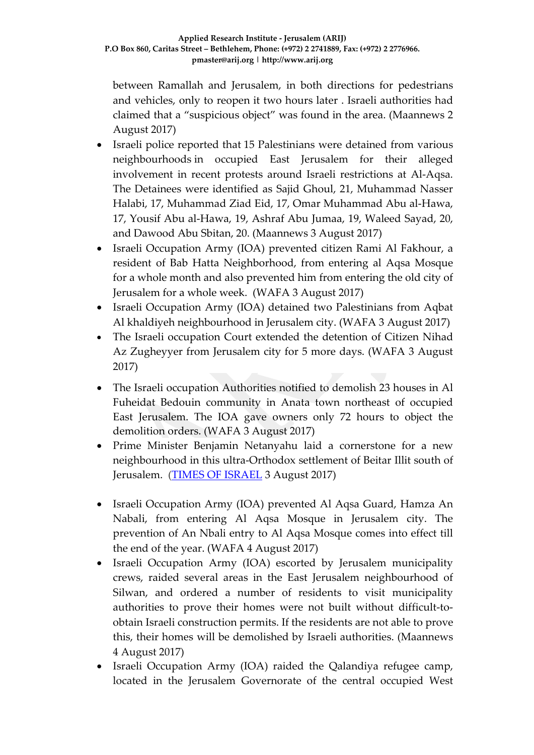between Ramallah and Jerusalem, in both directions for pedestrians and vehicles, only to reopen it two hours later . Israeli authorities had claimed that a "suspicious object" was found in the area. (Maannews 2 August 2017)

- Israeli police reported that 15 Palestinians were detained from various neighbourhoods in occupied East Jerusalem for their alleged involvement in recent protests around Israeli restrictions at Al-Aqsa. The Detainees were identified as Sajid Ghoul, 21, Muhammad Nasser Halabi, 17, Muhammad Ziad Eid, 17, Omar Muhammad Abu al-Hawa, 17, Yousif Abu al-Hawa, 19, Ashraf Abu Jumaa, 19, Waleed Sayad, 20, and Dawood Abu Sbitan, 20. (Maannews 3 August 2017)
- Israeli Occupation Army (IOA) prevented citizen Rami Al Fakhour, a resident of Bab Hatta Neighborhood, from entering al Aqsa Mosque for a whole month and also prevented him from entering the old city of Jerusalem for a whole week. (WAFA 3 August 2017)
- Israeli Occupation Army (IOA) detained two Palestinians from Aqbat Al khaldiyeh neighbourhood in Jerusalem city. (WAFA 3 August 2017)
- The Israeli occupation Court extended the detention of Citizen Nihad Az Zugheyyer from Jerusalem city for 5 more days. (WAFA 3 August 2017)
- The Israeli occupation Authorities notified to demolish 23 houses in Al Fuheidat Bedouin community in Anata town northeast of occupied East Jerusalem. The IOA gave owners only 72 hours to object the demolition orders. (WAFA 3 August 2017)
- Prime Minister Benjamin Netanyahu laid a cornerstone for a new neighbourhood in this ultra-Orthodox settlement of Beitar Illit south of Jerusalem. (TIMES OF ISRAEL 3 August 2017)
- Israeli Occupation Army (IOA) prevented Al Aqsa Guard, Hamza An Nabali, from entering Al Aqsa Mosque in Jerusalem city. The prevention of An Nbali entry to Al Aqsa Mosque comes into effect till the end of the year. (WAFA 4 August 2017)
- Israeli Occupation Army (IOA) escorted by Jerusalem municipality crews, raided several areas in the East Jerusalem neighbourhood of Silwan, and ordered a number of residents to visit municipality authorities to prove their homes were not built without difficult-to-obtain Israeli construction permits. If the residents are not able to prove this, their homes will be demolished by Israeli authorities. (Maannews 4 August 2017)
- Israeli Occupation Army (IOA) raided the Qalandiya refugee camp, located in the Jerusalem Governorate of the central occupied West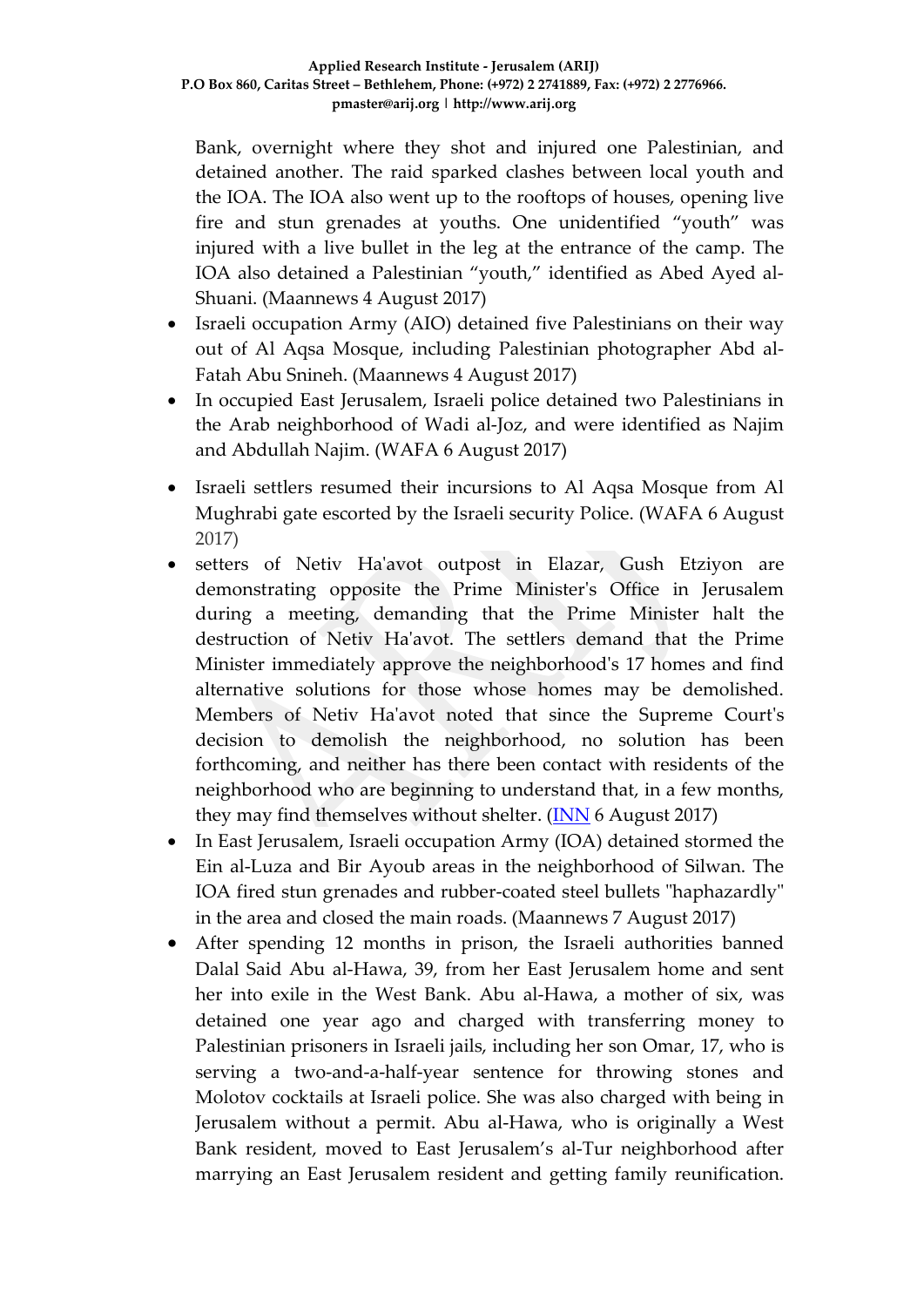Bank, overnight where they shot and injured one Palestinian, and detained another. The raid sparked clashes between local youth and the IOA. The IOA also went up to the rooftops of houses, opening live fire and stun grenades at youths. One unidentified "youth" was injured with a live bullet in the leg at the entrance of the camp. The IOA also detained a Palestinian "youth," identified as Abed Ayed al-Shuani. (Maannews 4 August 2017)

- Israeli occupation Army (AIO) detained five Palestinians on their way out of Al Aqsa Mosque, including Palestinian photographer Abd al-Fatah Abu Snineh. (Maannews 4 August 2017)
- In occupied East Jerusalem, Israeli police detained two Palestinians in the Arab neighborhood of Wadi al-Joz, and were identified as Najim and Abdullah Najim. (WAFA 6 August 2017)
- Israeli settlers resumed their incursions to Al Aqsa Mosque from Al Mughrabi gate escorted by the Israeli security Police. (WAFA 6 August 2017)
- setters of Netiv Ha'avot outpost in Elazar, Gush Etziyon are demonstrating opposite the Prime Minister's Office in Jerusalem during a meeting, demanding that the Prime Minister halt the destruction of Netiv Ha'avot. The settlers demand that the Prime Minister immediately approve the neighborhood's 17 homes and find alternative solutions for those whose homes may be demolished. Members of Netiv Ha'avot noted that since the Supreme Court's decision to demolish the neighborhood, no solution has been forthcoming, and neither has there been contact with residents of the neighborhood who are beginning to understand that, in a few months, they may find themselves without shelter. (INN 6 August 2017)
- In East Jerusalem, Israeli occupation Army (IOA) detained stormed the Ein al-Luza and Bir Ayoub areas in the neighborhood of Silwan. The IOA fired stun grenades and rubber-coated steel bullets "haphazardly" in the area and closed the main roads. (Maannews 7 August 2017)
- After spending 12 months in prison, the Israeli authorities banned Dalal Said Abu al-Hawa, 39, from her East Jerusalem home and sent her into exile in the West Bank. Abu al-Hawa, a mother of six, was detained one year ago and charged with transferring money to Palestinian prisoners in Israeli jails, including her son Omar, 17, who is serving a two-and-a-half-year sentence for throwing stones and Molotov cocktails at Israeli police. She was also charged with being in Jerusalem without a permit. Abu al-Hawa, who is originally a West Bank resident, moved to East Jerusalem's al-Tur neighborhood after marrying an East Jerusalem resident and getting family reunification.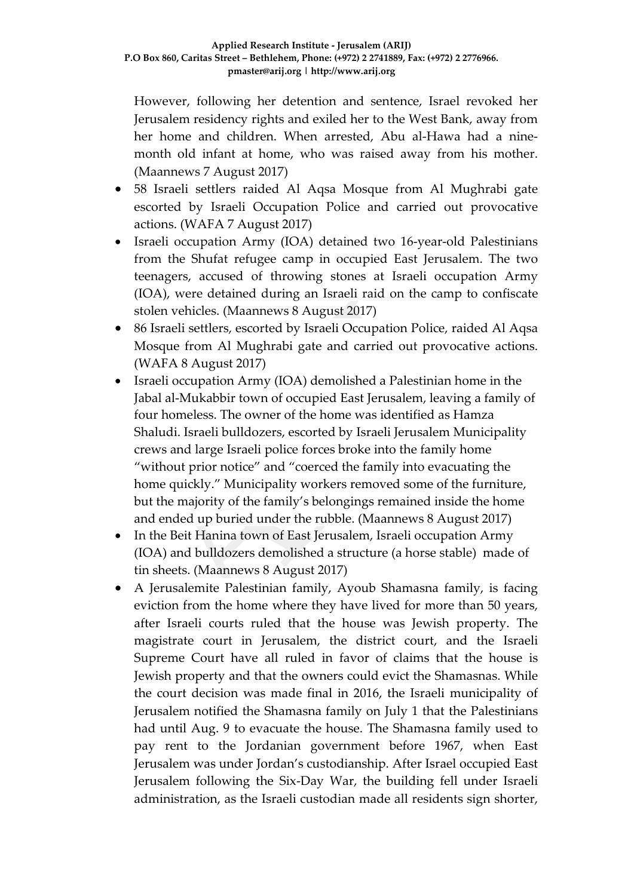However, following her detention and sentence, Israel revoked her Jerusalem residency rights and exiled her to the West Bank, away from her home and children. When arrested, Abu al-Hawa had a nine-month old infant at home, who was raised away from his mother. (Maannews 7 August 2017)

- 58 Israeli settlers raided Al Aqsa Mosque from Al Mughrabi gate escorted by Israeli Occupation Police and carried out provocative actions. (WAFA 7 August 2017)
- Israeli occupation Army (IOA) detained two 16-year-old Palestinians from the Shufat refugee camp in occupied East Jerusalem. The two teenagers, accused of throwing stones at Israeli occupation Army (IOA), were detained during an Israeli raid on the camp to confiscate stolen vehicles. (Maannews 8 August 2017)
- 86 Israeli settlers, escorted by Israeli Occupation Police, raided Al Aqsa Mosque from Al Mughrabi gate and carried out provocative actions. (WAFA 8 August 2017)
- Israeli occupation Army (IOA) demolished a Palestinian home in the Jabal al-Mukabbir town of occupied East Jerusalem, leaving a family of four homeless. The owner of the home was identified as Hamza Shaludi. Israeli bulldozers, escorted by Israeli Jerusalem Municipality crews and large Israeli police forces broke into the family home "without prior notice" and "coerced the family into evacuating the home quickly." Municipality workers removed some of the furniture, but the majority of the family's belongings remained inside the home and ended up buried under the rubble. (Maannews 8 August 2017)
- In the Beit Hanina town of East Jerusalem, Israeli occupation Army (IOA) and bulldozers demolished a structure (a horse stable) made of tin sheets. (Maannews 8 August 2017)
- A Jerusalemite Palestinian family, Ayoub Shamasna family, is facing eviction from the home where they have lived for more than 50 years, after Israeli courts ruled that the house was Jewish property. The magistrate court in Jerusalem, the district court, and the Israeli Supreme Court have all ruled in favor of claims that the house is Jewish property and that the owners could evict the Shamasnas. While the court decision was made final in 2016, the Israeli municipality of Jerusalem notified the Shamasna family on July 1 that the Palestinians had until Aug. 9 to evacuate the house. The Shamasna family used to pay rent to the Jordanian government before 1967, when East Jerusalem was under Jordan's custodianship. After Israel occupied East Jerusalem following the Six-Day War, the building fell under Israeli administration, as the Israeli custodian made all residents sign shorter,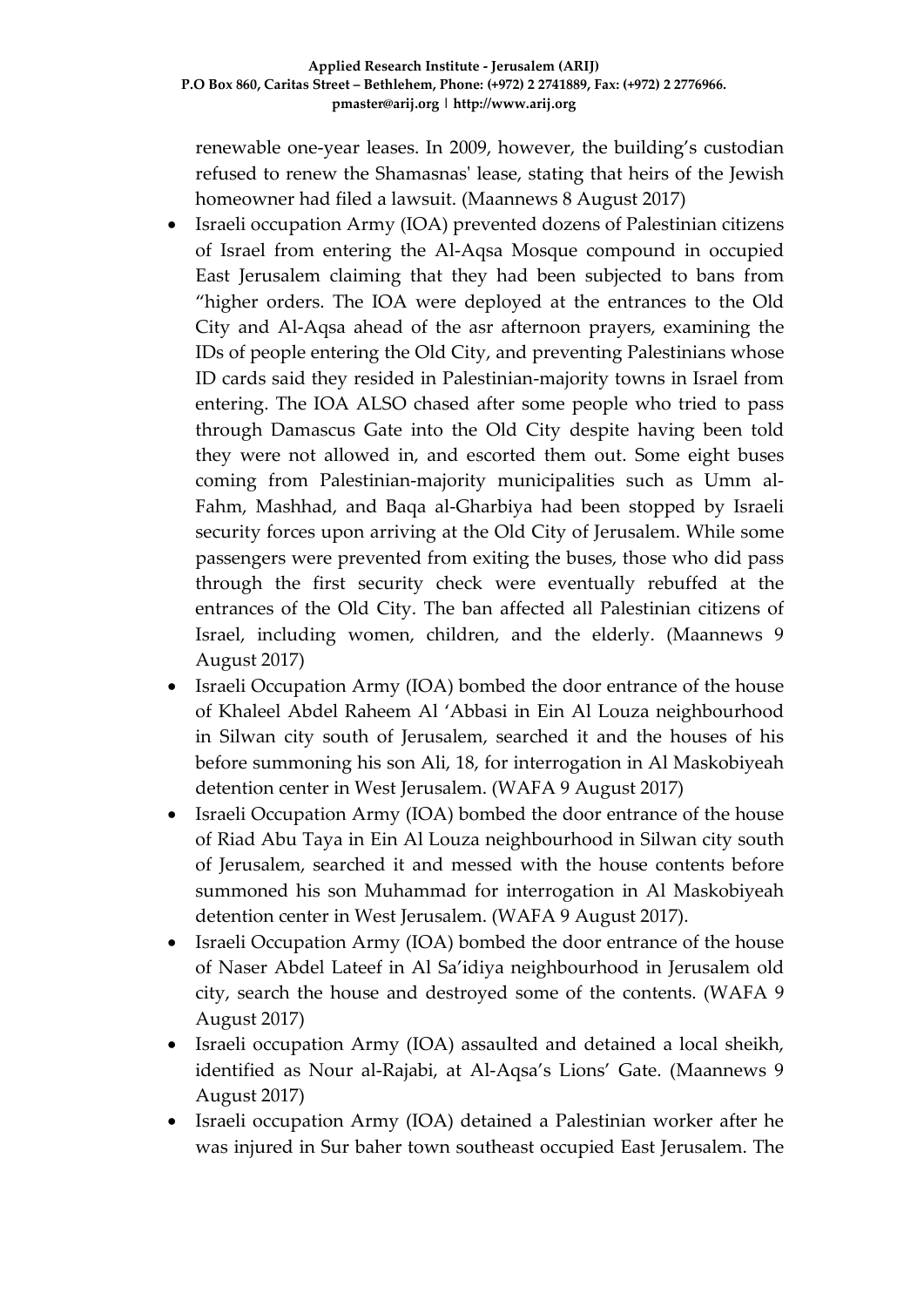renewable one-year leases. In 2009, however, the building's custodian refused to renew the Shamasnas' lease, stating that heirs of the Jewish homeowner had filed a lawsuit. (Maannews 8 August 2017)

- Israeli occupation Army (IOA) prevented dozens of Palestinian citizens of Israel from entering the Al-Aqsa Mosque compound in occupied East Jerusalem claiming that they had been subjected to bans from "higher orders. The IOA were deployed at the entrances to the Old City and Al-Aqsa ahead of the asr afternoon prayers, examining the IDs of people entering the Old City, and preventing Palestinians whose ID cards said they resided in Palestinian-majority towns in Israel from entering. The IOA ALSO chased after some people who tried to pass through Damascus Gate into the Old City despite having been told they were not allowed in, and escorted them out. Some eight buses coming from Palestinian-majority municipalities such as Umm al-Fahm, Mashhad, and Baqa al-Gharbiya had been stopped by Israeli security forces upon arriving at the Old City of Jerusalem. While some passengers were prevented from exiting the buses, those who did pass through the first security check were eventually rebuffed at the entrances of the Old City. The ban affected all Palestinian citizens of Israel, including women, children, and the elderly. (Maannews 9 August 2017)
- Israeli Occupation Army (IOA) bombed the door entrance of the house of Khaleel Abdel Raheem Al 'Abbasi in Ein Al Louza neighbourhood in Silwan city south of Jerusalem, searched it and the houses of his before summoning his son Ali, 18, for interrogation in Al Maskobiyeah detention center in West Jerusalem. (WAFA 9 August 2017)
- Israeli Occupation Army (IOA) bombed the door entrance of the house of Riad Abu Taya in Ein Al Louza neighbourhood in Silwan city south of Jerusalem, searched it and messed with the house contents before summoned his son Muhammad for interrogation in Al Maskobiyeah detention center in West Jerusalem. (WAFA 9 August 2017).
- Israeli Occupation Army (IOA) bombed the door entrance of the house of Naser Abdel Lateef in Al Sa'idiya neighbourhood in Jerusalem old city, search the house and destroyed some of the contents. (WAFA 9 August 2017)
- Israeli occupation Army (IOA) assaulted and detained a local sheikh, identified as Nour al-Rajabi, at Al-Aqsa's Lions' Gate. (Maannews 9 August 2017)
- Israeli occupation Army (IOA) detained a Palestinian worker after he was injured in Sur baher town southeast occupied East Jerusalem. The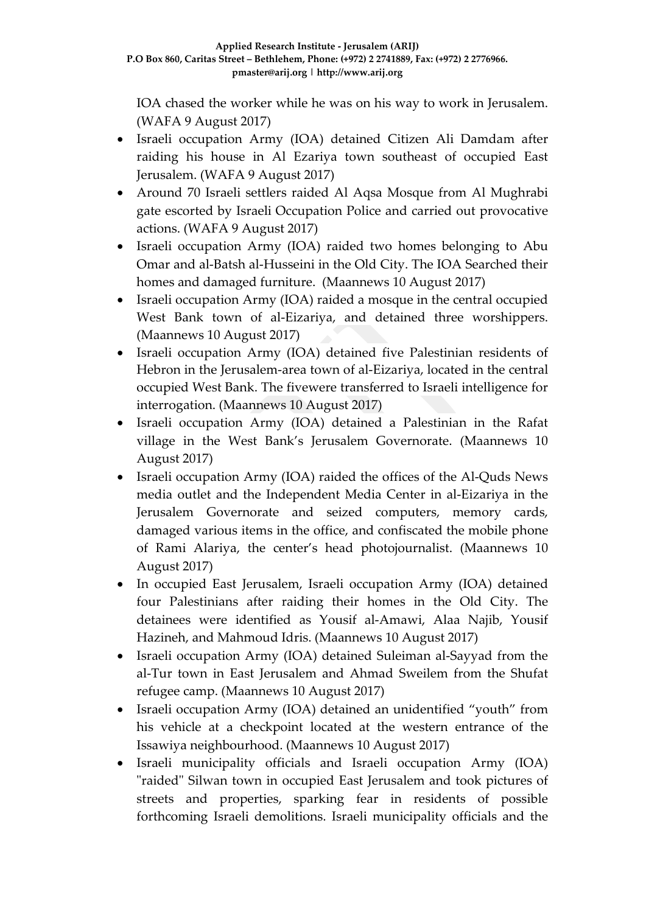IOA chased the worker while he was on his way to work in Jerusalem. (WAFA 9 August 2017)

- Israeli occupation Army (IOA) detained Citizen Ali Damdam after raiding his house in Al Ezariya town southeast of occupied East Jerusalem. (WAFA 9 August 2017)
- Around 70 Israeli settlers raided Al Aqsa Mosque from Al Mughrabi gate escorted by Israeli Occupation Police and carried out provocative actions. (WAFA 9 August 2017)
- Israeli occupation Army (IOA) raided two homes belonging to Abu Omar and al-Batsh al-Husseini in the Old City. The IOA Searched their homes and damaged furniture. (Maannews 10 August 2017)
- Israeli occupation Army (IOA) raided a mosque in the central occupied West Bank town of al-Eizariya, and detained three worshippers. (Maannews 10 August 2017)
- Israeli occupation Army (IOA) detained five Palestinian residents of Hebron in the Jerusalem-area town of al-Eizariya, located in the central occupied West Bank. The fivewere transferred to Israeli intelligence for interrogation. (Maannews 10 August 2017)
- Israeli occupation Army (IOA) detained a Palestinian in the Rafat village in the West Bank's Jerusalem Governorate. (Maannews 10 August 2017)
- Israeli occupation Army (IOA) raided the offices of the Al-Quds News media outlet and the Independent Media Center in al-Eizariya in the Jerusalem Governorate and seized computers, memory cards, damaged various items in the office, and confiscated the mobile phone of Rami Alariya, the center's head photojournalist. (Maannews 10 August 2017)
- In occupied East Jerusalem, Israeli occupation Army (IOA) detained four Palestinians after raiding their homes in the Old City. The detainees were identified as Yousif al-Amawi, Alaa Najib, Yousif Hazineh, and Mahmoud Idris. (Maannews 10 August 2017)
- Israeli occupation Army (IOA) detained Suleiman al-Sayyad from the al-Tur town in East Jerusalem and Ahmad Sweilem from the Shufat refugee camp. (Maannews 10 August 2017)
- Israeli occupation Army (IOA) detained an unidentified "youth" from his vehicle at a checkpoint located at the western entrance of the Issawiya neighbourhood. (Maannews 10 August 2017)
- Israeli municipality officials and Israeli occupation Army (IOA) "raided" Silwan town in occupied East Jerusalem and took pictures of streets and properties, sparking fear in residents of possible forthcoming Israeli demolitions. Israeli municipality officials and the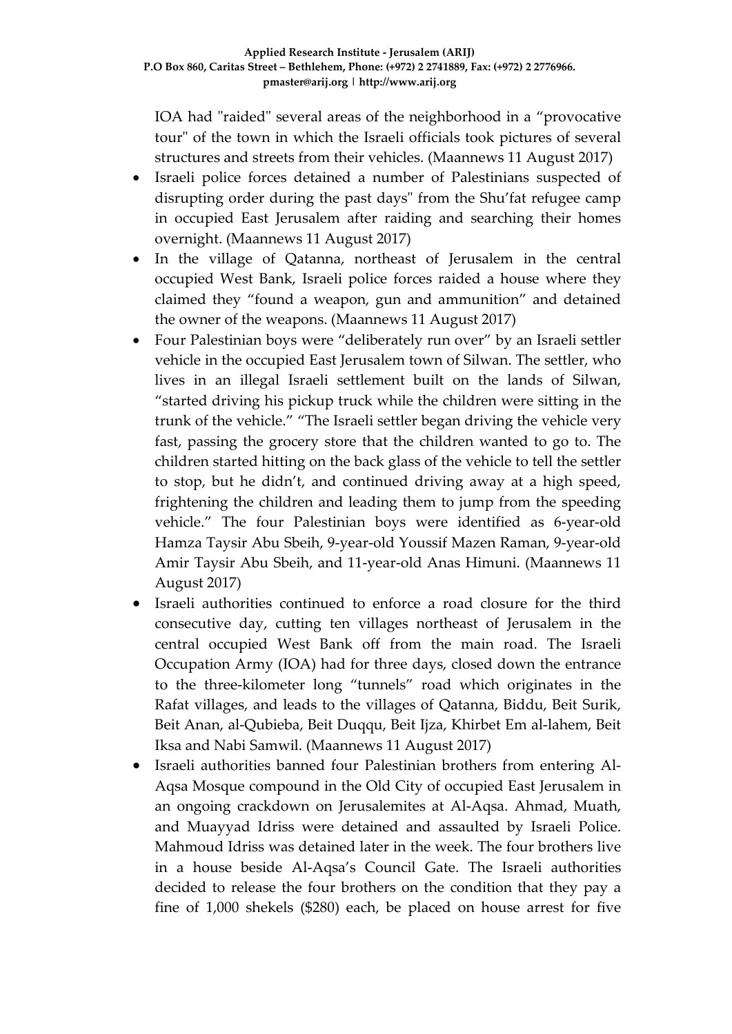IOA had "raided" several areas of the neighborhood in a "provocative tour" of the town in which the Israeli officials took pictures of several structures and streets from their vehicles. (Maannews 11 August 2017)

- Israeli police forces detained a number of Palestinians suspected of disrupting order during the past days" from the Shu'fat refugee camp in occupied East Jerusalem after raiding and searching their homes overnight. (Maannews 11 August 2017)
- In the village of Qatanna, northeast of Jerusalem in the central occupied West Bank, Israeli police forces raided a house where they claimed they "found a weapon, gun and ammunition" and detained the owner of the weapons. (Maannews 11 August 2017)
- Four Palestinian boys were "deliberately run over" by an Israeli settler vehicle in the occupied East Jerusalem town of Silwan. The settler, who lives in an illegal Israeli settlement built on the lands of Silwan, "started driving his pickup truck while the children were sitting in the trunk of the vehicle." "The Israeli settler began driving the vehicle very fast, passing the grocery store that the children wanted to go to. The children started hitting on the back glass of the vehicle to tell the settler to stop, but he didn't, and continued driving away at a high speed, frightening the children and leading them to jump from the speeding vehicle." The four Palestinian boys were identified as 6-year-old Hamza Taysir Abu Sbeih, 9-year-old Youssif Mazen Raman, 9-year-old Amir Taysir Abu Sbeih, and 11-year-old Anas Himuni. (Maannews 11 August 2017)
- Israeli authorities continued to enforce a road closure for the third consecutive day, cutting ten villages northeast of Jerusalem in the central occupied West Bank off from the main road. The Israeli Occupation Army (IOA) had for three days, closed down the entrance to the three-kilometer long "tunnels" road which originates in the Rafat villages, and leads to the villages of Qatanna, Biddu, Beit Surik, Beit Anan, al-Qubieba, Beit Duqqu, Beit Ijza, Khirbet Em al-lahem, Beit Iksa and Nabi Samwil. (Maannews 11 August 2017)
- Israeli authorities banned four Palestinian brothers from entering Al-Aqsa Mosque compound in the Old City of occupied East Jerusalem in an ongoing crackdown on Jerusalemites at Al-Aqsa. Ahmad, Muath, and Muayyad Idriss were detained and assaulted by Israeli Police. Mahmoud Idriss was detained later in the week. The four brothers live in a house beside Al-Aqsa's Council Gate. The Israeli authorities decided to release the four brothers on the condition that they pay a fine of 1,000 shekels ($280) each, be placed on house arrest for five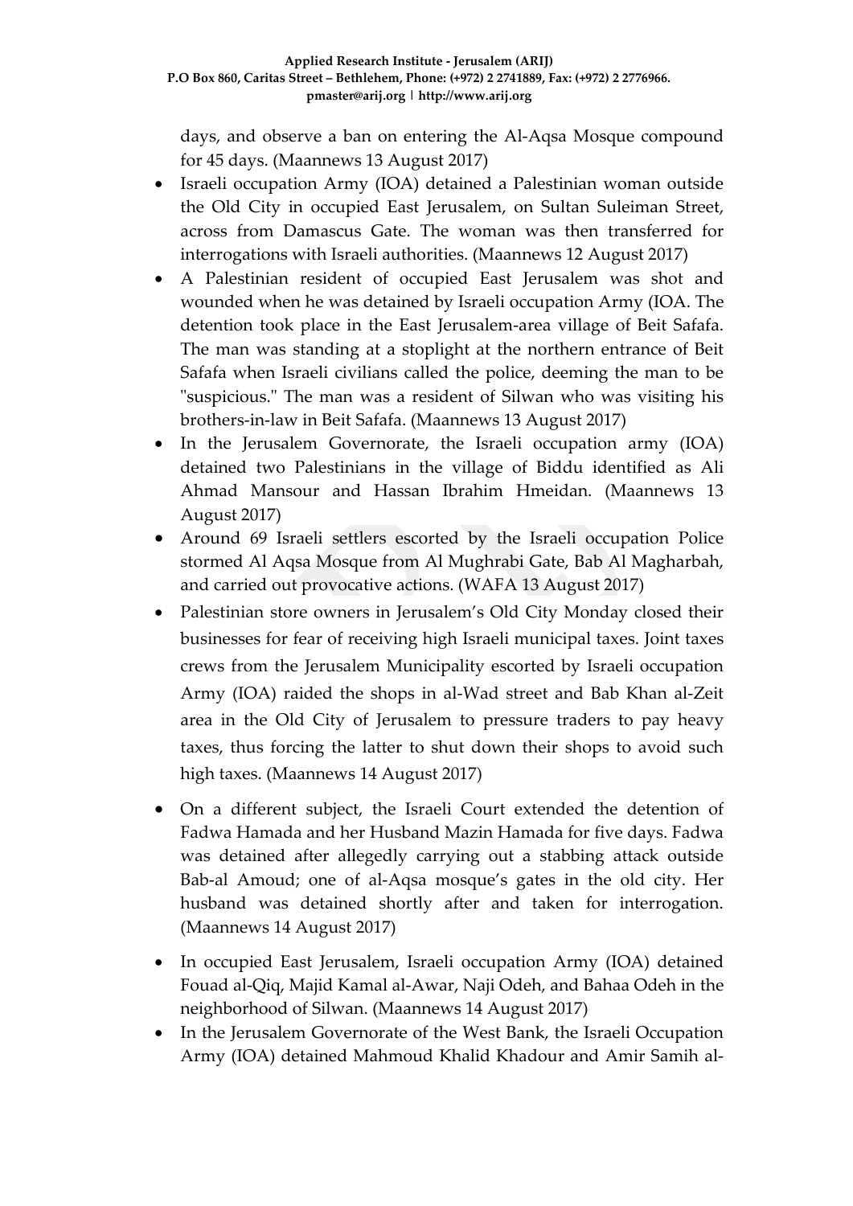days, and observe a ban on entering the Al-Aqsa Mosque compound for 45 days. (Maannews 13 August 2017)

- Israeli occupation Army (IOA) detained a Palestinian woman outside the Old City in occupied East Jerusalem, on Sultan Suleiman Street, across from Damascus Gate. The woman was then transferred for interrogations with Israeli authorities. (Maannews 12 August 2017)
- A Palestinian resident of occupied East Jerusalem was shot and wounded when he was detained by Israeli occupation Army (IOA. The detention took place in the East Jerusalem-area village of Beit Safafa. The man was standing at a stoplight at the northern entrance of Beit Safafa when Israeli civilians called the police, deeming the man to be "suspicious." The man was a resident of Silwan who was visiting his brothers-in-law in Beit Safafa. (Maannews 13 August 2017)
- In the Jerusalem Governorate, the Israeli occupation army (IOA) detained two Palestinians in the village of Biddu identified as Ali Ahmad Mansour and Hassan Ibrahim Hmeidan. (Maannews 13 August 2017)
- Around 69 Israeli settlers escorted by the Israeli occupation Police stormed Al Aqsa Mosque from Al Mughrabi Gate, Bab Al Magharbah, and carried out provocative actions. (WAFA 13 August 2017)
- Palestinian store owners in Jerusalem's Old City Monday closed their businesses for fear of receiving high Israeli municipal taxes. Joint taxes crews from the Jerusalem Municipality escorted by Israeli occupation Army (IOA) raided the shops in al-Wad street and Bab Khan al-Zeit area in the Old City of Jerusalem to pressure traders to pay heavy taxes, thus forcing the latter to shut down their shops to avoid such high taxes. (Maannews 14 August 2017)
- On a different subject, the Israeli Court extended the detention of Fadwa Hamada and her Husband Mazin Hamada for five days. Fadwa was detained after allegedly carrying out a stabbing attack outside Bab-al Amoud; one of al-Aqsa mosque's gates in the old city. Her husband was detained shortly after and taken for interrogation. (Maannews 14 August 2017)
- In occupied East Jerusalem, Israeli occupation Army (IOA) detained Fouad al-Qiq, Majid Kamal al-Awar, Naji Odeh, and Bahaa Odeh in the neighborhood of Silwan. (Maannews 14 August 2017)
- In the Jerusalem Governorate of the West Bank, the Israeli Occupation Army (IOA) detained Mahmoud Khalid Khadour and Amir Samih al-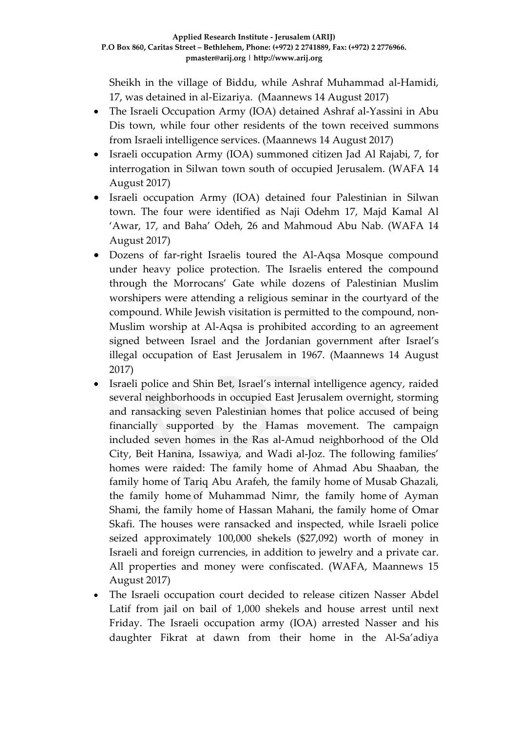Sheikh in the village of Biddu, while Ashraf Muhammad al-Hamidi, 17, was detained in al-Eizariya. (Maannews 14 August 2017)

- The Israeli Occupation Army (IOA) detained Ashraf al-Yassini in Abu Dis town, while four other residents of the town received summons from Israeli intelligence services. (Maannews 14 August 2017)
- Israeli occupation Army (IOA) summoned citizen Jad Al Rajabi, 7, for interrogation in Silwan town south of occupied Jerusalem. (WAFA 14 August 2017)
- Israeli occupation Army (IOA) detained four Palestinian in Silwan town. The four were identified as Naji Odehm 17, Majd Kamal Al 'Awar, 17, and Baha' Odeh, 26 and Mahmoud Abu Nab. (WAFA 14 August 2017)
- Dozens of far-right Israelis toured the Al-Aqsa Mosque compound under heavy police protection. The Israelis entered the compound through the Morrocans' Gate while dozens of Palestinian Muslim worshipers were attending a religious seminar in the courtyard of the compound. While Jewish visitation is permitted to the compound, non-Muslim worship at Al-Aqsa is prohibited according to an agreement signed between Israel and the Jordanian government after Israel's illegal occupation of East Jerusalem in 1967. (Maannews 14 August 2017)
- Israeli police and Shin Bet, Israel's internal intelligence agency, raided several neighborhoods in occupied East Jerusalem overnight, storming and ransacking seven Palestinian homes that police accused of being financially supported by the Hamas movement. The campaign included seven homes in the Ras al-Amud neighborhood of the Old City, Beit Hanina, Issawiya, and Wadi al-Joz. The following families' homes were raided: The family home of Ahmad Abu Shaaban, the family home of Tariq Abu Arafeh, the family home of Musab Ghazali, the family home of Muhammad Nimr, the family home of Ayman Shami, the family home of Hassan Mahani, the family home of Omar Skafi. The houses were ransacked and inspected, while Israeli police seized approximately 100,000 shekels ($27,092) worth of money in Israeli and foreign currencies, in addition to jewelry and a private car. All properties and money were confiscated. (WAFA, Maannews 15 August 2017)
- The Israeli occupation court decided to release citizen Nasser Abdel Latif from jail on bail of 1,000 shekels and house arrest until next Friday. The Israeli occupation army (IOA) arrested Nasser and his daughter Fikrat at dawn from their home in the Al-Sa'adiya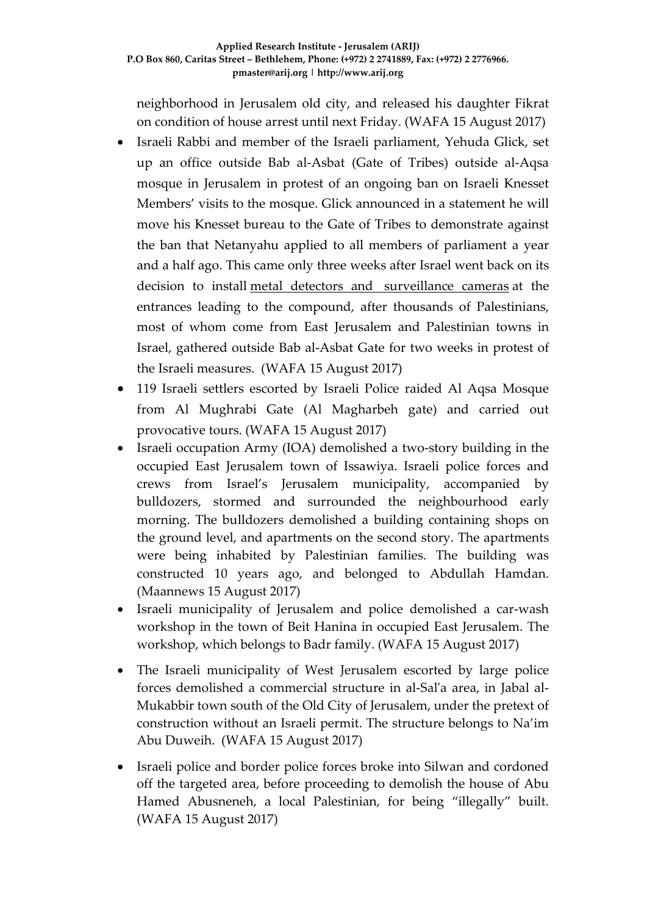neighborhood in Jerusalem old city, and released his daughter Fikrat on condition of house arrest until next Friday. (WAFA 15 August 2017)

- Israeli Rabbi and member of the Israeli parliament, Yehuda Glick, set up an office outside Bab al-Asbat (Gate of Tribes) outside al-Aqsa mosque in Jerusalem in protest of an ongoing ban on Israeli Knesset Members' visits to the mosque. Glick announced in a statement he will move his Knesset bureau to the Gate of Tribes to demonstrate against the ban that Netanyahu applied to all members of parliament a year and a half ago. This came only three weeks after Israel went back on its decision to install metal detectors and surveillance cameras at the entrances leading to the compound, after thousands of Palestinians, most of whom come from East Jerusalem and Palestinian towns in Israel, gathered outside Bab al-Asbat Gate for two weeks in protest of the Israeli measures. (WAFA 15 August 2017)
- 119 Israeli settlers escorted by Israeli Police raided Al Aqsa Mosque from Al Mughrabi Gate (Al Magharbeh gate) and carried out provocative tours. (WAFA 15 August 2017)
- Israeli occupation Army (IOA) demolished a two-story building in the occupied East Jerusalem town of Issawiya. Israeli police forces and crews from Israel's Jerusalem municipality, accompanied by bulldozers, stormed and surrounded the neighbourhood early morning. The bulldozers demolished a building containing shops on the ground level, and apartments on the second story. The apartments were being inhabited by Palestinian families. The building was constructed 10 years ago, and belonged to Abdullah Hamdan. (Maannews 15 August 2017)
- Israeli municipality of Jerusalem and police demolished a car-wash workshop in the town of Beit Hanina in occupied East Jerusalem. The workshop, which belongs to Badr family. (WAFA 15 August 2017)
- The Israeli municipality of West Jerusalem escorted by large police forces demolished a commercial structure in al-Sal'a area, in Jabal al-Mukabbir town south of the Old City of Jerusalem, under the pretext of construction without an Israeli permit. The structure belongs to Na'im Abu Duweih. (WAFA 15 August 2017)
- Israeli police and border police forces broke into Silwan and cordoned off the targeted area, before proceeding to demolish the house of Abu Hamed Abusneneh, a local Palestinian, for being "illegally" built. (WAFA 15 August 2017)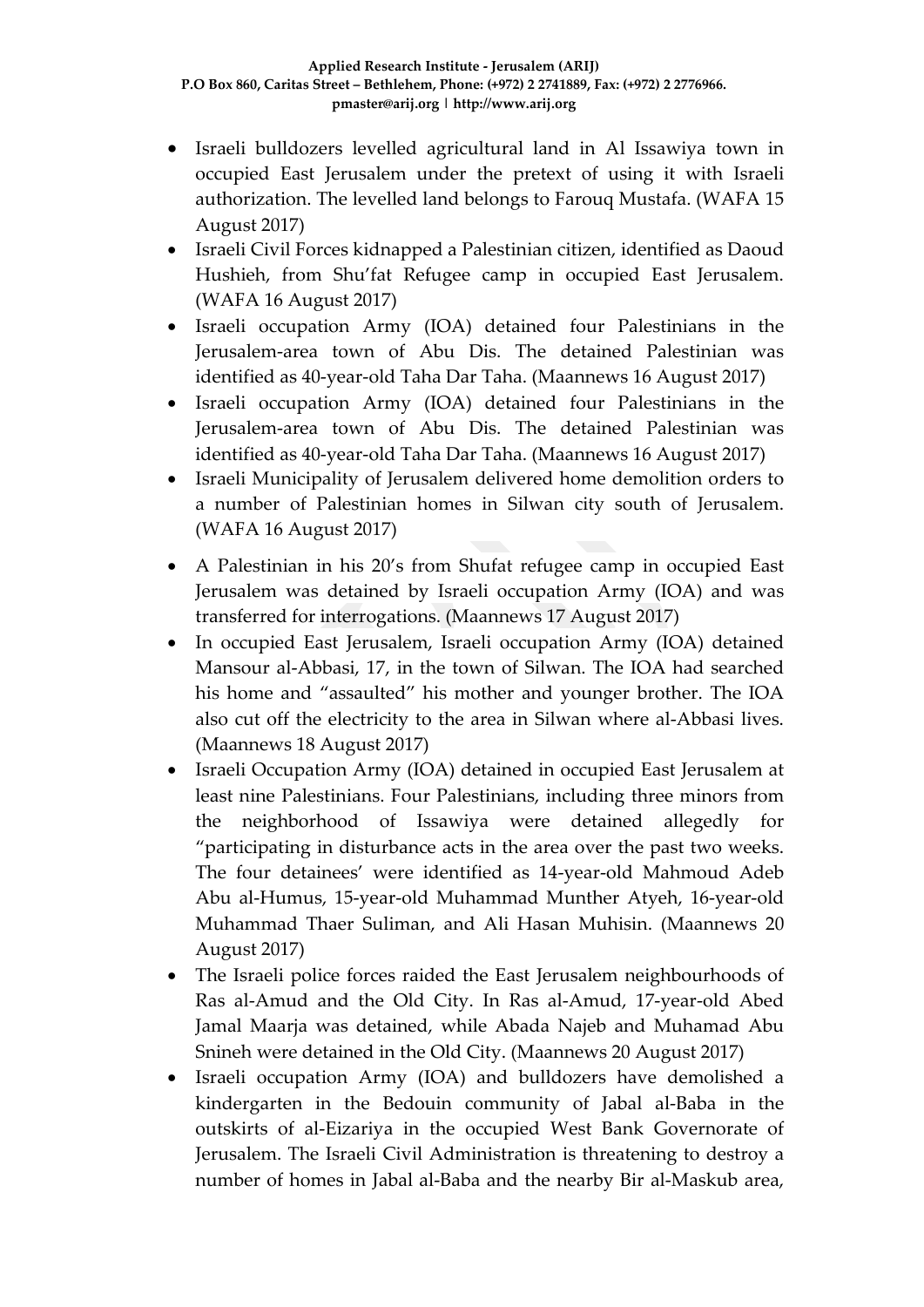- Israeli bulldozers levelled agricultural land in Al Issawiya town in occupied East Jerusalem under the pretext of using it with Israeli authorization. The levelled land belongs to Farouq Mustafa. (WAFA 15 August 2017)
- Israeli Civil Forces kidnapped a Palestinian citizen, identified as Daoud Hushieh, from Shu'fat Refugee camp in occupied East Jerusalem. (WAFA 16 August 2017)
- Israeli occupation Army (IOA) detained four Palestinians in the Jerusalem-area town of Abu Dis. The detained Palestinian was identified as 40-year-old Taha Dar Taha. (Maannews 16 August 2017)
- Israeli occupation Army (IOA) detained four Palestinians in the Jerusalem-area town of Abu Dis. The detained Palestinian was identified as 40-year-old Taha Dar Taha. (Maannews 16 August 2017)
- Israeli Municipality of Jerusalem delivered home demolition orders to a number of Palestinian homes in Silwan city south of Jerusalem. (WAFA 16 August 2017)
- A Palestinian in his 20's from Shufat refugee camp in occupied East Jerusalem was detained by Israeli occupation Army (IOA) and was transferred for interrogations. (Maannews 17 August 2017)
- In occupied East Jerusalem, Israeli occupation Army (IOA) detained Mansour al-Abbasi, 17, in the town of Silwan. The IOA had searched his home and "assaulted" his mother and younger brother. The IOA also cut off the electricity to the area in Silwan where al-Abbasi lives. (Maannews 18 August 2017)
- Israeli Occupation Army (IOA) detained in occupied East Jerusalem at least nine Palestinians. Four Palestinians, including three minors from the neighborhood of Issawiya were detained allegedly for "participating in disturbance acts in the area over the past two weeks. The four detainees' were identified as 14-year-old Mahmoud Adeb Abu al-Humus, 15-year-old Muhammad Munther Atyeh, 16-year-old Muhammad Thaer Suliman, and Ali Hasan Muhisin. (Maannews 20 August 2017)
- The Israeli police forces raided the East Jerusalem neighbourhoods of Ras al-Amud and the Old City. In Ras al-Amud, 17-year-old Abed Jamal Maarja was detained, while Abada Najeb and Muhamad Abu Snineh were detained in the Old City. (Maannews 20 August 2017)
- Israeli occupation Army (IOA) and bulldozers have demolished a kindergarten in the Bedouin community of Jabal al-Baba in the outskirts of al-Eizariya in the occupied West Bank Governorate of Jerusalem. The Israeli Civil Administration is threatening to destroy a number of homes in Jabal al-Baba and the nearby Bir al-Maskub area,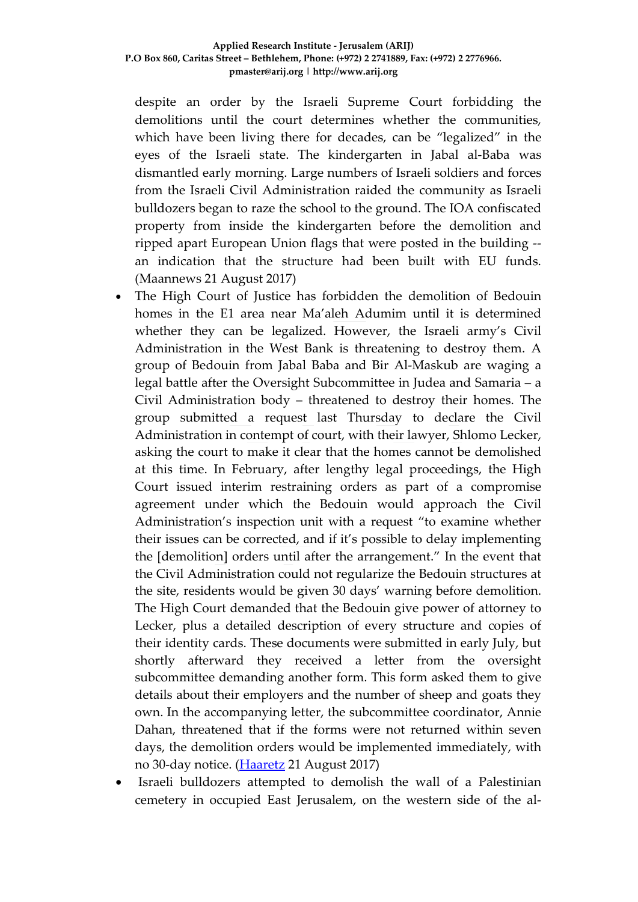despite an order by the Israeli Supreme Court forbidding the demolitions until the court determines whether the communities, which have been living there for decades, can be "legalized" in the eyes of the Israeli state. The kindergarten in Jabal al-Baba was dismantled early morning. Large numbers of Israeli soldiers and forces from the Israeli Civil Administration raided the community as Israeli bulldozers began to raze the school to the ground. The IOA confiscated property from inside the kindergarten before the demolition and ripped apart European Union flags that were posted in the building -- an indication that the structure had been built with EU funds. (Maannews 21 August 2017)

- The High Court of Justice has forbidden the demolition of Bedouin homes in the E1 area near Ma'aleh Adumim until it is determined whether they can be legalized. However, the Israeli army's Civil Administration in the West Bank is threatening to destroy them. A group of Bedouin from Jabal Baba and Bir Al-Maskub are waging a legal battle after the Oversight Subcommittee in Judea and Samaria – a Civil Administration body – threatened to destroy their homes. The group submitted a request last Thursday to declare the Civil Administration in contempt of court, with their lawyer, Shlomo Lecker, asking the court to make it clear that the homes cannot be demolished at this time. In February, after lengthy legal proceedings, the High Court issued interim restraining orders as part of a compromise agreement under which the Bedouin would approach the Civil Administration's inspection unit with a request "to examine whether their issues can be corrected, and if it's possible to delay implementing the [demolition] orders until after the arrangement." In the event that the Civil Administration could not regularize the Bedouin structures at the site, residents would be given 30 days' warning before demolition. The High Court demanded that the Bedouin give power of attorney to Lecker, plus a detailed description of every structure and copies of their identity cards. These documents were submitted in early July, but shortly afterward they received a letter from the oversight subcommittee demanding another form. This form asked them to give details about their employers and the number of sheep and goats they own. In the accompanying letter, the subcommittee coordinator, Annie Dahan, threatened that if the forms were not returned within seven days, the demolition orders would be implemented immediately, with no 30-day notice. (Haaretz 21 August 2017)
- Israeli bulldozers attempted to demolish the wall of a Palestinian cemetery in occupied East Jerusalem, on the western side of the al-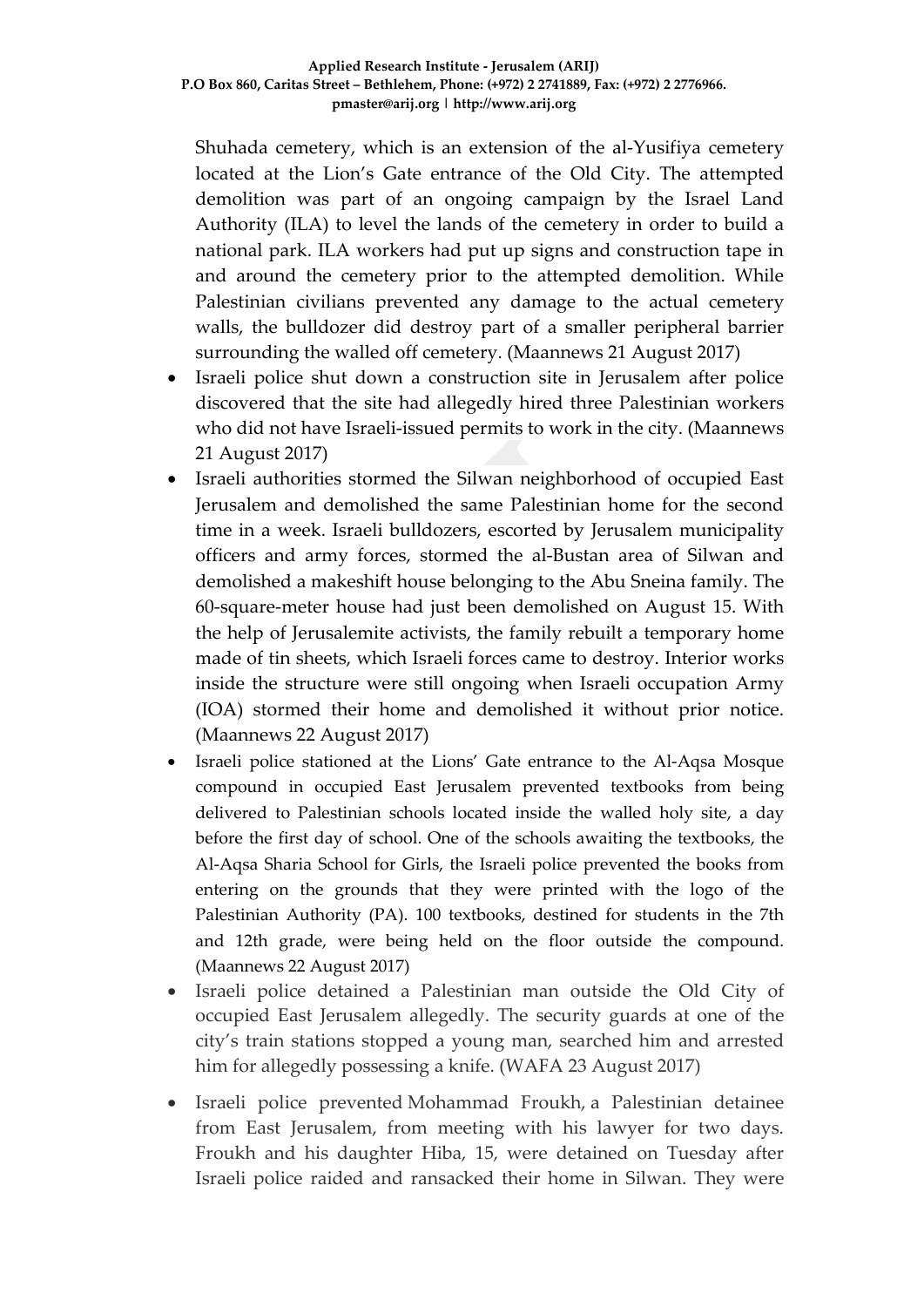Shuhada cemetery, which is an extension of the al-Yusifiya cemetery located at the Lion's Gate entrance of the Old City. The attempted demolition was part of an ongoing campaign by the Israel Land Authority (ILA) to level the lands of the cemetery in order to build a national park. ILA workers had put up signs and construction tape in and around the cemetery prior to the attempted demolition. While Palestinian civilians prevented any damage to the actual cemetery walls, the bulldozer did destroy part of a smaller peripheral barrier surrounding the walled off cemetery. (Maannews 21 August 2017)

- Israeli police shut down a construction site in Jerusalem after police discovered that the site had allegedly hired three Palestinian workers who did not have Israeli-issued permits to work in the city. (Maannews 21 August 2017)
- Israeli authorities stormed the Silwan neighborhood of occupied East Jerusalem and demolished the same Palestinian home for the second time in a week. Israeli bulldozers, escorted by Jerusalem municipality officers and army forces, stormed the al-Bustan area of Silwan and demolished a makeshift house belonging to the Abu Sneina family. The 60-square-meter house had just been demolished on August 15. With the help of Jerusalemite activists, the family rebuilt a temporary home made of tin sheets, which Israeli forces came to destroy. Interior works inside the structure were still ongoing when Israeli occupation Army (IOA) stormed their home and demolished it without prior notice. (Maannews 22 August 2017)
- Israeli police stationed at the Lions' Gate entrance to the Al-Aqsa Mosque compound in occupied East Jerusalem prevented textbooks from being delivered to Palestinian schools located inside the walled holy site, a day before the first day of school. One of the schools awaiting the textbooks, the Al-Aqsa Sharia School for Girls, the Israeli police prevented the books from entering on the grounds that they were printed with the logo of the Palestinian Authority (PA). 100 textbooks, destined for students in the 7th and 12th grade, were being held on the floor outside the compound. (Maannews 22 August 2017)
- Israeli police detained a Palestinian man outside the Old City of occupied East Jerusalem allegedly. The security guards at one of the city's train stations stopped a young man, searched him and arrested him for allegedly possessing a knife. (WAFA 23 August 2017)
- Israeli police prevented Mohammad Froukh, a Palestinian detainee from East Jerusalem, from meeting with his lawyer for two days. Froukh and his daughter Hiba, 15, were detained on Tuesday after Israeli police raided and ransacked their home in Silwan. They were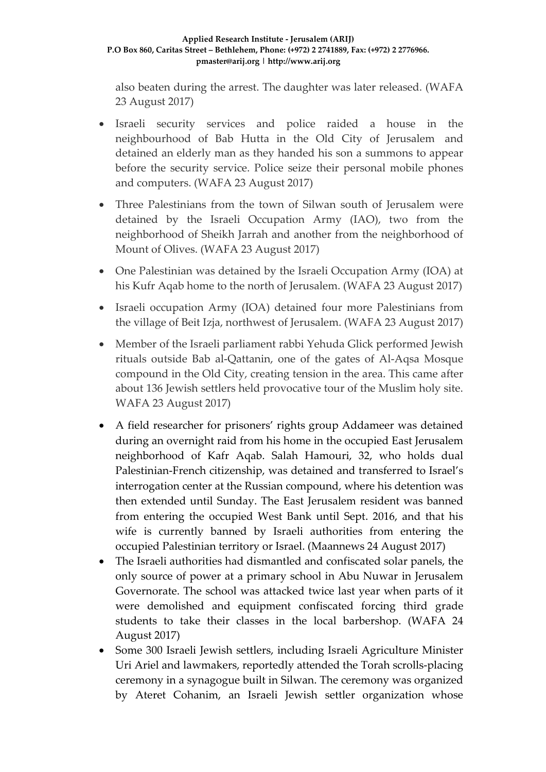also beaten during the arrest. The daughter was later released. (WAFA 23 August 2017)

- Israeli security services and police raided a house in the neighbourhood of Bab Hutta in the Old City of Jerusalem and detained an elderly man as they handed his son a summons to appear before the security service. Police seize their personal mobile phones and computers. (WAFA 23 August 2017)
- Three Palestinians from the town of Silwan south of Jerusalem were detained by the Israeli Occupation Army (IAO), two from the neighborhood of Sheikh Jarrah and another from the neighborhood of Mount of Olives. (WAFA 23 August 2017)
- One Palestinian was detained by the Israeli Occupation Army (IOA) at his Kufr Aqab home to the north of Jerusalem. (WAFA 23 August 2017)
- Israeli occupation Army (IOA) detained four more Palestinians from the village of Beit Izja, northwest of Jerusalem. (WAFA 23 August 2017)
- Member of the Israeli parliament rabbi Yehuda Glick performed Jewish rituals outside Bab al-Qattanin, one of the gates of Al-Aqsa Mosque compound in the Old City, creating tension in the area. This came after about 136 Jewish settlers held provocative tour of the Muslim holy site. WAFA 23 August 2017)
- A field researcher for prisoners' rights group Addameer was detained during an overnight raid from his home in the occupied East Jerusalem neighborhood of Kafr Aqab. Salah Hamouri, 32, who holds dual Palestinian-French citizenship, was detained and transferred to Israel's interrogation center at the Russian compound, where his detention was then extended until Sunday. The East Jerusalem resident was banned from entering the occupied West Bank until Sept. 2016, and that his wife is currently banned by Israeli authorities from entering the occupied Palestinian territory or Israel. (Maannews 24 August 2017)
- The Israeli authorities had dismantled and confiscated solar panels, the only source of power at a primary school in Abu Nuwar in Jerusalem Governorate. The school was attacked twice last year when parts of it were demolished and equipment confiscated forcing third grade students to take their classes in the local barbershop. (WAFA 24 August 2017)
- Some 300 Israeli Jewish settlers, including Israeli Agriculture Minister Uri Ariel and lawmakers, reportedly attended the Torah scrolls-placing ceremony in a synagogue built in Silwan. The ceremony was organized by Ateret Cohanim, an Israeli Jewish settler organization whose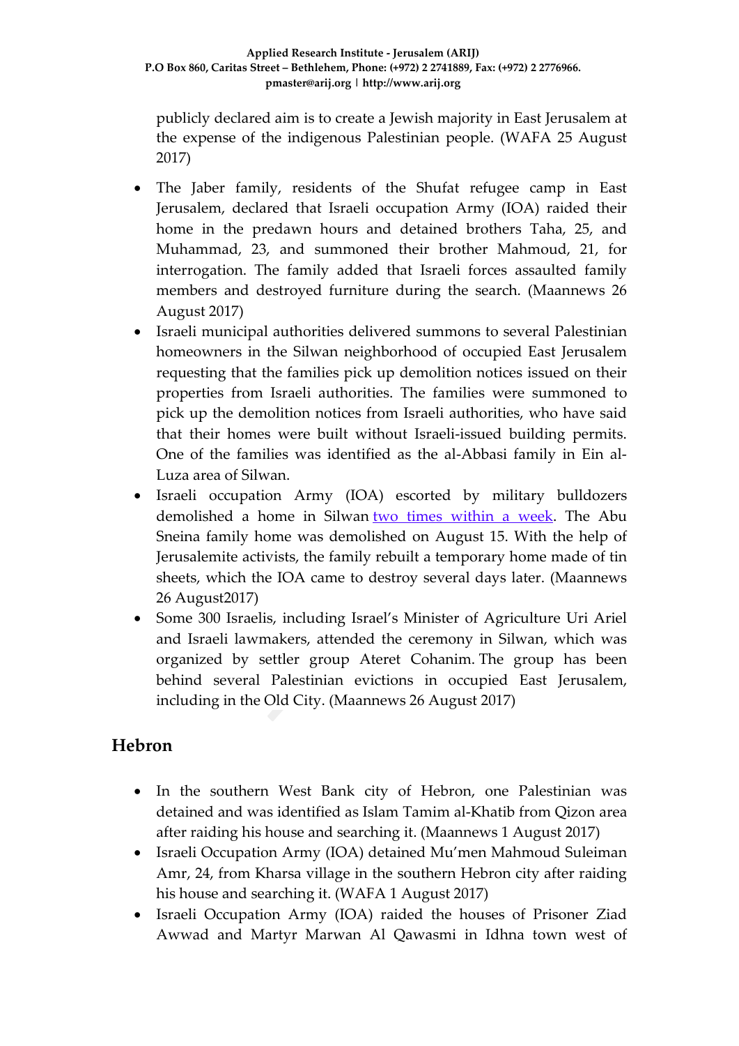publicly declared aim is to create a Jewish majority in East Jerusalem at the expense of the indigenous Palestinian people. (WAFA 25 August 2017)

- The Jaber family, residents of the Shufat refugee camp in East Jerusalem, declared that Israeli occupation Army (IOA) raided their home in the predawn hours and detained brothers Taha, 25, and Muhammad, 23, and summoned their brother Mahmoud, 21, for interrogation. The family added that Israeli forces assaulted family members and destroyed furniture during the search. (Maannews 26 August 2017)
- Israeli municipal authorities delivered summons to several Palestinian homeowners in the Silwan neighborhood of occupied East Jerusalem requesting that the families pick up demolition notices issued on their properties from Israeli authorities. The families were summoned to pick up the demolition notices from Israeli authorities, who have said that their homes were built without Israeli-issued building permits. One of the families was identified as the al-Abbasi family in Ein al-Luza area of Silwan.
- Israeli occupation Army (IOA) escorted by military bulldozers demolished a home in Silwan two times within a week. The Abu Sneina family home was demolished on August 15. With the help of Jerusalemite activists, the family rebuilt a temporary home made of tin sheets, which the IOA came to destroy several days later. (Maannews 26 August2017)
- Some 300 Israelis, including Israel's Minister of Agriculture Uri Ariel and Israeli lawmakers, attended the ceremony in Silwan, which was organized by settler group Ateret Cohanim. The group has been behind several Palestinian evictions in occupied East Jerusalem, including in the Old City. (Maannews 26 August 2017)

## Hebron

- In the southern West Bank city of Hebron, one Palestinian was detained and was identified as Islam Tamim al-Khatib from Qizon area after raiding his house and searching it. (Maannews 1 August 2017)
- Israeli Occupation Army (IOA) detained Mu'men Mahmoud Suleiman Amr, 24, from Kharsa village in the southern Hebron city after raiding his house and searching it. (WAFA 1 August 2017)
- Israeli Occupation Army (IOA) raided the houses of Prisoner Ziad Awwad and Martyr Marwan Al Qawasmi in Idhna town west of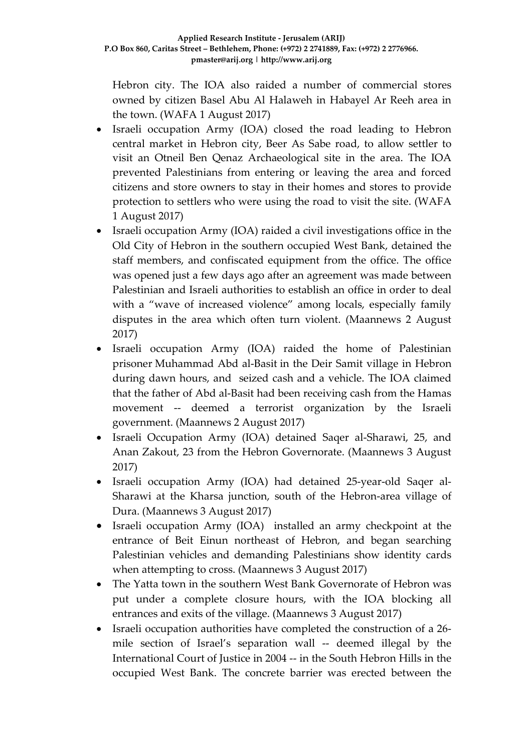Hebron city. The IOA also raided a number of commercial stores owned by citizen Basel Abu Al Halaweh in Habayel Ar Reeh area in the town. (WAFA 1 August 2017)

- Israeli occupation Army (IOA) closed the road leading to Hebron central market in Hebron city, Beer As Sabe road, to allow settler to visit an Otneil Ben Qenaz Archaeological site in the area. The IOA prevented Palestinians from entering or leaving the area and forced citizens and store owners to stay in their homes and stores to provide protection to settlers who were using the road to visit the site. (WAFA 1 August 2017)
- Israeli occupation Army (IOA) raided a civil investigations office in the Old City of Hebron in the southern occupied West Bank, detained the staff members, and confiscated equipment from the office. The office was opened just a few days ago after an agreement was made between Palestinian and Israeli authorities to establish an office in order to deal with a "wave of increased violence" among locals, especially family disputes in the area which often turn violent. (Maannews 2 August 2017)
- Israeli occupation Army (IOA) raided the home of Palestinian prisoner Muhammad Abd al-Basit in the Deir Samit village in Hebron during dawn hours, and seized cash and a vehicle. The IOA claimed that the father of Abd al-Basit had been receiving cash from the Hamas movement -- deemed a terrorist organization by the Israeli government. (Maannews 2 August 2017)
- Israeli Occupation Army (IOA) detained Saqer al-Sharawi, 25, and Anan Zakout, 23 from the Hebron Governorate. (Maannews 3 August 2017)
- Israeli occupation Army (IOA) had detained 25-year-old Saqer al-Sharawi at the Kharsa junction, south of the Hebron-area village of Dura. (Maannews 3 August 2017)
- Israeli occupation Army (IOA) installed an army checkpoint at the entrance of Beit Einun northeast of Hebron, and began searching Palestinian vehicles and demanding Palestinians show identity cards when attempting to cross. (Maannews 3 August 2017)
- The Yatta town in the southern West Bank Governorate of Hebron was put under a complete closure hours, with the IOA blocking all entrances and exits of the village. (Maannews 3 August 2017)
- Israeli occupation authorities have completed the construction of a 26-mile section of Israel's separation wall -- deemed illegal by the International Court of Justice in 2004 -- in the South Hebron Hills in the occupied West Bank. The concrete barrier was erected between the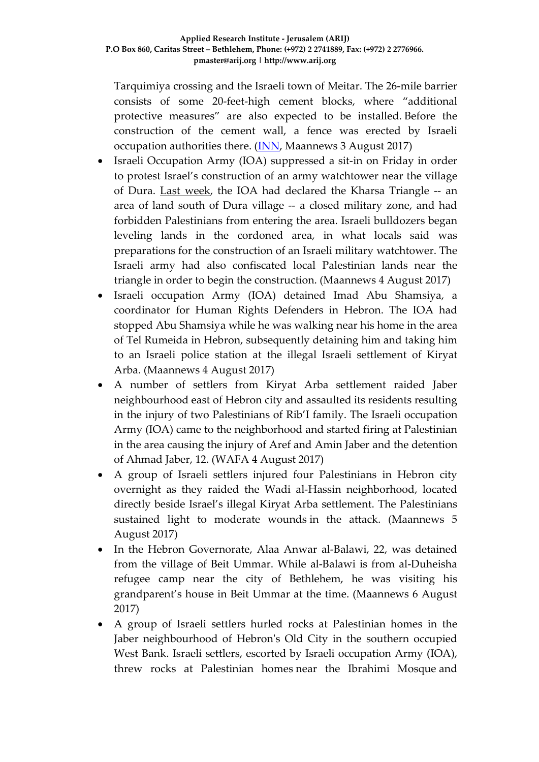Tarquimiya crossing and the Israeli town of Meitar. The 26-mile barrier consists of some 20-feet-high cement blocks, where "additional protective measures" are also expected to be installed. Before the construction of the cement wall, a fence was erected by Israeli occupation authorities there. (INN, Maannews 3 August 2017)

- Israeli Occupation Army (IOA) suppressed a sit-in on Friday in order to protest Israel's construction of an army watchtower near the village of Dura. Last week, the IOA had declared the Kharsa Triangle -- an area of land south of Dura village -- a closed military zone, and had forbidden Palestinians from entering the area. Israeli bulldozers began leveling lands in the cordoned area, in what locals said was preparations for the construction of an Israeli military watchtower. The Israeli army had also confiscated local Palestinian lands near the triangle in order to begin the construction. (Maannews 4 August 2017)
- Israeli occupation Army (IOA) detained Imad Abu Shamsiya, a coordinator for Human Rights Defenders in Hebron. The IOA had stopped Abu Shamsiya while he was walking near his home in the area of Tel Rumeida in Hebron, subsequently detaining him and taking him to an Israeli police station at the illegal Israeli settlement of Kiryat Arba. (Maannews 4 August 2017)
- A number of settlers from Kiryat Arba settlement raided Jaber neighbourhood east of Hebron city and assaulted its residents resulting in the injury of two Palestinians of Rib'I family. The Israeli occupation Army (IOA) came to the neighborhood and started firing at Palestinian in the area causing the injury of Aref and Amin Jaber and the detention of Ahmad Jaber, 12. (WAFA 4 August 2017)
- A group of Israeli settlers injured four Palestinians in Hebron city overnight as they raided the Wadi al-Hassin neighborhood, located directly beside Israel's illegal Kiryat Arba settlement. The Palestinians sustained light to moderate wounds in the attack. (Maannews 5 August 2017)
- In the Hebron Governorate, Alaa Anwar al-Balawi, 22, was detained from the village of Beit Ummar. While al-Balawi is from al-Duheisha refugee camp near the city of Bethlehem, he was visiting his grandparent's house in Beit Ummar at the time. (Maannews 6 August 2017)
- A group of Israeli settlers hurled rocks at Palestinian homes in the Jaber neighbourhood of Hebron's Old City in the southern occupied West Bank. Israeli settlers, escorted by Israeli occupation Army (IOA), threw rocks at Palestinian homes near the Ibrahimi Mosque and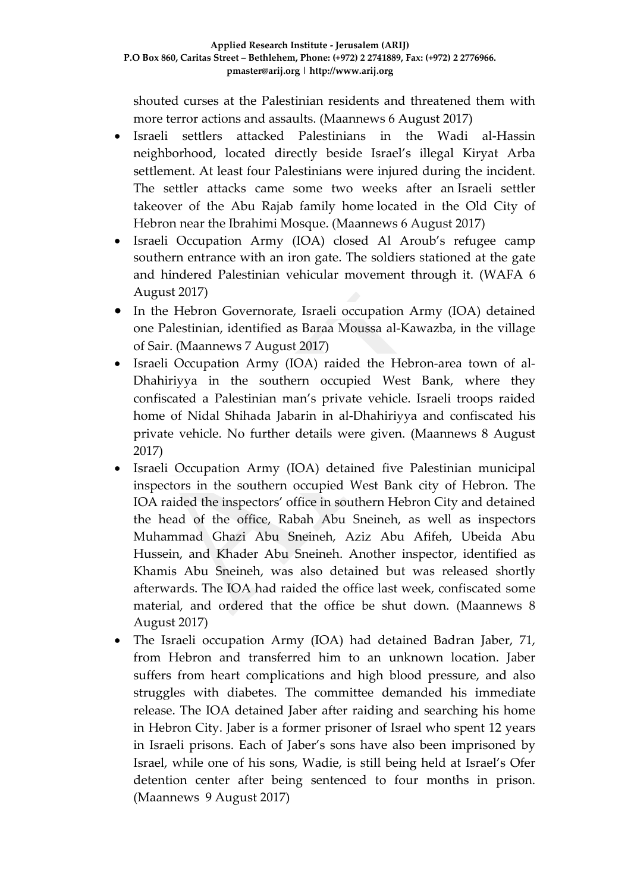shouted curses at the Palestinian residents and threatened them with more terror actions and assaults. (Maannews 6 August 2017)

- Israeli settlers attacked Palestinians in the Wadi al-Hassin neighborhood, located directly beside Israel's illegal Kiryat Arba settlement. At least four Palestinians were injured during the incident. The settler attacks came some two weeks after an Israeli settler takeover of the Abu Rajab family home located in the Old City of Hebron near the Ibrahimi Mosque. (Maannews 6 August 2017)
- Israeli Occupation Army (IOA) closed Al Aroub's refugee camp southern entrance with an iron gate. The soldiers stationed at the gate and hindered Palestinian vehicular movement through it. (WAFA 6 August 2017)
- In the Hebron Governorate, Israeli occupation Army (IOA) detained one Palestinian, identified as Baraa Moussa al-Kawazba, in the village of Sair. (Maannews 7 August 2017)
- Israeli Occupation Army (IOA) raided the Hebron-area town of al-Dhahiriyya in the southern occupied West Bank, where they confiscated a Palestinian man's private vehicle. Israeli troops raided home of Nidal Shihada Jabarin in al-Dhahiriyya and confiscated his private vehicle. No further details were given. (Maannews 8 August 2017)
- Israeli Occupation Army (IOA) detained five Palestinian municipal inspectors in the southern occupied West Bank city of Hebron. The IOA raided the inspectors' office in southern Hebron City and detained the head of the office, Rabah Abu Sneineh, as well as inspectors Muhammad Ghazi Abu Sneineh, Aziz Abu Afifeh, Ubeida Abu Hussein, and Khader Abu Sneineh. Another inspector, identified as Khamis Abu Sneineh, was also detained but was released shortly afterwards. The IOA had raided the office last week, confiscated some material, and ordered that the office be shut down. (Maannews 8 August 2017)
- The Israeli occupation Army (IOA) had detained Badran Jaber, 71, from Hebron and transferred him to an unknown location. Jaber suffers from heart complications and high blood pressure, and also struggles with diabetes. The committee demanded his immediate release. The IOA detained Jaber after raiding and searching his home in Hebron City. Jaber is a former prisoner of Israel who spent 12 years in Israeli prisons. Each of Jaber's sons have also been imprisoned by Israel, while one of his sons, Wadie, is still being held at Israel's Ofer detention center after being sentenced to four months in prison. (Maannews 9 August 2017)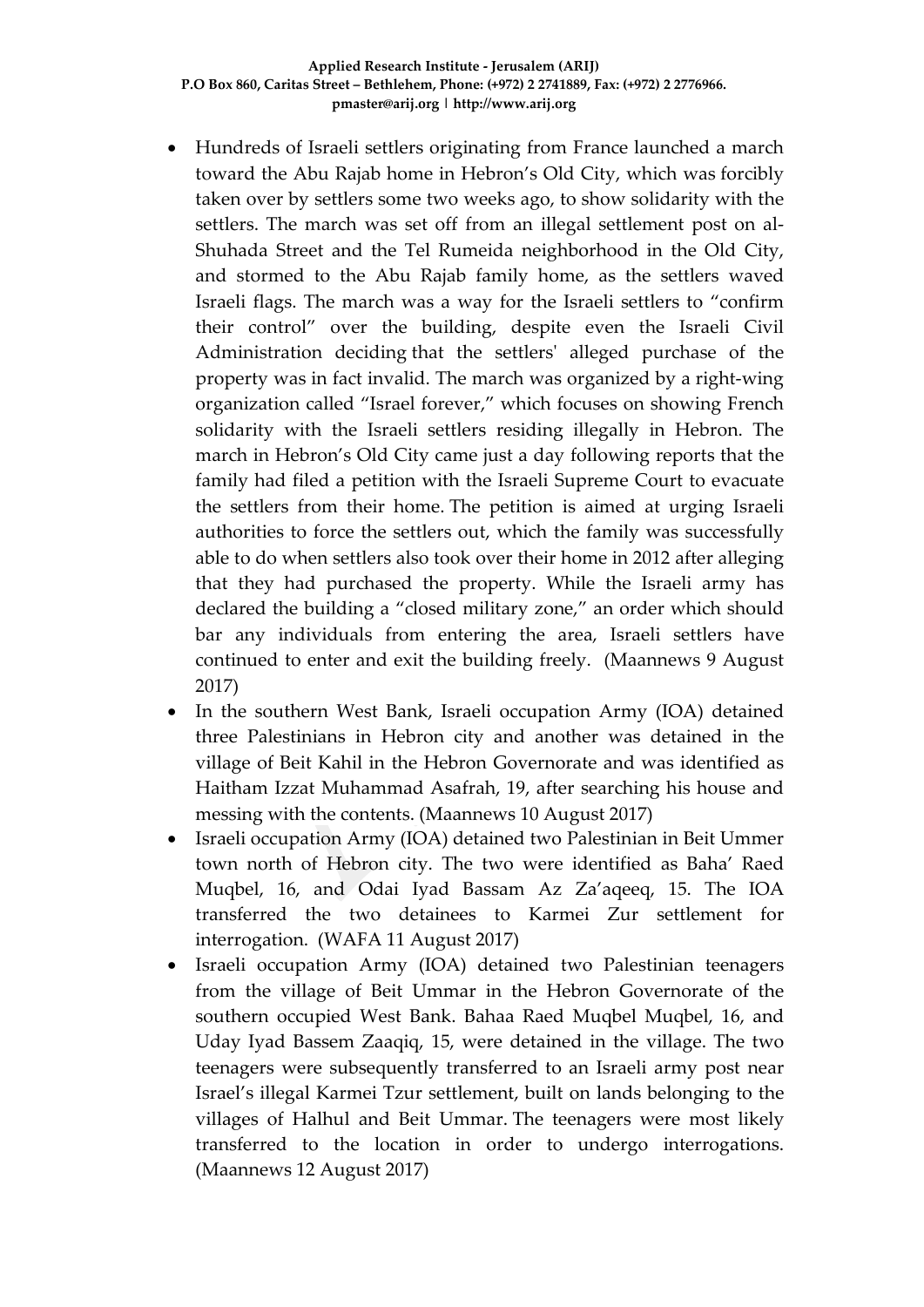- Hundreds of Israeli settlers originating from France launched a march toward the Abu Rajab home in Hebron's Old City, which was forcibly taken over by settlers some two weeks ago, to show solidarity with the settlers. The march was set off from an illegal settlement post on al-Shuhada Street and the Tel Rumeida neighborhood in the Old City, and stormed to the Abu Rajab family home, as the settlers waved Israeli flags. The march was a way for the Israeli settlers to "confirm their control" over the building, despite even the Israeli Civil Administration deciding that the settlers' alleged purchase of the property was in fact invalid. The march was organized by a right-wing organization called "Israel forever," which focuses on showing French solidarity with the Israeli settlers residing illegally in Hebron. The march in Hebron's Old City came just a day following reports that the family had filed a petition with the Israeli Supreme Court to evacuate the settlers from their home. The petition is aimed at urging Israeli authorities to force the settlers out, which the family was successfully able to do when settlers also took over their home in 2012 after alleging that they had purchased the property. While the Israeli army has declared the building a "closed military zone," an order which should bar any individuals from entering the area, Israeli settlers have continued to enter and exit the building freely. (Maannews 9 August 2017)
- In the southern West Bank, Israeli occupation Army (IOA) detained three Palestinians in Hebron city and another was detained in the village of Beit Kahil in the Hebron Governorate and was identified as Haitham Izzat Muhammad Asafrah, 19, after searching his house and messing with the contents. (Maannews 10 August 2017)
- Israeli occupation Army (IOA) detained two Palestinian in Beit Ummer town north of Hebron city. The two were identified as Baha' Raed Muqbel, 16, and Odai Iyad Bassam Az Za'aqeeq, 15. The IOA transferred the two detainees to Karmei Zur settlement for interrogation. (WAFA 11 August 2017)
- Israeli occupation Army (IOA) detained two Palestinian teenagers from the village of Beit Ummar in the Hebron Governorate of the southern occupied West Bank. Bahaa Raed Muqbel Muqbel, 16, and Uday Iyad Bassem Zaaqiq, 15, were detained in the village. The two teenagers were subsequently transferred to an Israeli army post near Israel's illegal Karmei Tzur settlement, built on lands belonging to the villages of Halhul and Beit Ummar. The teenagers were most likely transferred to the location in order to undergo interrogations. (Maannews 12 August 2017)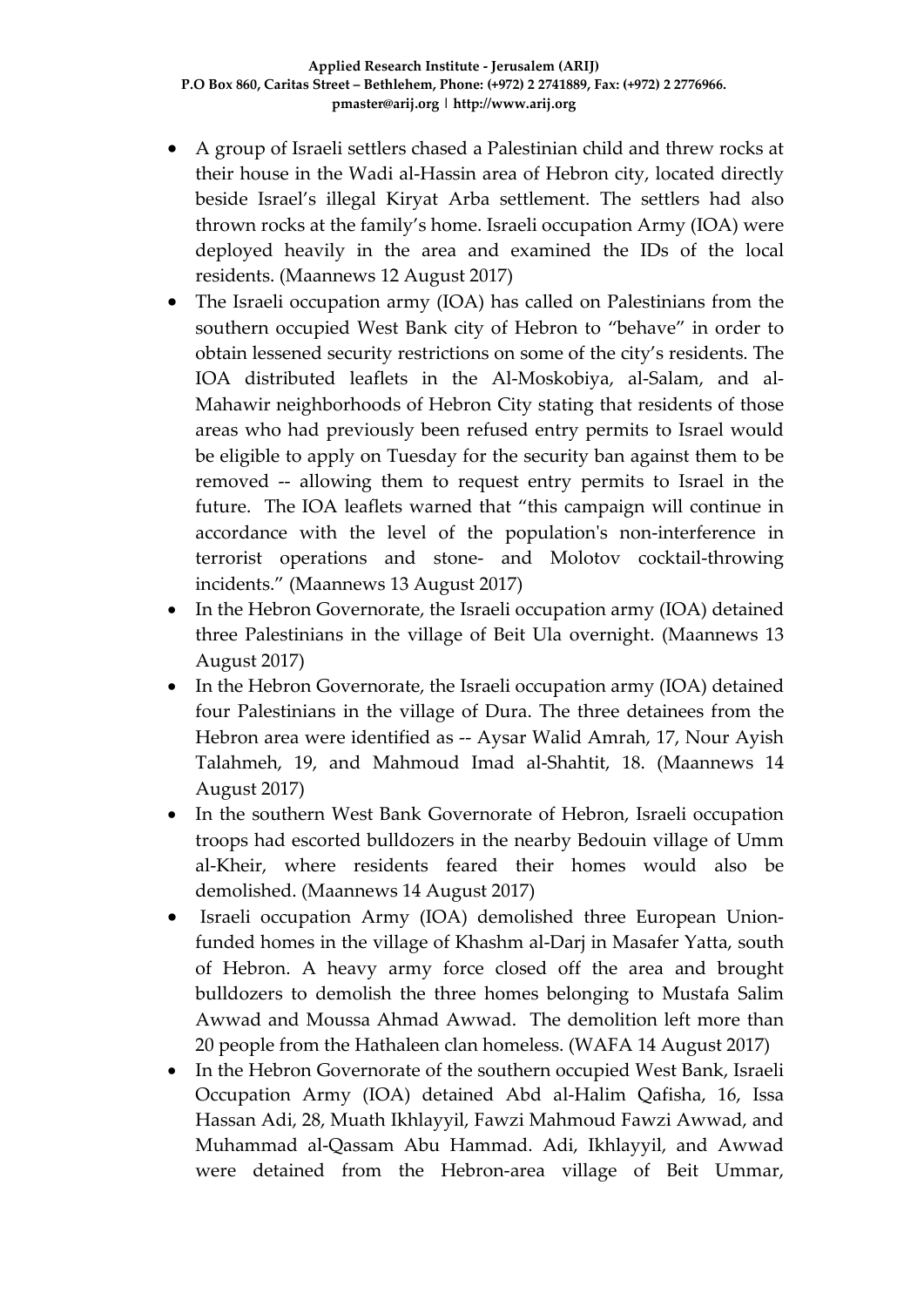- A group of Israeli settlers chased a Palestinian child and threw rocks at their house in the Wadi al-Hassin area of Hebron city, located directly beside Israel's illegal Kiryat Arba settlement. The settlers had also thrown rocks at the family's home. Israeli occupation Army (IOA) were deployed heavily in the area and examined the IDs of the local residents. (Maannews 12 August 2017)
- The Israeli occupation army (IOA) has called on Palestinians from the southern occupied West Bank city of Hebron to "behave" in order to obtain lessened security restrictions on some of the city's residents. The IOA distributed leaflets in the Al-Moskobiya, al-Salam, and al-Mahawir neighborhoods of Hebron City stating that residents of those areas who had previously been refused entry permits to Israel would be eligible to apply on Tuesday for the security ban against them to be removed -- allowing them to request entry permits to Israel in the future. The IOA leaflets warned that "this campaign will continue in accordance with the level of the population's non-interference in terrorist operations and stone- and Molotov cocktail-throwing incidents." (Maannews 13 August 2017)
- In the Hebron Governorate, the Israeli occupation army (IOA) detained three Palestinians in the village of Beit Ula overnight. (Maannews 13 August 2017)
- In the Hebron Governorate, the Israeli occupation army (IOA) detained four Palestinians in the village of Dura. The three detainees from the Hebron area were identified as -- Aysar Walid Amrah, 17, Nour Ayish Talahmeh, 19, and Mahmoud Imad al-Shahtit, 18. (Maannews 14 August 2017)
- In the southern West Bank Governorate of Hebron, Israeli occupation troops had escorted bulldozers in the nearby Bedouin village of Umm al-Kheir, where residents feared their homes would also be demolished. (Maannews 14 August 2017)
- Israeli occupation Army (IOA) demolished three European Union-funded homes in the village of Khashm al-Darj in Masafer Yatta, south of Hebron. A heavy army force closed off the area and brought bulldozers to demolish the three homes belonging to Mustafa Salim Awwad and Moussa Ahmad Awwad. The demolition left more than 20 people from the Hathaleen clan homeless. (WAFA 14 August 2017)
- In the Hebron Governorate of the southern occupied West Bank, Israeli Occupation Army (IOA) detained Abd al-Halim Qafisha, 16, Issa Hassan Adi, 28, Muath Ikhlayyil, Fawzi Mahmoud Fawzi Awwad, and Muhammad al-Qassam Abu Hammad. Adi, Ikhlayyil, and Awwad were detained from the Hebron-area village of Beit Ummar,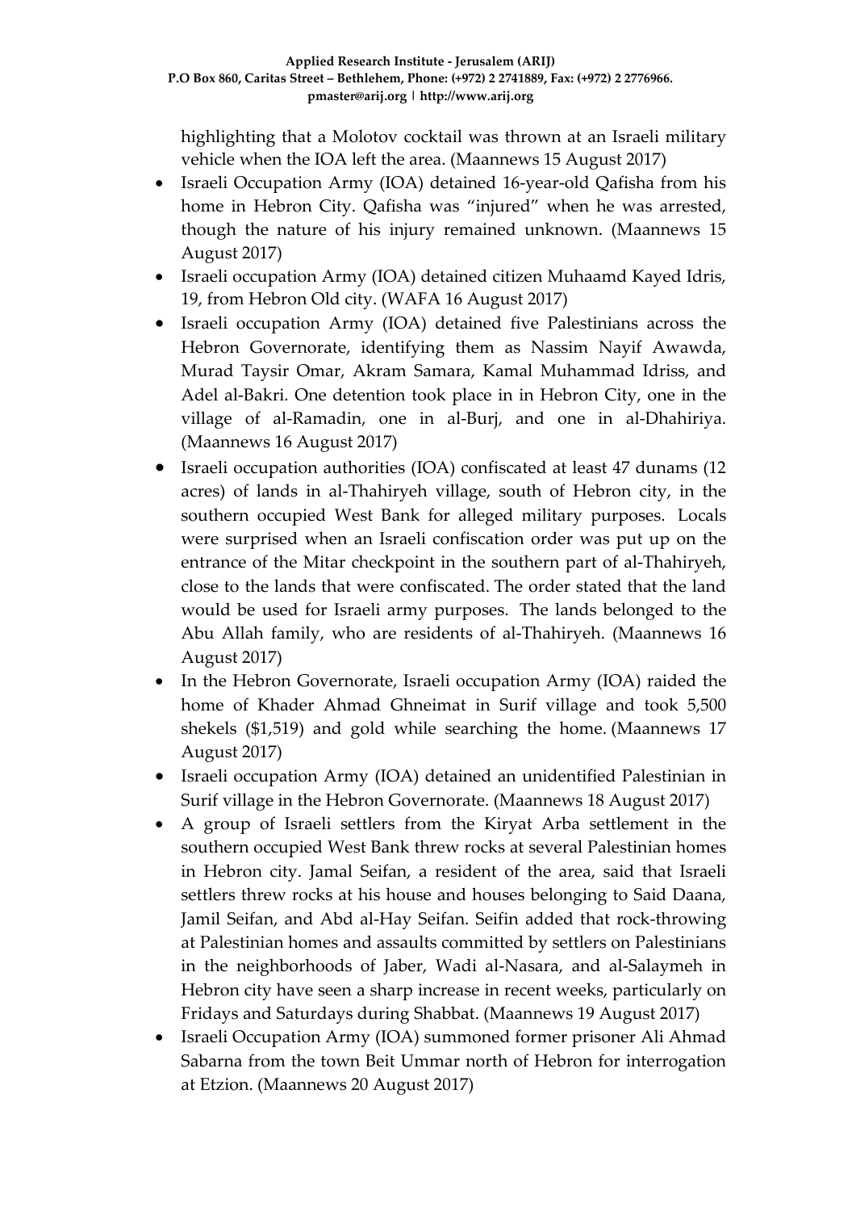highlighting that a Molotov cocktail was thrown at an Israeli military vehicle when the IOA left the area. (Maannews 15 August 2017)

- Israeli Occupation Army (IOA) detained 16-year-old Qafisha from his home in Hebron City. Qafisha was "injured" when he was arrested, though the nature of his injury remained unknown. (Maannews 15 August 2017)
- Israeli occupation Army (IOA) detained citizen Muhaamd Kayed Idris, 19, from Hebron Old city. (WAFA 16 August 2017)
- Israeli occupation Army (IOA) detained five Palestinians across the Hebron Governorate, identifying them as Nassim Nayif Awawda, Murad Taysir Omar, Akram Samara, Kamal Muhammad Idriss, and Adel al-Bakri. One detention took place in in Hebron City, one in the village of al-Ramadin, one in al-Burj, and one in al-Dhahiriya. (Maannews 16 August 2017)
- Israeli occupation authorities (IOA) confiscated at least 47 dunams (12 acres) of lands in al-Thahiryeh village, south of Hebron city, in the southern occupied West Bank for alleged military purposes. Locals were surprised when an Israeli confiscation order was put up on the entrance of the Mitar checkpoint in the southern part of al-Thahiryeh, close to the lands that were confiscated. The order stated that the land would be used for Israeli army purposes. The lands belonged to the Abu Allah family, who are residents of al-Thahiryeh. (Maannews 16 August 2017)
- In the Hebron Governorate, Israeli occupation Army (IOA) raided the home of Khader Ahmad Ghneimat in Surif village and took 5,500 shekels ($1,519) and gold while searching the home. (Maannews 17 August 2017)
- Israeli occupation Army (IOA) detained an unidentified Palestinian in Surif village in the Hebron Governorate. (Maannews 18 August 2017)
- A group of Israeli settlers from the Kiryat Arba settlement in the southern occupied West Bank threw rocks at several Palestinian homes in Hebron city. Jamal Seifan, a resident of the area, said that Israeli settlers threw rocks at his house and houses belonging to Said Daana, Jamil Seifan, and Abd al-Hay Seifan. Seifin added that rock-throwing at Palestinian homes and assaults committed by settlers on Palestinians in the neighborhoods of Jaber, Wadi al-Nasara, and al-Salaymeh in Hebron city have seen a sharp increase in recent weeks, particularly on Fridays and Saturdays during Shabbat. (Maannews 19 August 2017)
- Israeli Occupation Army (IOA) summoned former prisoner Ali Ahmad Sabarna from the town Beit Ummar north of Hebron for interrogation at Etzion. (Maannews 20 August 2017)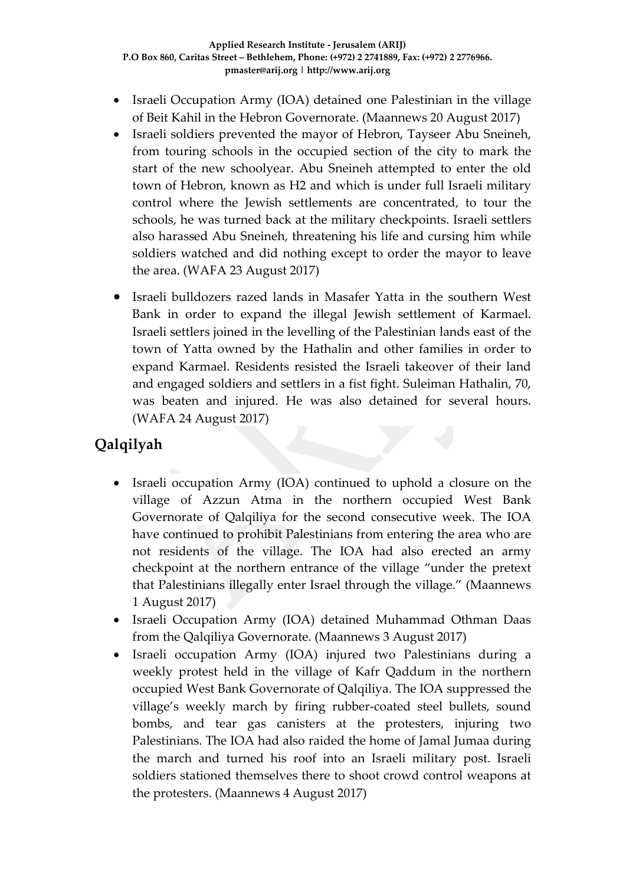- Israeli Occupation Army (IOA) detained one Palestinian in the village of Beit Kahil in the Hebron Governorate. (Maannews 20 August 2017)
- Israeli soldiers prevented the mayor of Hebron, Tayseer Abu Sneineh, from touring schools in the occupied section of the city to mark the start of the new schoolyear. Abu Sneineh attempted to enter the old town of Hebron, known as H2 and which is under full Israeli military control where the Jewish settlements are concentrated, to tour the schools, he was turned back at the military checkpoints. Israeli settlers also harassed Abu Sneineh, threatening his life and cursing him while soldiers watched and did nothing except to order the mayor to leave the area. (WAFA 23 August 2017)
- Israeli bulldozers razed lands in Masafer Yatta in the southern West Bank in order to expand the illegal Jewish settlement of Karmael. Israeli settlers joined in the levelling of the Palestinian lands east of the town of Yatta owned by the Hathalin and other families in order to expand Karmael. Residents resisted the Israeli takeover of their land and engaged soldiers and settlers in a fist fight. Suleiman Hathalin, 70, was beaten and injured. He was also detained for several hours. (WAFA 24 August 2017)

## Qalqilyah

- Israeli occupation Army (IOA) continued to uphold a closure on the village of Azzun Atma in the northern occupied West Bank Governorate of Qalqiliya for the second consecutive week. The IOA have continued to prohibit Palestinians from entering the area who are not residents of the village. The IOA had also erected an army checkpoint at the northern entrance of the village "under the pretext that Palestinians illegally enter Israel through the village." (Maannews 1 August 2017)
- Israeli Occupation Army (IOA) detained Muhammad Othman Daas from the Qalqiliya Governorate. (Maannews 3 August 2017)
- Israeli occupation Army (IOA) injured two Palestinians during a weekly protest held in the village of Kafr Qaddum in the northern occupied West Bank Governorate of Qalqiliya. The IOA suppressed the village's weekly march by firing rubber-coated steel bullets, sound bombs, and tear gas canisters at the protesters, injuring two Palestinians. The IOA had also raided the home of Jamal Jumaa during the march and turned his roof into an Israeli military post. Israeli soldiers stationed themselves there to shoot crowd control weapons at the protesters. (Maannews 4 August 2017)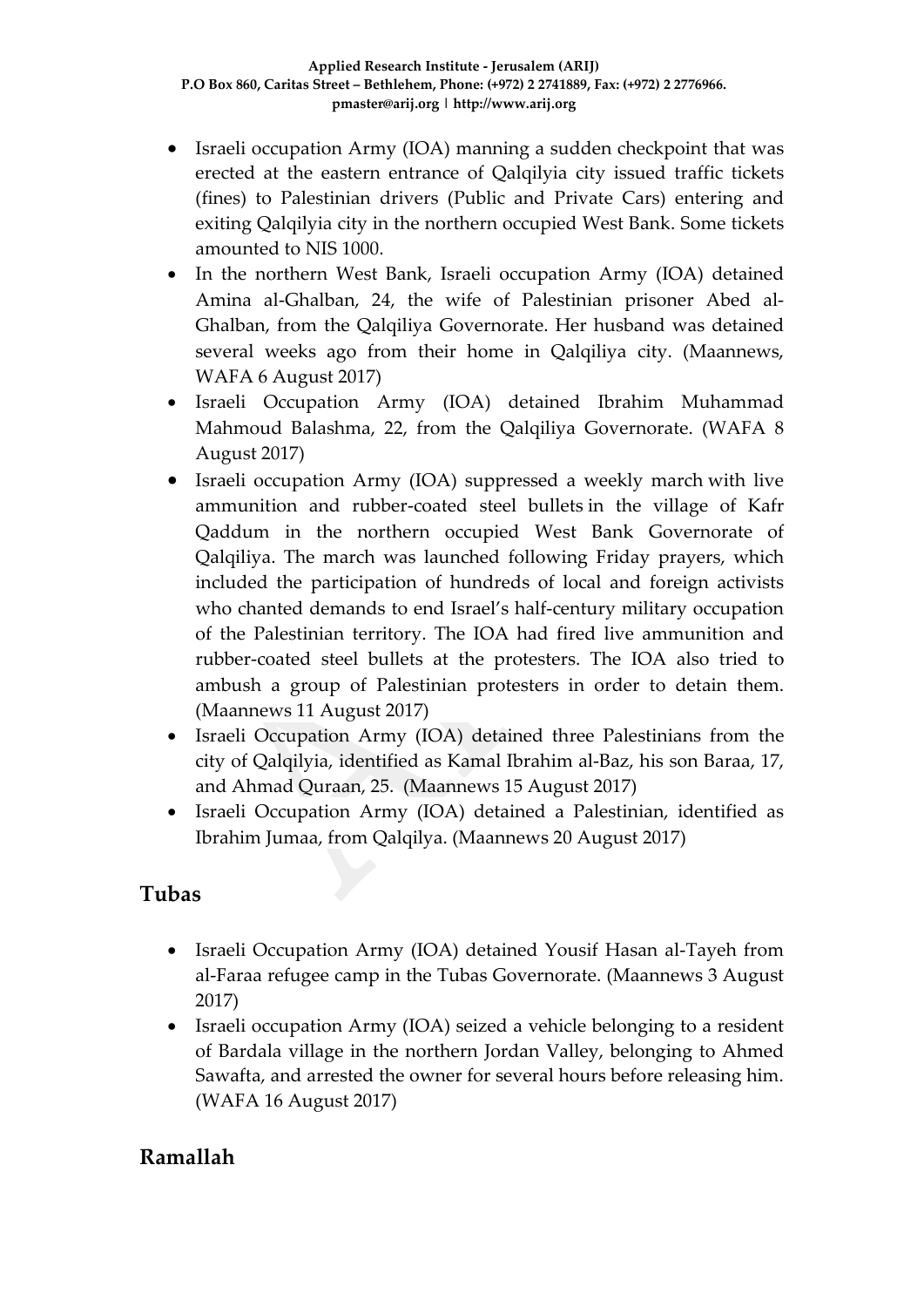- Israeli occupation Army (IOA) manning a sudden checkpoint that was erected at the eastern entrance of Qalqilyia city issued traffic tickets (fines) to Palestinian drivers (Public and Private Cars) entering and exiting Qalqilyia city in the northern occupied West Bank. Some tickets amounted to NIS 1000.
- In the northern West Bank, Israeli occupation Army (IOA) detained Amina al-Ghalban, 24, the wife of Palestinian prisoner Abed al-Ghalban, from the Qalqiliya Governorate. Her husband was detained several weeks ago from their home in Qalqiliya city. (Maannews, WAFA 6 August 2017)
- Israeli Occupation Army (IOA) detained Ibrahim Muhammad Mahmoud Balashma, 22, from the Qalqiliya Governorate. (WAFA 8 August 2017)
- Israeli occupation Army (IOA) suppressed a weekly march with live ammunition and rubber-coated steel bullets in the village of Kafr Qaddum in the northern occupied West Bank Governorate of Qalqiliya. The march was launched following Friday prayers, which included the participation of hundreds of local and foreign activists who chanted demands to end Israel's half-century military occupation of the Palestinian territory. The IOA had fired live ammunition and rubber-coated steel bullets at the protesters. The IOA also tried to ambush a group of Palestinian protesters in order to detain them. (Maannews 11 August 2017)
- Israeli Occupation Army (IOA) detained three Palestinians from the city of Qalqilyia, identified as Kamal Ibrahim al-Baz, his son Baraa, 17, and Ahmad Quraan, 25. (Maannews 15 August 2017)
- Israeli Occupation Army (IOA) detained a Palestinian, identified as Ibrahim Jumaa, from Qalqilya. (Maannews 20 August 2017)

## Tubas

- Israeli Occupation Army (IOA) detained Yousif Hasan al-Tayeh from al-Faraa refugee camp in the Tubas Governorate. (Maannews 3 August 2017)
- Israeli occupation Army (IOA) seized a vehicle belonging to a resident of Bardala village in the northern Jordan Valley, belonging to Ahmed Sawafta, and arrested the owner for several hours before releasing him. (WAFA 16 August 2017)

## Ramallah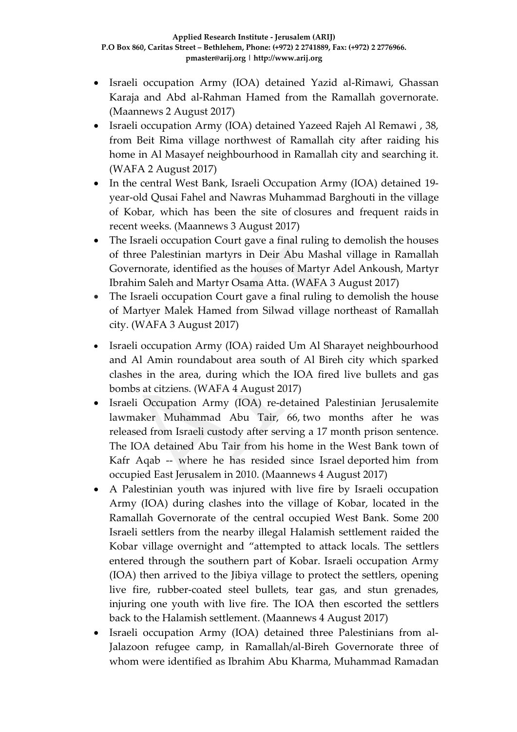- Israeli occupation Army (IOA) detained Yazid al-Rimawi, Ghassan Karaja and Abd al-Rahman Hamed from the Ramallah governorate. (Maannews 2 August 2017)
- Israeli occupation Army (IOA) detained Yazeed Rajeh Al Remawi , 38, from Beit Rima village northwest of Ramallah city after raiding his home in Al Masayef neighbourhood in Ramallah city and searching it. (WAFA 2 August 2017)
- In the central West Bank, Israeli Occupation Army (IOA) detained 19-year-old Qusai Fahel and Nawras Muhammad Barghouti in the village of Kobar, which has been the site of closures and frequent raids in recent weeks. (Maannews 3 August 2017)
- The Israeli occupation Court gave a final ruling to demolish the houses of three Palestinian martyrs in Deir Abu Mashal village in Ramallah Governorate, identified as the houses of Martyr Adel Ankoush, Martyr Ibrahim Saleh and Martyr Osama Atta. (WAFA 3 August 2017)
- The Israeli occupation Court gave a final ruling to demolish the house of Martyer Malek Hamed from Silwad village northeast of Ramallah city. (WAFA 3 August 2017)
- Israeli occupation Army (IOA) raided Um Al Sharayet neighbourhood and Al Amin roundabout area south of Al Bireh city which sparked clashes in the area, during which the IOA fired live bullets and gas bombs at citziens. (WAFA 4 August 2017)
- Israeli Occupation Army (IOA) re-detained Palestinian Jerusalemite lawmaker Muhammad Abu Tair, 66, two months after he was released from Israeli custody after serving a 17 month prison sentence. The IOA detained Abu Tair from his home in the West Bank town of Kafr Aqab -- where he has resided since Israel deported him from occupied East Jerusalem in 2010. (Maannews 4 August 2017)
- A Palestinian youth was injured with live fire by Israeli occupation Army (IOA) during clashes into the village of Kobar, located in the Ramallah Governorate of the central occupied West Bank. Some 200 Israeli settlers from the nearby illegal Halamish settlement raided the Kobar village overnight and "attempted to attack locals. The settlers entered through the southern part of Kobar. Israeli occupation Army (IOA) then arrived to the Jibiya village to protect the settlers, opening live fire, rubber-coated steel bullets, tear gas, and stun grenades, injuring one youth with live fire. The IOA then escorted the settlers back to the Halamish settlement. (Maannews 4 August 2017)
- Israeli occupation Army (IOA) detained three Palestinians from al-Jalazoon refugee camp, in Ramallah/al-Bireh Governorate three of whom were identified as Ibrahim Abu Kharma, Muhammad Ramadan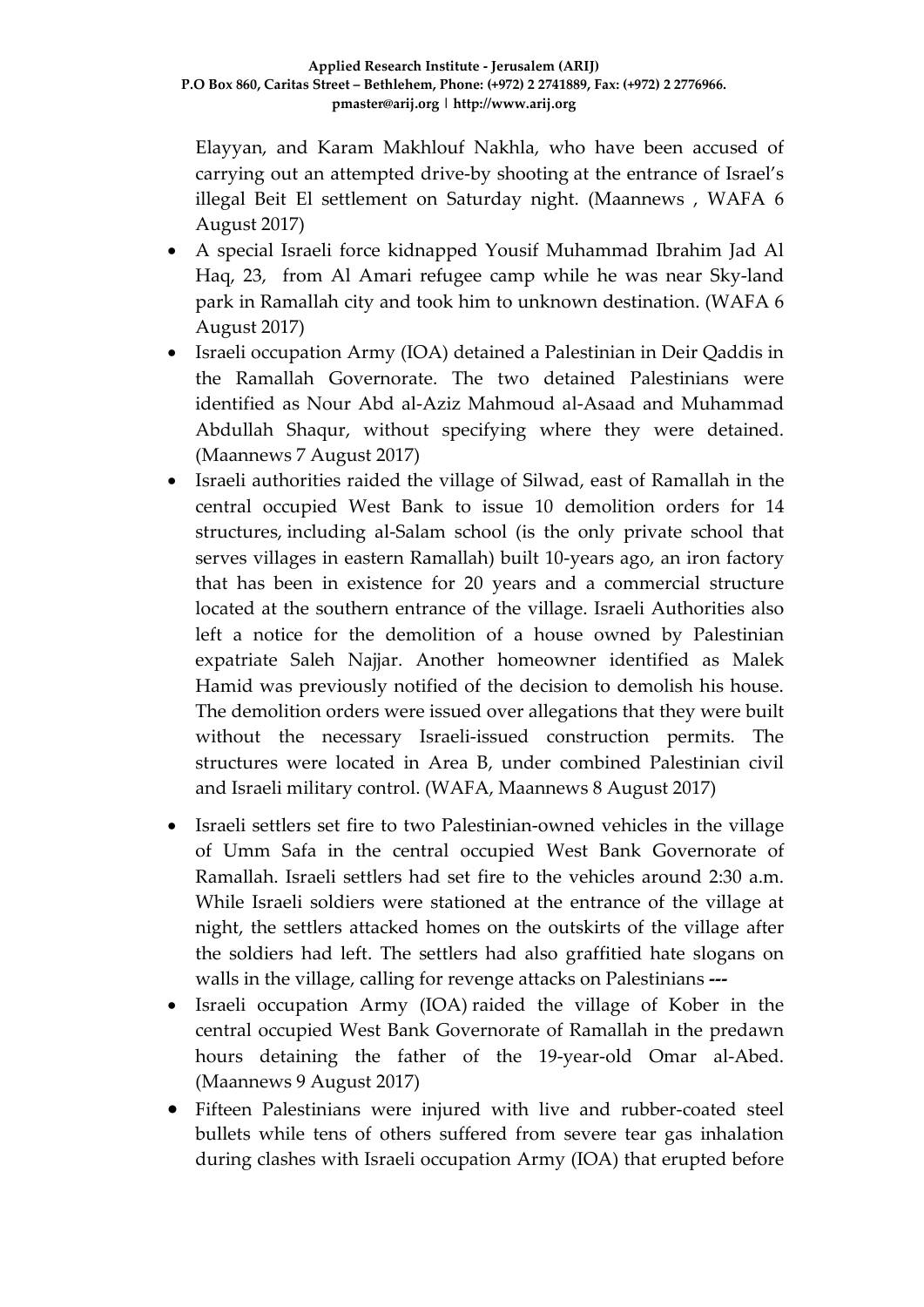Elayyan, and Karam Makhlouf Nakhla, who have been accused of carrying out an attempted drive-by shooting at the entrance of Israel's illegal Beit El settlement on Saturday night. (Maannews , WAFA 6 August 2017)

- A special Israeli force kidnapped Yousif Muhammad Ibrahim Jad Al Haq, 23, from Al Amari refugee camp while he was near Sky-land park in Ramallah city and took him to unknown destination. (WAFA 6 August 2017)
- Israeli occupation Army (IOA) detained a Palestinian in Deir Qaddis in the Ramallah Governorate. The two detained Palestinians were identified as Nour Abd al-Aziz Mahmoud al-Asaad and Muhammad Abdullah Shaqur, without specifying where they were detained. (Maannews 7 August 2017)
- Israeli authorities raided the village of Silwad, east of Ramallah in the central occupied West Bank to issue 10 demolition orders for 14 structures, including al-Salam school (is the only private school that serves villages in eastern Ramallah) built 10-years ago, an iron factory that has been in existence for 20 years and a commercial structure located at the southern entrance of the village. Israeli Authorities also left a notice for the demolition of a house owned by Palestinian expatriate Saleh Najjar. Another homeowner identified as Malek Hamid was previously notified of the decision to demolish his house. The demolition orders were issued over allegations that they were built without the necessary Israeli-issued construction permits. The structures were located in Area B, under combined Palestinian civil and Israeli military control. (WAFA, Maannews 8 August 2017)
- Israeli settlers set fire to two Palestinian-owned vehicles in the village of Umm Safa in the central occupied West Bank Governorate of Ramallah. Israeli settlers had set fire to the vehicles around 2:30 a.m. While Israeli soldiers were stationed at the entrance of the village at night, the settlers attacked homes on the outskirts of the village after the soldiers had left. The settlers had also graffitied hate slogans on walls in the village, calling for revenge attacks on Palestinians **---**
- Israeli occupation Army (IOA) raided the village of Kober in the central occupied West Bank Governorate of Ramallah in the predawn hours detaining the father of the 19-year-old Omar al-Abed. (Maannews 9 August 2017)
- Fifteen Palestinians were injured with live and rubber-coated steel bullets while tens of others suffered from severe tear gas inhalation during clashes with Israeli occupation Army (IOA) that erupted before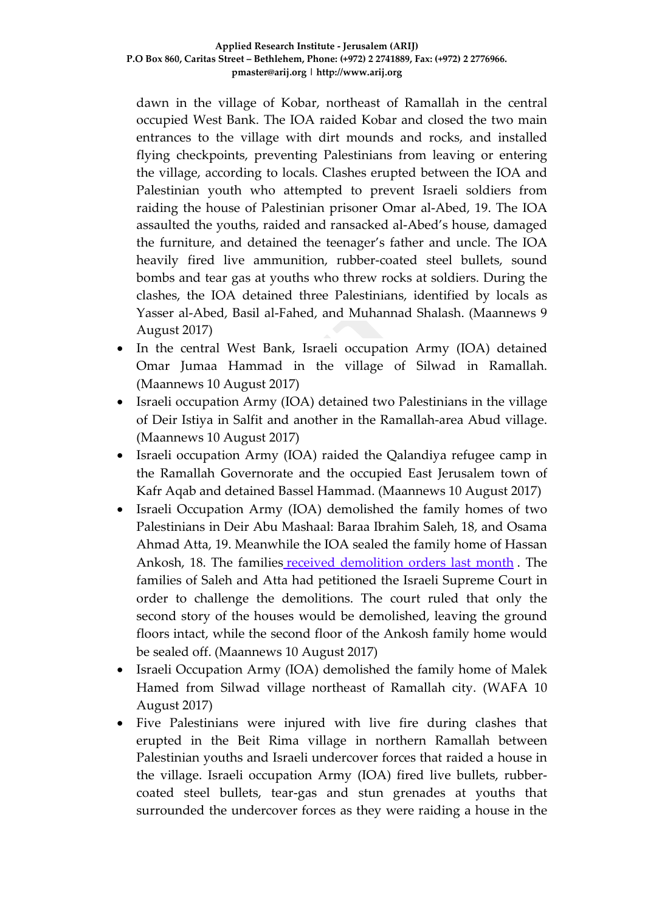dawn in the village of Kobar, northeast of Ramallah in the central occupied West Bank. The IOA raided Kobar and closed the two main entrances to the village with dirt mounds and rocks, and installed flying checkpoints, preventing Palestinians from leaving or entering the village, according to locals. Clashes erupted between the IOA and Palestinian youth who attempted to prevent Israeli soldiers from raiding the house of Palestinian prisoner Omar al-Abed, 19. The IOA assaulted the youths, raided and ransacked al-Abed's house, damaged the furniture, and detained the teenager's father and uncle. The IOA heavily fired live ammunition, rubber-coated steel bullets, sound bombs and tear gas at youths who threw rocks at soldiers. During the clashes, the IOA detained three Palestinians, identified by locals as Yasser al-Abed, Basil al-Fahed, and Muhannad Shalash. (Maannews 9 August 2017)

- In the central West Bank, Israeli occupation Army (IOA) detained Omar Jumaa Hammad in the village of Silwad in Ramallah. (Maannews 10 August 2017)
- Israeli occupation Army (IOA) detained two Palestinians in the village of Deir Istiya in Salfit and another in the Ramallah-area Abud village. (Maannews 10 August 2017)
- Israeli occupation Army (IOA) raided the Qalandiya refugee camp in the Ramallah Governorate and the occupied East Jerusalem town of Kafr Aqab and detained Bassel Hammad. (Maannews 10 August 2017)
- Israeli Occupation Army (IOA) demolished the family homes of two Palestinians in Deir Abu Mashaal: Baraa Ibrahim Saleh, 18, and Osama Ahmad Atta, 19. Meanwhile the IOA sealed the family home of Hassan Ankosh, 18. The families received demolition orders last month . The families of Saleh and Atta had petitioned the Israeli Supreme Court in order to challenge the demolitions. The court ruled that only the second story of the houses would be demolished, leaving the ground floors intact, while the second floor of the Ankosh family home would be sealed off. (Maannews 10 August 2017)
- Israeli Occupation Army (IOA) demolished the family home of Malek Hamed from Silwad village northeast of Ramallah city. (WAFA 10 August 2017)
- Five Palestinians were injured with live fire during clashes that erupted in the Beit Rima village in northern Ramallah between Palestinian youths and Israeli undercover forces that raided a house in the village. Israeli occupation Army (IOA) fired live bullets, rubber-coated steel bullets, tear-gas and stun grenades at youths that surrounded the undercover forces as they were raiding a house in the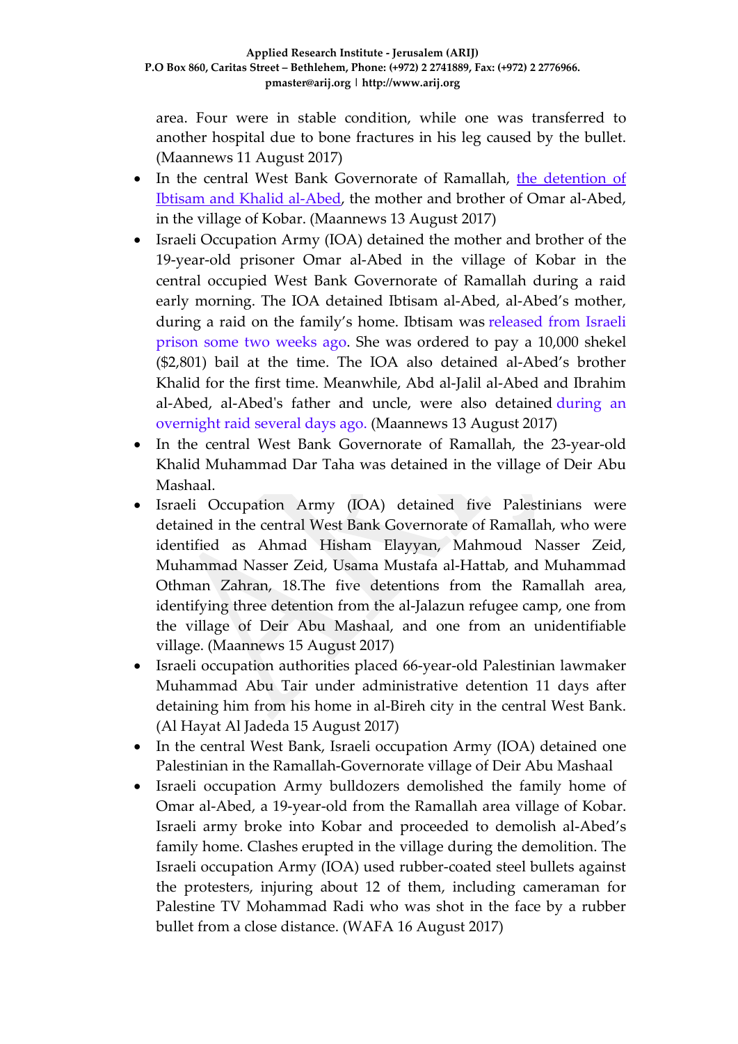area. Four were in stable condition, while one was transferred to another hospital due to bone fractures in his leg caused by the bullet. (Maannews 11 August 2017)

- In the central West Bank Governorate of Ramallah, the detention of Ibtisam and Khalid al-Abed, the mother and brother of Omar al-Abed, in the village of Kobar. (Maannews 13 August 2017)
- Israeli Occupation Army (IOA) detained the mother and brother of the 19-year-old prisoner Omar al-Abed in the village of Kobar in the central occupied West Bank Governorate of Ramallah during a raid early morning. The IOA detained Ibtisam al-Abed, al-Abed's mother, during a raid on the family's home. Ibtisam was released from Israeli prison some two weeks ago. She was ordered to pay a 10,000 shekel ($2,801) bail at the time. The IOA also detained al-Abed's brother Khalid for the first time. Meanwhile, Abd al-Jalil al-Abed and Ibrahim al-Abed, al-Abed's father and uncle, were also detained during an overnight raid several days ago. (Maannews 13 August 2017)
- In the central West Bank Governorate of Ramallah, the 23-year-old Khalid Muhammad Dar Taha was detained in the village of Deir Abu Mashaal.
- Israeli Occupation Army (IOA) detained five Palestinians were detained in the central West Bank Governorate of Ramallah, who were identified as Ahmad Hisham Elayyan, Mahmoud Nasser Zeid, Muhammad Nasser Zeid, Usama Mustafa al-Hattab, and Muhammad Othman Zahran, 18.The five detentions from the Ramallah area, identifying three detention from the al-Jalazun refugee camp, one from the village of Deir Abu Mashaal, and one from an unidentifiable village. (Maannews 15 August 2017)
- Israeli occupation authorities placed 66-year-old Palestinian lawmaker Muhammad Abu Tair under administrative detention 11 days after detaining him from his home in al-Bireh city in the central West Bank. (Al Hayat Al Jadeda 15 August 2017)
- In the central West Bank, Israeli occupation Army (IOA) detained one Palestinian in the Ramallah-Governorate village of Deir Abu Mashaal
- Israeli occupation Army bulldozers demolished the family home of Omar al-Abed, a 19-year-old from the Ramallah area village of Kobar. Israeli army broke into Kobar and proceeded to demolish al-Abed's family home. Clashes erupted in the village during the demolition. The Israeli occupation Army (IOA) used rubber-coated steel bullets against the protesters, injuring about 12 of them, including cameraman for Palestine TV Mohammad Radi who was shot in the face by a rubber bullet from a close distance. (WAFA 16 August 2017)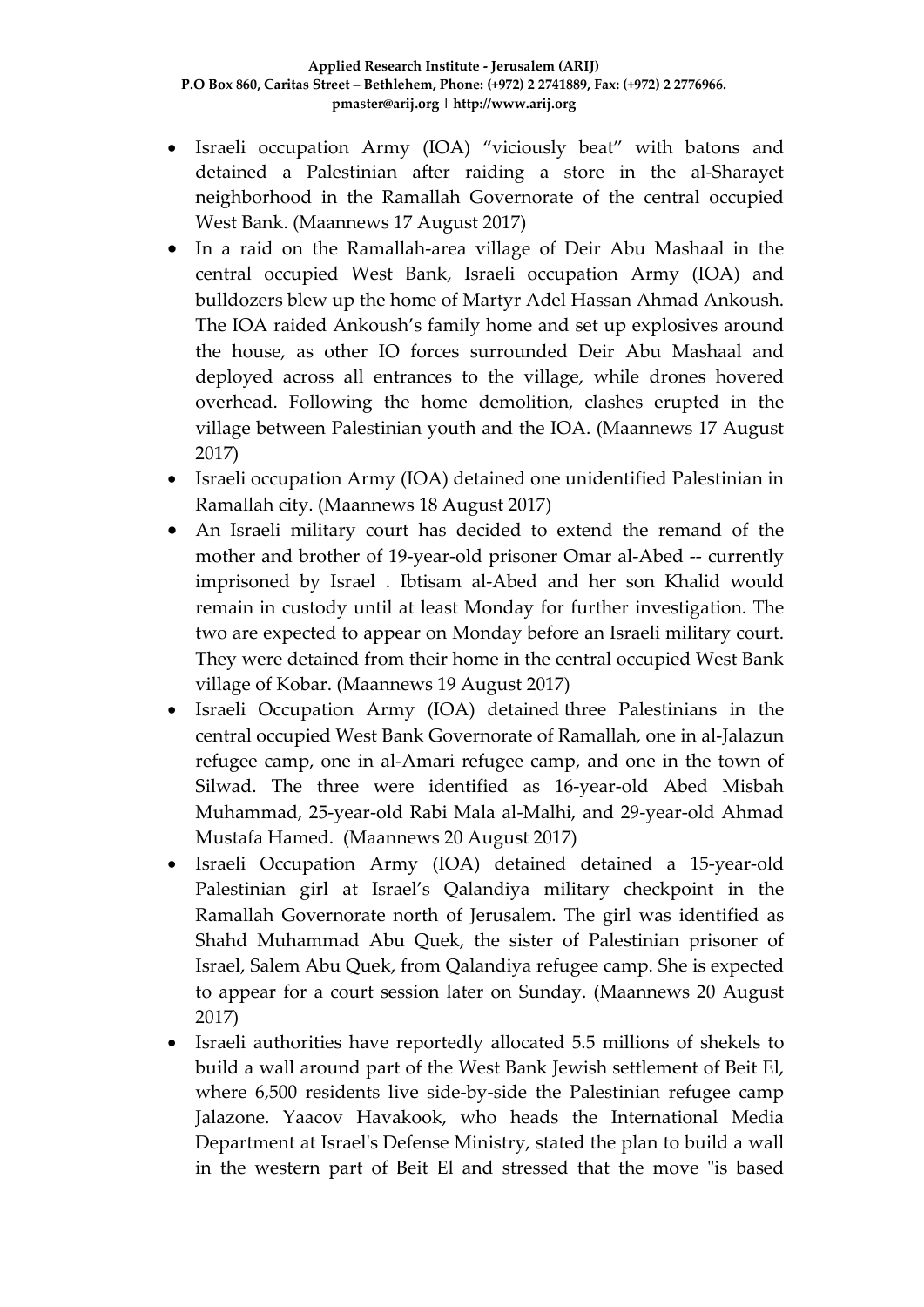- Israeli occupation Army (IOA) “viciously beat” with batons and detained a Palestinian after raiding a store in the al-Sharayet neighborhood in the Ramallah Governorate of the central occupied West Bank. (Maannews 17 August 2017)
- In a raid on the Ramallah-area village of Deir Abu Mashaal in the central occupied West Bank, Israeli occupation Army (IOA) and bulldozers blew up the home of Martyr Adel Hassan Ahmad Ankoush. The IOA raided Ankoush’s family home and set up explosives around the house, as other IO forces surrounded Deir Abu Mashaal and deployed across all entrances to the village, while drones hovered overhead. Following the home demolition, clashes erupted in the village between Palestinian youth and the IOA. (Maannews 17 August 2017)
- Israeli occupation Army (IOA) detained one unidentified Palestinian in Ramallah city. (Maannews 18 August 2017)
- An Israeli military court has decided to extend the remand of the mother and brother of 19-year-old prisoner Omar al-Abed -- currently imprisoned by Israel . Ibtisam al-Abed and her son Khalid would remain in custody until at least Monday for further investigation. The two are expected to appear on Monday before an Israeli military court. They were detained from their home in the central occupied West Bank village of Kobar. (Maannews 19 August 2017)
- Israeli Occupation Army (IOA) detained three Palestinians in the central occupied West Bank Governorate of Ramallah, one in al-Jalazun refugee camp, one in al-Amari refugee camp, and one in the town of Silwad. The three were identified as 16-year-old Abed Misbah Muhammad, 25-year-old Rabi Mala al-Malhi, and 29-year-old Ahmad Mustafa Hamed. (Maannews 20 August 2017)
- Israeli Occupation Army (IOA) detained detained a 15-year-old Palestinian girl at Israel’s Qalandiya military checkpoint in the Ramallah Governorate north of Jerusalem. The girl was identified as Shahd Muhammad Abu Quek, the sister of Palestinian prisoner of Israel, Salem Abu Quek, from Qalandiya refugee camp. She is expected to appear for a court session later on Sunday. (Maannews 20 August 2017)
- Israeli authorities have reportedly allocated 5.5 millions of shekels to build a wall around part of the West Bank Jewish settlement of Beit El, where 6,500 residents live side-by-side the Palestinian refugee camp Jalazone. Yaacov Havakook, who heads the International Media Department at Israel's Defense Ministry, stated the plan to build a wall in the western part of Beit El and stressed that the move "is based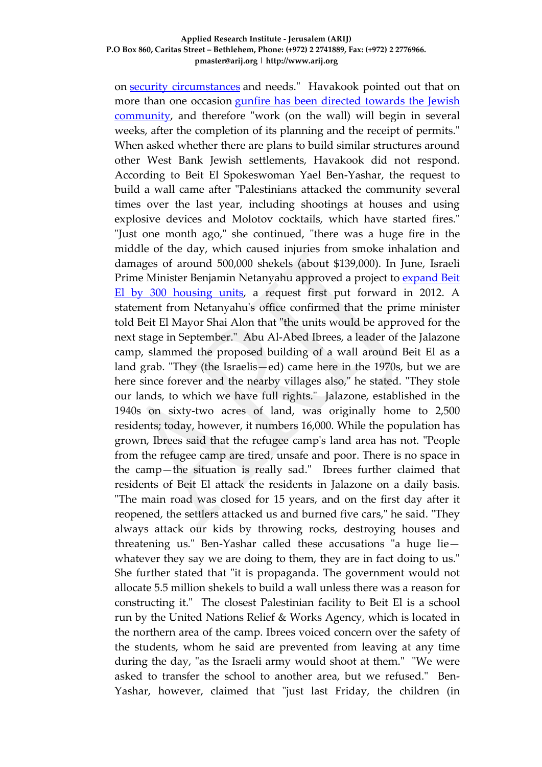on security circumstances and needs." Havakook pointed out that on more than one occasion gunfire has been directed towards the Jewish community, and therefore "work (on the wall) will begin in several weeks, after the completion of its planning and the receipt of permits." When asked whether there are plans to build similar structures around other West Bank Jewish settlements, Havakook did not respond. According to Beit El Spokeswoman Yael Ben-Yashar, the request to build a wall came after "Palestinians attacked the community several times over the last year, including shootings at houses and using explosive devices and Molotov cocktails, which have started fires." "Just one month ago," she continued, "there was a huge fire in the middle of the day, which caused injuries from smoke inhalation and damages of around 500,000 shekels (about $139,000). In June, Israeli Prime Minister Benjamin Netanyahu approved a project to expand Beit El by 300 housing units, a request first put forward in 2012. A statement from Netanyahu's office confirmed that the prime minister told Beit El Mayor Shai Alon that "the units would be approved for the next stage in September." Abu Al-Abed Ibrees, a leader of the Jalazone camp, slammed the proposed building of a wall around Beit El as a land grab. "They (the Israelis—ed) came here in the 1970s, but we are here since forever and the nearby villages also," he stated. "They stole our lands, to which we have full rights." Jalazone, established in the 1940s on sixty-two acres of land, was originally home to 2,500 residents; today, however, it numbers 16,000. While the population has grown, Ibrees said that the refugee camp's land area has not. "People from the refugee camp are tired, unsafe and poor. There is no space in the camp—the situation is really sad." Ibrees further claimed that residents of Beit El attack the residents in Jalazone on a daily basis. "The main road was closed for 15 years, and on the first day after it reopened, the settlers attacked us and burned five cars," he said. "They always attack our kids by throwing rocks, destroying houses and threatening us." Ben-Yashar called these accusations "a huge lie—whatever they say we are doing to them, they are in fact doing to us." She further stated that "it is propaganda. The government would not allocate 5.5 million shekels to build a wall unless there was a reason for constructing it." The closest Palestinian facility to Beit El is a school run by the United Nations Relief & Works Agency, which is located in the northern area of the camp. Ibrees voiced concern over the safety of the students, whom he said are prevented from leaving at any time during the day, "as the Israeli army would shoot at them." "We were asked to transfer the school to another area, but we refused." Ben-Yashar, however, claimed that "just last Friday, the children (in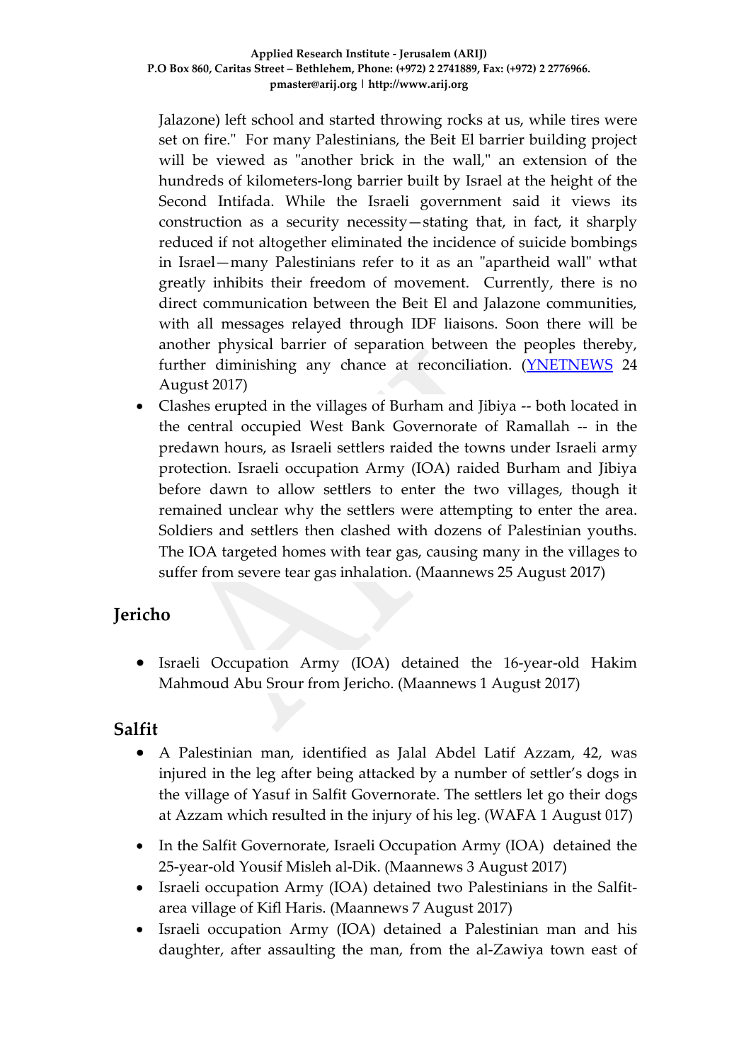Jalazone) left school and started throwing rocks at us, while tires were set on fire." For many Palestinians, the Beit El barrier building project will be viewed as "another brick in the wall," an extension of the hundreds of kilometers-long barrier built by Israel at the height of the Second Intifada. While the Israeli government said it views its construction as a security necessity—stating that, in fact, it sharply reduced if not altogether eliminated the incidence of suicide bombings in Israel—many Palestinians refer to it as an "apartheid wall" wthat greatly inhibits their freedom of movement. Currently, there is no direct communication between the Beit El and Jalazone communities, with all messages relayed through IDF liaisons. Soon there will be another physical barrier of separation between the peoples thereby, further diminishing any chance at reconciliation. (YNETNEWS 24 August 2017)

- Clashes erupted in the villages of Burham and Jibiya -- both located in the central occupied West Bank Governorate of Ramallah -- in the predawn hours, as Israeli settlers raided the towns under Israeli army protection. Israeli occupation Army (IOA) raided Burham and Jibiya before dawn to allow settlers to enter the two villages, though it remained unclear why the settlers were attempting to enter the area. Soldiers and settlers then clashed with dozens of Palestinian youths. The IOA targeted homes with tear gas, causing many in the villages to suffer from severe tear gas inhalation. (Maannews 25 August 2017)

## Jericho

- Israeli Occupation Army (IOA) detained the 16-year-old Hakim Mahmoud Abu Srour from Jericho. (Maannews 1 August 2017)

## Salfit

- A Palestinian man, identified as Jalal Abdel Latif Azzam, 42, was injured in the leg after being attacked by a number of settler's dogs in the village of Yasuf in Salfit Governorate. The settlers let go their dogs at Azzam which resulted in the injury of his leg. (WAFA 1 August 017)
- In the Salfit Governorate, Israeli Occupation Army (IOA) detained the 25-year-old Yousif Misleh al-Dik. (Maannews 3 August 2017)
- Israeli occupation Army (IOA) detained two Palestinians in the Salfit-area village of Kifl Haris. (Maannews 7 August 2017)
- Israeli occupation Army (IOA) detained a Palestinian man and his daughter, after assaulting the man, from the al-Zawiya town east of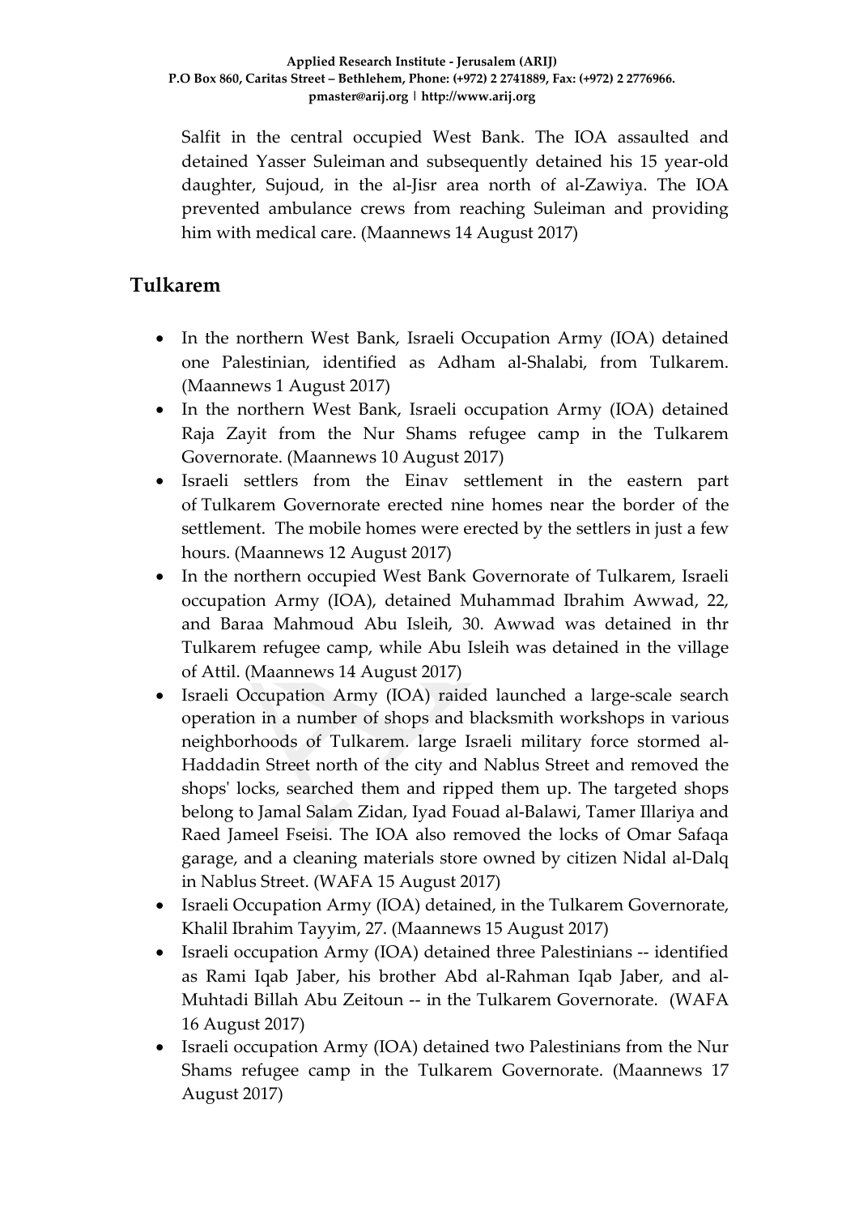Salfit in the central occupied West Bank. The IOA assaulted and detained Yasser Suleiman and subsequently detained his 15 year-old daughter, Sujoud, in the al-Jisr area north of al-Zawiya. The IOA prevented ambulance crews from reaching Suleiman and providing him with medical care. (Maannews 14 August 2017)

## Tulkarem

- In the northern West Bank, Israeli Occupation Army (IOA) detained one Palestinian, identified as Adham al-Shalabi, from Tulkarem. (Maannews 1 August 2017)
- In the northern West Bank, Israeli occupation Army (IOA) detained Raja Zayit from the Nur Shams refugee camp in the Tulkarem Governorate. (Maannews 10 August 2017)
- Israeli settlers from the Einav settlement in the eastern part of Tulkarem Governorate erected nine homes near the border of the settlement. The mobile homes were erected by the settlers in just a few hours. (Maannews 12 August 2017)
- In the northern occupied West Bank Governorate of Tulkarem, Israeli occupation Army (IOA), detained Muhammad Ibrahim Awwad, 22, and Baraa Mahmoud Abu Isleih, 30. Awwad was detained in thr Tulkarem refugee camp, while Abu Isleih was detained in the village of Attil. (Maannews 14 August 2017)
- Israeli Occupation Army (IOA) raided launched a large-scale search operation in a number of shops and blacksmith workshops in various neighborhoods of Tulkarem. large Israeli military force stormed al-Haddadin Street north of the city and Nablus Street and removed the shops' locks, searched them and ripped them up. The targeted shops belong to Jamal Salam Zidan, Iyad Fouad al-Balawi, Tamer Illariya and Raed Jameel Fseisi. The IOA also removed the locks of Omar Safaqa garage, and a cleaning materials store owned by citizen Nidal al-Dalq in Nablus Street. (WAFA 15 August 2017)
- Israeli Occupation Army (IOA) detained, in the Tulkarem Governorate, Khalil Ibrahim Tayyim, 27. (Maannews 15 August 2017)
- Israeli occupation Army (IOA) detained three Palestinians -- identified as Rami Iqab Jaber, his brother Abd al-Rahman Iqab Jaber, and al-Muhtadi Billah Abu Zeitoun -- in the Tulkarem Governorate. (WAFA 16 August 2017)
- Israeli occupation Army (IOA) detained two Palestinians from the Nur Shams refugee camp in the Tulkarem Governorate. (Maannews 17 August 2017)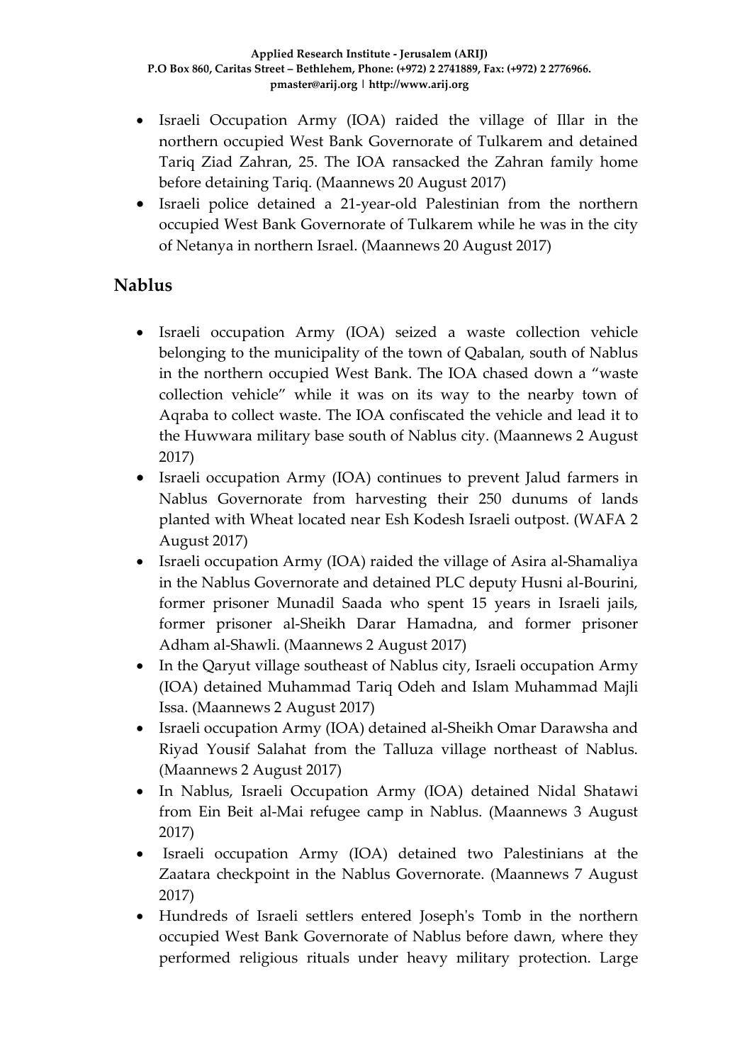- Israeli Occupation Army (IOA) raided the village of Illar in the northern occupied West Bank Governorate of Tulkarem and detained Tariq Ziad Zahran, 25. The IOA ransacked the Zahran family home before detaining Tariq. (Maannews 20 August 2017)
- Israeli police detained a 21-year-old Palestinian from the northern occupied West Bank Governorate of Tulkarem while he was in the city of Netanya in northern Israel. (Maannews 20 August 2017)

## Nablus

- Israeli occupation Army (IOA) seized a waste collection vehicle belonging to the municipality of the town of Qabalan, south of Nablus in the northern occupied West Bank. The IOA chased down a "waste collection vehicle" while it was on its way to the nearby town of Aqraba to collect waste. The IOA confiscated the vehicle and lead it to the Huwwara military base south of Nablus city. (Maannews 2 August 2017)
- Israeli occupation Army (IOA) continues to prevent Jalud farmers in Nablus Governorate from harvesting their 250 dunums of lands planted with Wheat located near Esh Kodesh Israeli outpost. (WAFA 2 August 2017)
- Israeli occupation Army (IOA) raided the village of Asira al-Shamaliya in the Nablus Governorate and detained PLC deputy Husni al-Bourini, former prisoner Munadil Saada who spent 15 years in Israeli jails, former prisoner al-Sheikh Darar Hamadna, and former prisoner Adham al-Shawli. (Maannews 2 August 2017)
- In the Qaryut village southeast of Nablus city, Israeli occupation Army (IOA) detained Muhammad Tariq Odeh and Islam Muhammad Majli Issa. (Maannews 2 August 2017)
- Israeli occupation Army (IOA) detained al-Sheikh Omar Darawsha and Riyad Yousif Salahat from the Talluza village northeast of Nablus. (Maannews 2 August 2017)
- In Nablus, Israeli Occupation Army (IOA) detained Nidal Shatawi from Ein Beit al-Mai refugee camp in Nablus. (Maannews 3 August 2017)
- Israeli occupation Army (IOA) detained two Palestinians at the Zaatara checkpoint in the Nablus Governorate. (Maannews 7 August 2017)
- Hundreds of Israeli settlers entered Joseph's Tomb in the northern occupied West Bank Governorate of Nablus before dawn, where they performed religious rituals under heavy military protection. Large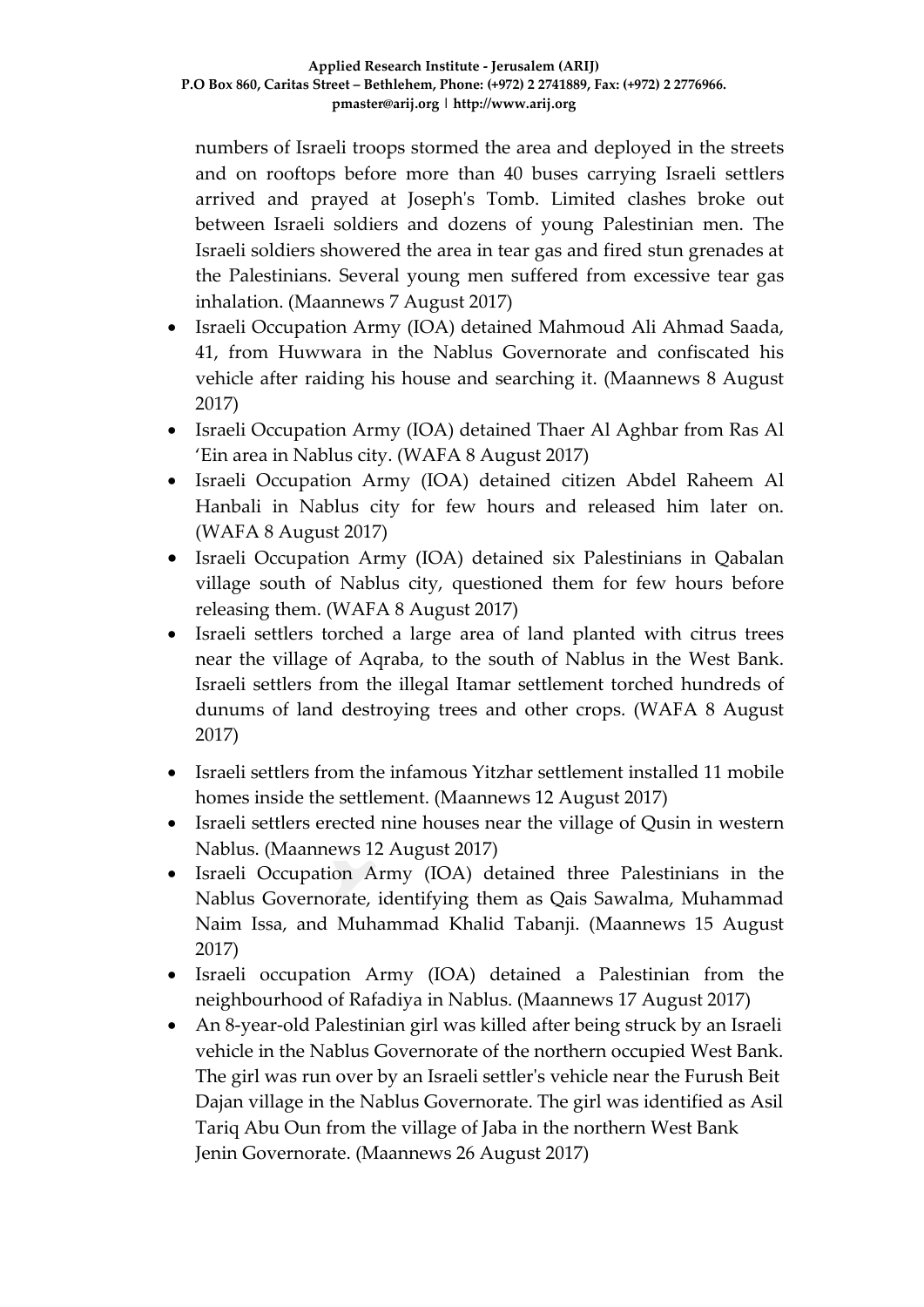numbers of Israeli troops stormed the area and deployed in the streets and on rooftops before more than 40 buses carrying Israeli settlers arrived and prayed at Joseph's Tomb. Limited clashes broke out between Israeli soldiers and dozens of young Palestinian men. The Israeli soldiers showered the area in tear gas and fired stun grenades at the Palestinians. Several young men suffered from excessive tear gas inhalation. (Maannews 7 August 2017)

- Israeli Occupation Army (IOA) detained Mahmoud Ali Ahmad Saada, 41, from Huwwara in the Nablus Governorate and confiscated his vehicle after raiding his house and searching it. (Maannews 8 August 2017)
- Israeli Occupation Army (IOA) detained Thaer Al Aghbar from Ras Al 'Ein area in Nablus city. (WAFA 8 August 2017)
- Israeli Occupation Army (IOA) detained citizen Abdel Raheem Al Hanbali in Nablus city for few hours and released him later on. (WAFA 8 August 2017)
- Israeli Occupation Army (IOA) detained six Palestinians in Qabalan village south of Nablus city, questioned them for few hours before releasing them. (WAFA 8 August 2017)
- Israeli settlers torched a large area of land planted with citrus trees near the village of Aqraba, to the south of Nablus in the West Bank. Israeli settlers from the illegal Itamar settlement torched hundreds of dunums of land destroying trees and other crops. (WAFA 8 August 2017)
- Israeli settlers from the infamous Yitzhar settlement installed 11 mobile homes inside the settlement. (Maannews 12 August 2017)
- Israeli settlers erected nine houses near the village of Qusin in western Nablus. (Maannews 12 August 2017)
- Israeli Occupation Army (IOA) detained three Palestinians in the Nablus Governorate, identifying them as Qais Sawalma, Muhammad Naim Issa, and Muhammad Khalid Tabanji. (Maannews 15 August 2017)
- Israeli occupation Army (IOA) detained a Palestinian from the neighbourhood of Rafadiya in Nablus. (Maannews 17 August 2017)
- An 8-year-old Palestinian girl was killed after being struck by an Israeli vehicle in the Nablus Governorate of the northern occupied West Bank. The girl was run over by an Israeli settler's vehicle near the Furush Beit Dajan village in the Nablus Governorate. The girl was identified as Asil Tariq Abu Oun from the village of Jaba in the northern West Bank Jenin Governorate. (Maannews 26 August 2017)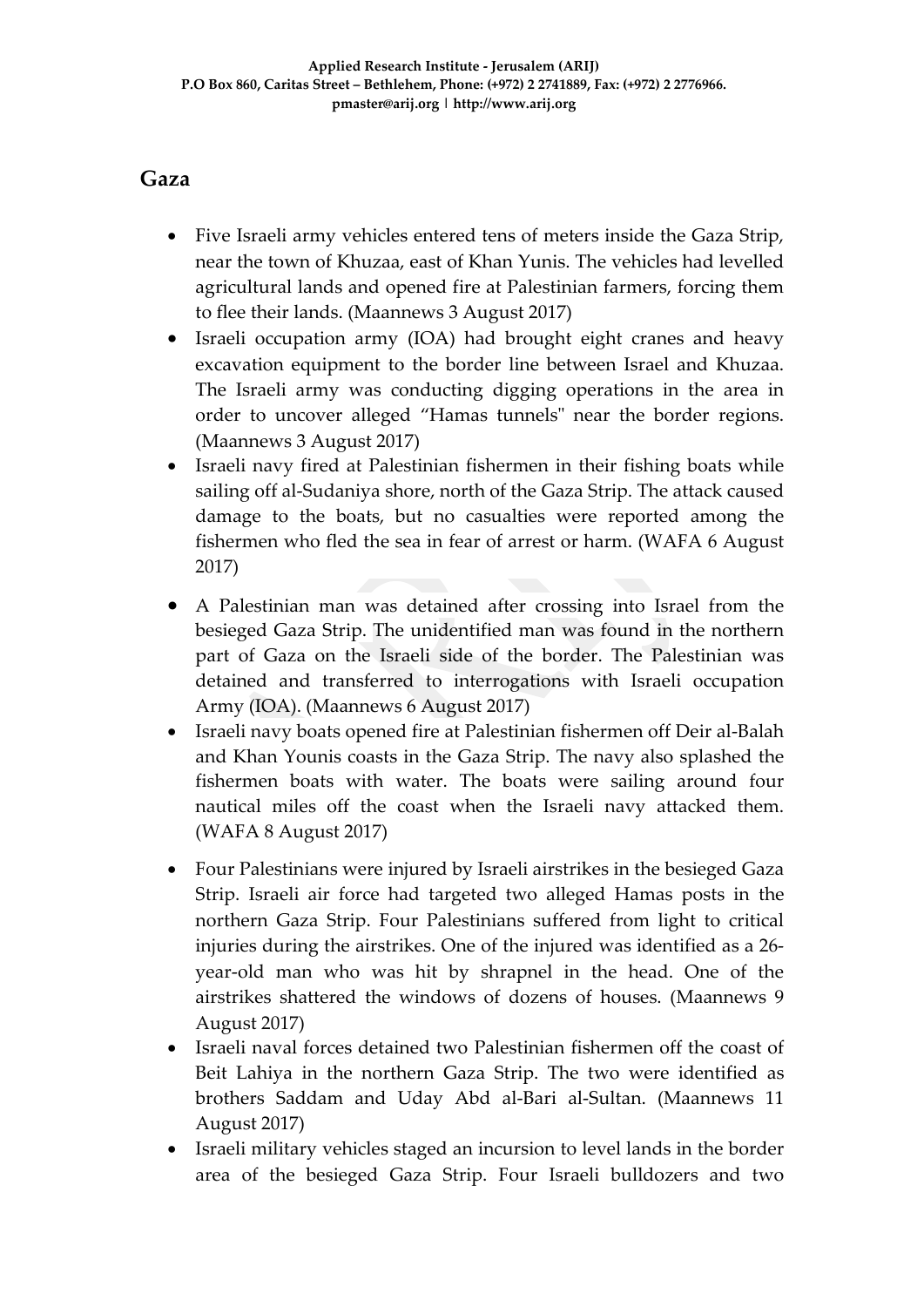## Gaza

- Five Israeli army vehicles entered tens of meters inside the Gaza Strip, near the town of Khuzaa, east of Khan Yunis. The vehicles had levelled agricultural lands and opened fire at Palestinian farmers, forcing them to flee their lands. (Maannews 3 August 2017)
- Israeli occupation army (IOA) had brought eight cranes and heavy excavation equipment to the border line between Israel and Khuzaa. The Israeli army was conducting digging operations in the area in order to uncover alleged "Hamas tunnels" near the border regions. (Maannews 3 August 2017)
- Israeli navy fired at Palestinian fishermen in their fishing boats while sailing off al-Sudaniya shore, north of the Gaza Strip. The attack caused damage to the boats, but no casualties were reported among the fishermen who fled the sea in fear of arrest or harm. (WAFA 6 August 2017)
- A Palestinian man was detained after crossing into Israel from the besieged Gaza Strip. The unidentified man was found in the northern part of Gaza on the Israeli side of the border. The Palestinian was detained and transferred to interrogations with Israeli occupation Army (IOA). (Maannews 6 August 2017)
- Israeli navy boats opened fire at Palestinian fishermen off Deir al-Balah and Khan Younis coasts in the Gaza Strip. The navy also splashed the fishermen boats with water. The boats were sailing around four nautical miles off the coast when the Israeli navy attacked them. (WAFA 8 August 2017)
- Four Palestinians were injured by Israeli airstrikes in the besieged Gaza Strip. Israeli air force had targeted two alleged Hamas posts in the northern Gaza Strip. Four Palestinians suffered from light to critical injuries during the airstrikes. One of the injured was identified as a 26-year-old man who was hit by shrapnel in the head. One of the airstrikes shattered the windows of dozens of houses. (Maannews 9 August 2017)
- Israeli naval forces detained two Palestinian fishermen off the coast of Beit Lahiya in the northern Gaza Strip. The two were identified as brothers Saddam and Uday Abd al-Bari al-Sultan. (Maannews 11 August 2017)
- Israeli military vehicles staged an incursion to level lands in the border area of the besieged Gaza Strip. Four Israeli bulldozers and two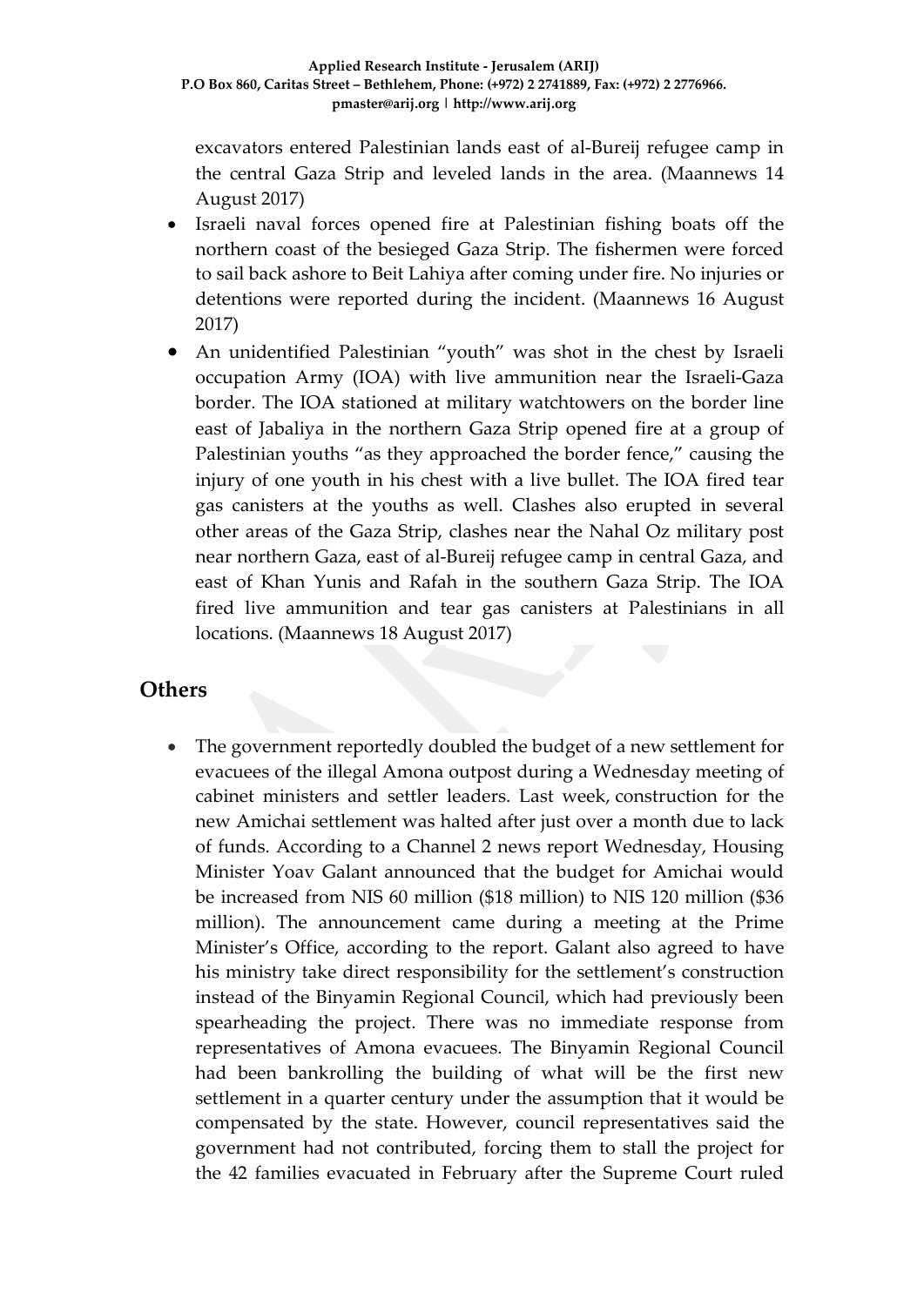excavators entered Palestinian lands east of al-Bureij refugee camp in the central Gaza Strip and leveled lands in the area. (Maannews 14 August 2017)

- Israeli naval forces opened fire at Palestinian fishing boats off the northern coast of the besieged Gaza Strip. The fishermen were forced to sail back ashore to Beit Lahiya after coming under fire. No injuries or detentions were reported during the incident. (Maannews 16 August 2017)
- An unidentified Palestinian "youth" was shot in the chest by Israeli occupation Army (IOA) with live ammunition near the Israeli-Gaza border. The IOA stationed at military watchtowers on the border line east of Jabaliya in the northern Gaza Strip opened fire at a group of Palestinian youths "as they approached the border fence," causing the injury of one youth in his chest with a live bullet. The IOA fired tear gas canisters at the youths as well. Clashes also erupted in several other areas of the Gaza Strip, clashes near the Nahal Oz military post near northern Gaza, east of al-Bureij refugee camp in central Gaza, and east of Khan Yunis and Rafah in the southern Gaza Strip. The IOA fired live ammunition and tear gas canisters at Palestinians in all locations. (Maannews 18 August 2017)

## Others

- The government reportedly doubled the budget of a new settlement for evacuees of the illegal Amona outpost during a Wednesday meeting of cabinet ministers and settler leaders. Last week, construction for the new Amichai settlement was halted after just over a month due to lack of funds. According to a Channel 2 news report Wednesday, Housing Minister Yoav Galant announced that the budget for Amichai would be increased from NIS 60 million ($18 million) to NIS 120 million ($36 million). The announcement came during a meeting at the Prime Minister's Office, according to the report. Galant also agreed to have his ministry take direct responsibility for the settlement's construction instead of the Binyamin Regional Council, which had previously been spearheading the project. There was no immediate response from representatives of Amona evacuees. The Binyamin Regional Council had been bankrolling the building of what will be the first new settlement in a quarter century under the assumption that it would be compensated by the state. However, council representatives said the government had not contributed, forcing them to stall the project for the 42 families evacuated in February after the Supreme Court ruled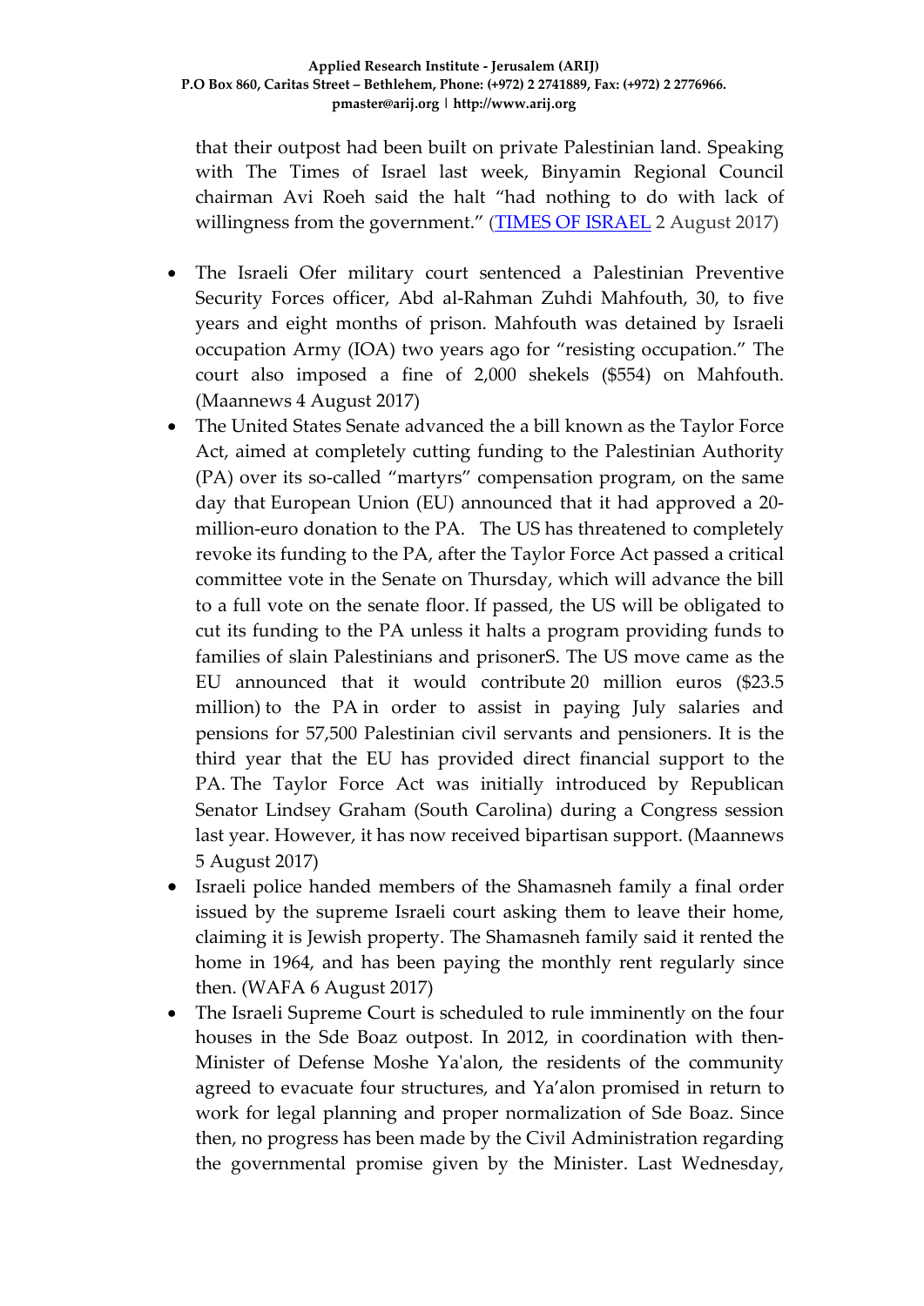that their outpost had been built on private Palestinian land. Speaking with The Times of Israel last week, Binyamin Regional Council chairman Avi Roeh said the halt "had nothing to do with lack of willingness from the government." (TIMES OF ISRAEL 2 August 2017)

- The Israeli Ofer military court sentenced a Palestinian Preventive Security Forces officer, Abd al-Rahman Zuhdi Mahfouth, 30, to five years and eight months of prison. Mahfouth was detained by Israeli occupation Army (IOA) two years ago for "resisting occupation." The court also imposed a fine of 2,000 shekels ($554) on Mahfouth. (Maannews 4 August 2017)
- The United States Senate advanced the a bill known as the Taylor Force Act, aimed at completely cutting funding to the Palestinian Authority (PA) over its so-called "martyrs" compensation program, on the same day that European Union (EU) announced that it had approved a 20-million-euro donation to the PA. The US has threatened to completely revoke its funding to the PA, after the Taylor Force Act passed a critical committee vote in the Senate on Thursday, which will advance the bill to a full vote on the senate floor. If passed, the US will be obligated to cut its funding to the PA unless it halts a program providing funds to families of slain Palestinians and prisonerS. The US move came as the EU announced that it would contribute 20 million euros ($23.5 million) to the PA in order to assist in paying July salaries and pensions for 57,500 Palestinian civil servants and pensioners. It is the third year that the EU has provided direct financial support to the PA. The Taylor Force Act was initially introduced by Republican Senator Lindsey Graham (South Carolina) during a Congress session last year. However, it has now received bipartisan support. (Maannews 5 August 2017)
- Israeli police handed members of the Shamasneh family a final order issued by the supreme Israeli court asking them to leave their home, claiming it is Jewish property. The Shamasneh family said it rented the home in 1964, and has been paying the monthly rent regularly since then. (WAFA 6 August 2017)
- The Israeli Supreme Court is scheduled to rule imminently on the four houses in the Sde Boaz outpost. In 2012, in coordination with then-Minister of Defense Moshe Ya'alon, the residents of the community agreed to evacuate four structures, and Ya'alon promised in return to work for legal planning and proper normalization of Sde Boaz. Since then, no progress has been made by the Civil Administration regarding the governmental promise given by the Minister. Last Wednesday,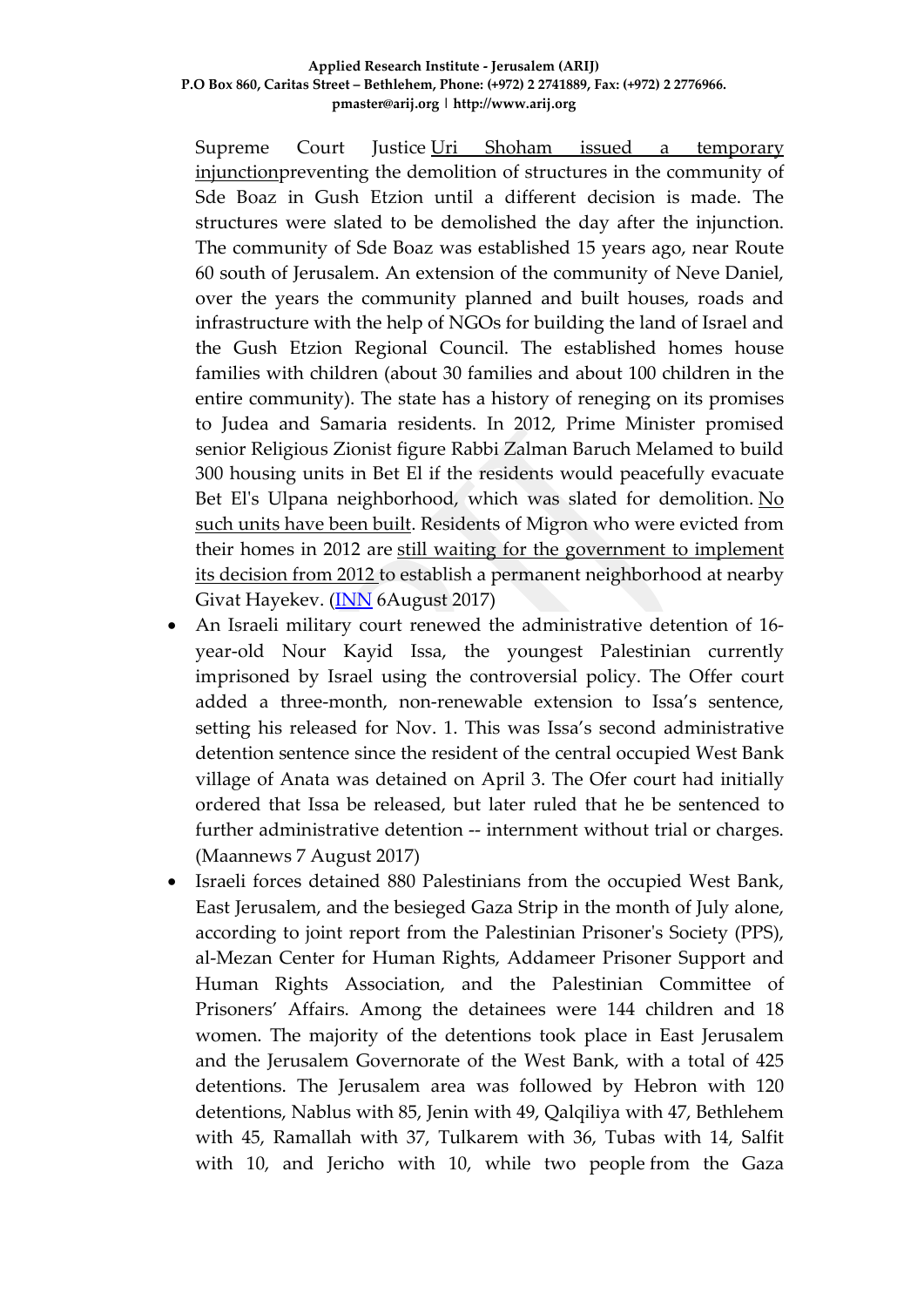Supreme Court Justice Uri Shoham issued a temporary injunctionpreventing the demolition of structures in the community of Sde Boaz in Gush Etzion until a different decision is made. The structures were slated to be demolished the day after the injunction. The community of Sde Boaz was established 15 years ago, near Route 60 south of Jerusalem. An extension of the community of Neve Daniel, over the years the community planned and built houses, roads and infrastructure with the help of NGOs for building the land of Israel and the Gush Etzion Regional Council. The established homes house families with children (about 30 families and about 100 children in the entire community). The state has a history of reneging on its promises to Judea and Samaria residents. In 2012, Prime Minister promised senior Religious Zionist figure Rabbi Zalman Baruch Melamed to build 300 housing units in Bet El if the residents would peacefully evacuate Bet El's Ulpana neighborhood, which was slated for demolition. No such units have been built. Residents of Migron who were evicted from their homes in 2012 are still waiting for the government to implement its decision from 2012 to establish a permanent neighborhood at nearby Givat Hayekev. (INN 6August 2017)

- An Israeli military court renewed the administrative detention of 16-year-old Nour Kayid Issa, the youngest Palestinian currently imprisoned by Israel using the controversial policy. The Offer court added a three-month, non-renewable extension to Issa's sentence, setting his released for Nov. 1. This was Issa's second administrative detention sentence since the resident of the central occupied West Bank village of Anata was detained on April 3. The Ofer court had initially ordered that Issa be released, but later ruled that he be sentenced to further administrative detention -- internment without trial or charges. (Maannews 7 August 2017)
- Israeli forces detained 880 Palestinians from the occupied West Bank, East Jerusalem, and the besieged Gaza Strip in the month of July alone, according to joint report from the Palestinian Prisoner's Society (PPS), al-Mezan Center for Human Rights, Addameer Prisoner Support and Human Rights Association, and the Palestinian Committee of Prisoners' Affairs. Among the detainees were 144 children and 18 women. The majority of the detentions took place in East Jerusalem and the Jerusalem Governorate of the West Bank, with a total of 425 detentions. The Jerusalem area was followed by Hebron with 120 detentions, Nablus with 85, Jenin with 49, Qalqiliya with 47, Bethlehem with 45, Ramallah with 37, Tulkarem with 36, Tubas with 14, Salfit with 10, and Jericho with 10, while two people from the Gaza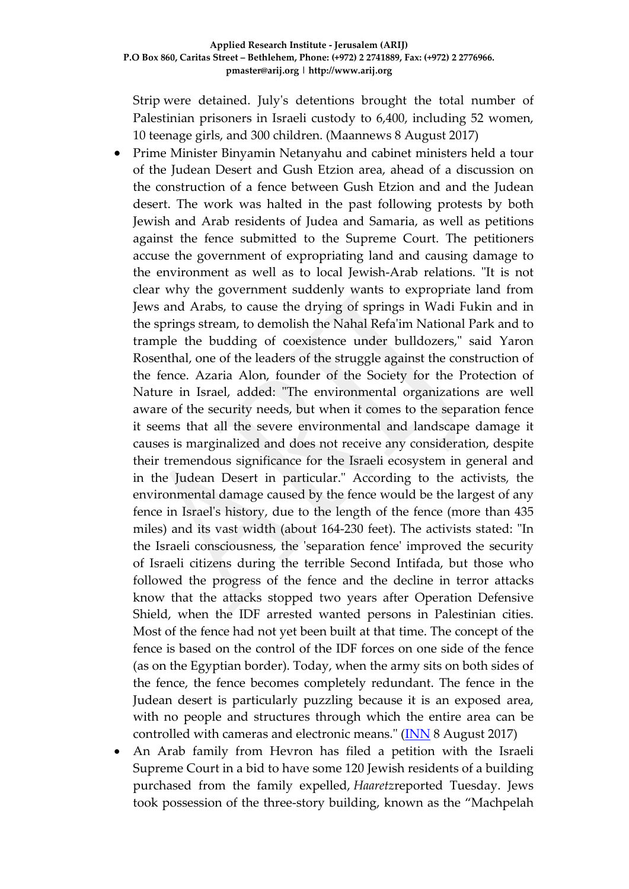Strip were detained. July's detentions brought the total number of Palestinian prisoners in Israeli custody to 6,400, including 52 women, 10 teenage girls, and 300 children. (Maannews 8 August 2017)

- Prime Minister Binyamin Netanyahu and cabinet ministers held a tour of the Judean Desert and Gush Etzion area, ahead of a discussion on the construction of a fence between Gush Etzion and and the Judean desert. The work was halted in the past following protests by both Jewish and Arab residents of Judea and Samaria, as well as petitions against the fence submitted to the Supreme Court. The petitioners accuse the government of expropriating land and causing damage to the environment as well as to local Jewish-Arab relations. "It is not clear why the government suddenly wants to expropriate land from Jews and Arabs, to cause the drying of springs in Wadi Fukin and in the springs stream, to demolish the Nahal Refa'im National Park and to trample the budding of coexistence under bulldozers," said Yaron Rosenthal, one of the leaders of the struggle against the construction of the fence. Azaria Alon, founder of the Society for the Protection of Nature in Israel, added: "The environmental organizations are well aware of the security needs, but when it comes to the separation fence it seems that all the severe environmental and landscape damage it causes is marginalized and does not receive any consideration, despite their tremendous significance for the Israeli ecosystem in general and in the Judean Desert in particular." According to the activists, the environmental damage caused by the fence would be the largest of any fence in Israel's history, due to the length of the fence (more than 435 miles) and its vast width (about 164-230 feet). The activists stated: "In the Israeli consciousness, the 'separation fence' improved the security of Israeli citizens during the terrible Second Intifada, but those who followed the progress of the fence and the decline in terror attacks know that the attacks stopped two years after Operation Defensive Shield, when the IDF arrested wanted persons in Palestinian cities. Most of the fence had not yet been built at that time. The concept of the fence is based on the control of the IDF forces on one side of the fence (as on the Egyptian border). Today, when the army sits on both sides of the fence, the fence becomes completely redundant. The fence in the Judean desert is particularly puzzling because it is an exposed area, with no people and structures through which the entire area can be controlled with cameras and electronic means." (INN 8 August 2017)
- An Arab family from Hevron has filed a petition with the Israeli Supreme Court in a bid to have some 120 Jewish residents of a building purchased from the family expelled, *Haaretz*reported Tuesday. Jews took possession of the three-story building, known as the "Machpelah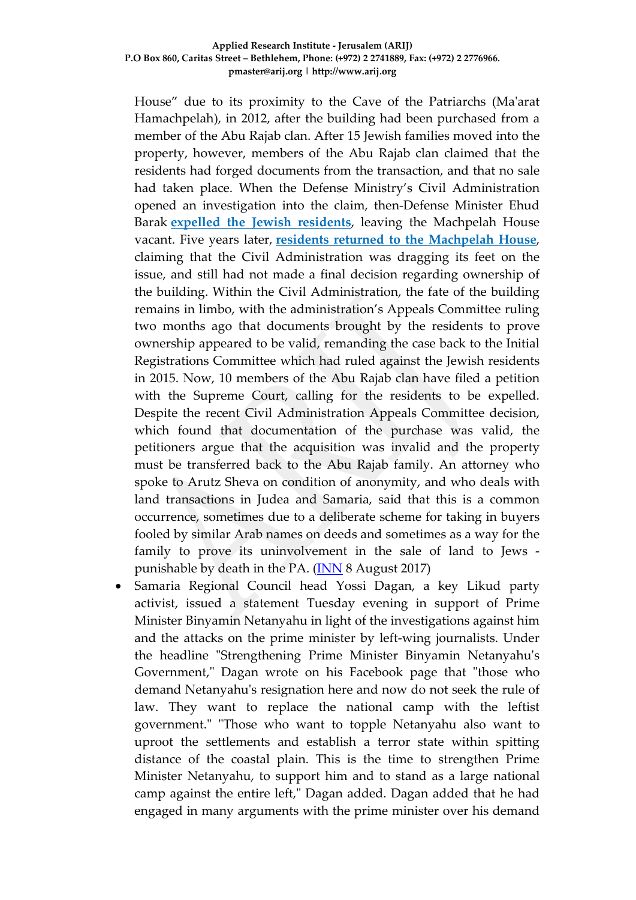House" due to its proximity to the Cave of the Patriarchs (Ma'arat Hamachpelah), in 2012, after the building had been purchased from a member of the Abu Rajab clan. After 15 Jewish families moved into the property, however, members of the Abu Rajab clan claimed that the residents had forged documents from the transaction, and that no sale had taken place. When the Defense Ministry's Civil Administration opened an investigation into the claim, then-Defense Minister Ehud Barak **expelled the Jewish residents**, leaving the Machpelah House vacant. Five years later, **residents returned to the Machpelah House**, claiming that the Civil Administration was dragging its feet on the issue, and still had not made a final decision regarding ownership of the building. Within the Civil Administration, the fate of the building remains in limbo, with the administration's Appeals Committee ruling two months ago that documents brought by the residents to prove ownership appeared to be valid, remanding the case back to the Initial Registrations Committee which had ruled against the Jewish residents in 2015. Now, 10 members of the Abu Rajab clan have filed a petition with the Supreme Court, calling for the residents to be expelled. Despite the recent Civil Administration Appeals Committee decision, which found that documentation of the purchase was valid, the petitioners argue that the acquisition was invalid and the property must be transferred back to the Abu Rajab family. An attorney who spoke to Arutz Sheva on condition of anonymity, and who deals with land transactions in Judea and Samaria, said that this is a common occurrence, sometimes due to a deliberate scheme for taking in buyers fooled by similar Arab names on deeds and sometimes as a way for the family to prove its uninvolvement in the sale of land to Jews - punishable by death in the PA. (INN 8 August 2017)

- Samaria Regional Council head Yossi Dagan, a key Likud party activist, issued a statement Tuesday evening in support of Prime Minister Binyamin Netanyahu in light of the investigations against him and the attacks on the prime minister by left-wing journalists. Under the headline "Strengthening Prime Minister Binyamin Netanyahu's Government," Dagan wrote on his Facebook page that "those who demand Netanyahu's resignation here and now do not seek the rule of law. They want to replace the national camp with the leftist government." "Those who want to topple Netanyahu also want to uproot the settlements and establish a terror state within spitting distance of the coastal plain. This is the time to strengthen Prime Minister Netanyahu, to support him and to stand as a large national camp against the entire left," Dagan added. Dagan added that he had engaged in many arguments with the prime minister over his demand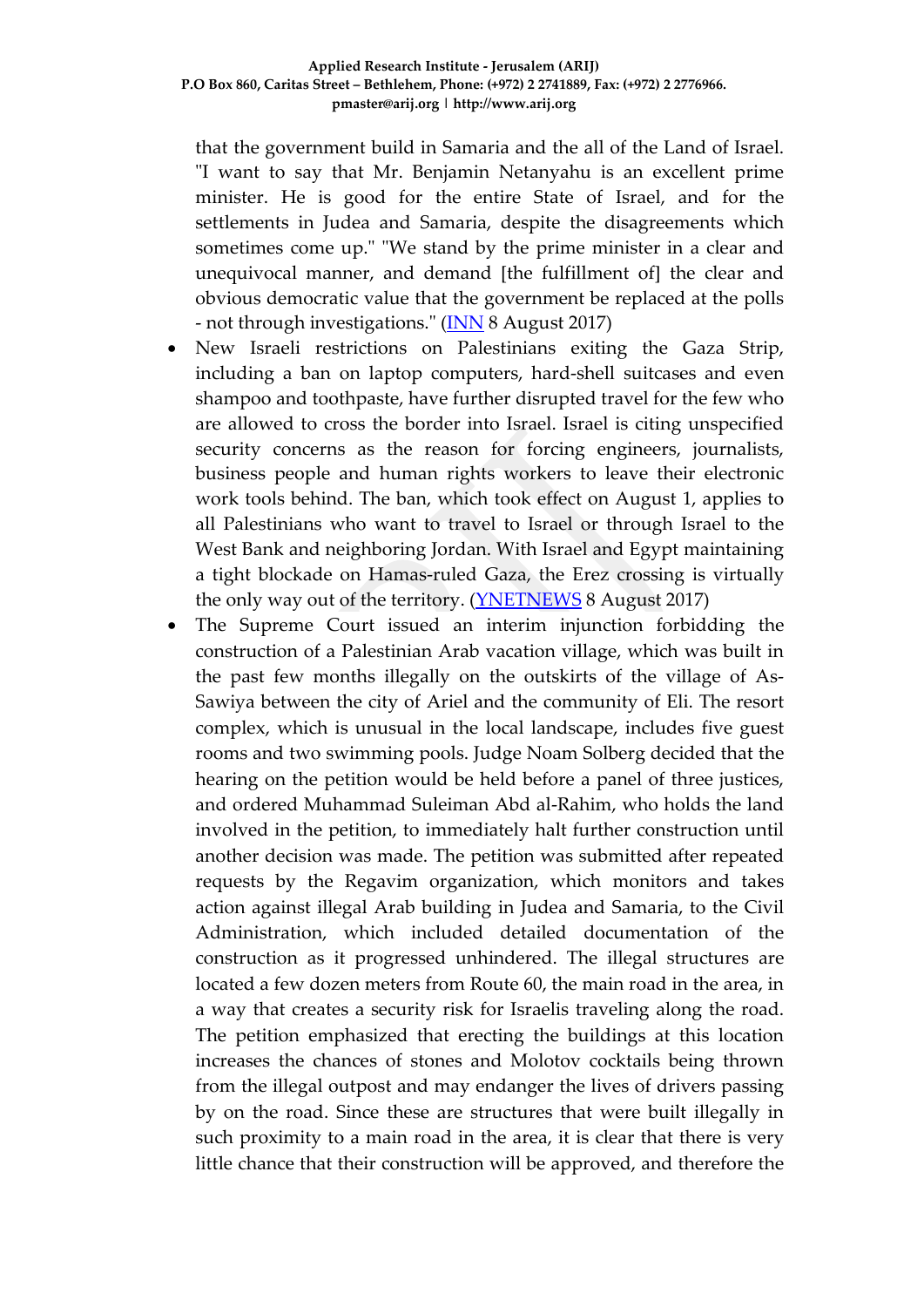that the government build in Samaria and the all of the Land of Israel. "I want to say that Mr. Benjamin Netanyahu is an excellent prime minister. He is good for the entire State of Israel, and for the settlements in Judea and Samaria, despite the disagreements which sometimes come up." "We stand by the prime minister in a clear and unequivocal manner, and demand [the fulfillment of] the clear and obvious democratic value that the government be replaced at the polls - not through investigations." (INN 8 August 2017)

- New Israeli restrictions on Palestinians exiting the Gaza Strip, including a ban on laptop computers, hard-shell suitcases and even shampoo and toothpaste, have further disrupted travel for the few who are allowed to cross the border into Israel. Israel is citing unspecified security concerns as the reason for forcing engineers, journalists, business people and human rights workers to leave their electronic work tools behind. The ban, which took effect on August 1, applies to all Palestinians who want to travel to Israel or through Israel to the West Bank and neighboring Jordan. With Israel and Egypt maintaining a tight blockade on Hamas-ruled Gaza, the Erez crossing is virtually the only way out of the territory. (YNETNEWS 8 August 2017)
- The Supreme Court issued an interim injunction forbidding the construction of a Palestinian Arab vacation village, which was built in the past few months illegally on the outskirts of the village of As-Sawiya between the city of Ariel and the community of Eli. The resort complex, which is unusual in the local landscape, includes five guest rooms and two swimming pools. Judge Noam Solberg decided that the hearing on the petition would be held before a panel of three justices, and ordered Muhammad Suleiman Abd al-Rahim, who holds the land involved in the petition, to immediately halt further construction until another decision was made. The petition was submitted after repeated requests by the Regavim organization, which monitors and takes action against illegal Arab building in Judea and Samaria, to the Civil Administration, which included detailed documentation of the construction as it progressed unhindered. The illegal structures are located a few dozen meters from Route 60, the main road in the area, in a way that creates a security risk for Israelis traveling along the road. The petition emphasized that erecting the buildings at this location increases the chances of stones and Molotov cocktails being thrown from the illegal outpost and may endanger the lives of drivers passing by on the road. Since these are structures that were built illegally in such proximity to a main road in the area, it is clear that there is very little chance that their construction will be approved, and therefore the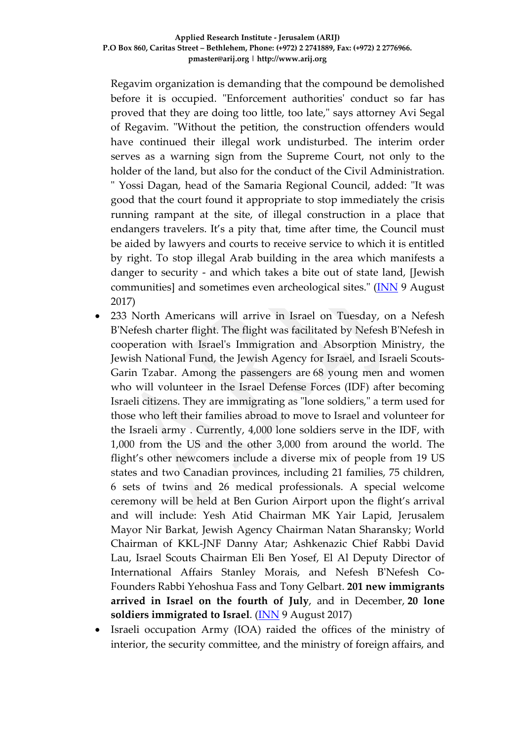Regavim organization is demanding that the compound be demolished before it is occupied. "Enforcement authorities' conduct so far has proved that they are doing too little, too late," says attorney Avi Segal of Regavim. "Without the petition, the construction offenders would have continued their illegal work undisturbed. The interim order serves as a warning sign from the Supreme Court, not only to the holder of the land, but also for the conduct of the Civil Administration. " Yossi Dagan, head of the Samaria Regional Council, added: "It was good that the court found it appropriate to stop immediately the crisis running rampant at the site, of illegal construction in a place that endangers travelers. It's a pity that, time after time, the Council must be aided by lawyers and courts to receive service to which it is entitled by right. To stop illegal Arab building in the area which manifests a danger to security - and which takes a bite out of state land, [Jewish communities] and sometimes even archeological sites." (INN 9 August 2017)

- 233 North Americans will arrive in Israel on Tuesday, on a Nefesh B'Nefesh charter flight. The flight was facilitated by Nefesh B'Nefesh in cooperation with Israel's Immigration and Absorption Ministry, the Jewish National Fund, the Jewish Agency for Israel, and Israeli Scouts-Garin Tzabar. Among the passengers are 68 young men and women who will volunteer in the Israel Defense Forces (IDF) after becoming Israeli citizens. They are immigrating as "lone soldiers," a term used for those who left their families abroad to move to Israel and volunteer for the Israeli army . Currently, 4,000 lone soldiers serve in the IDF, with 1,000 from the US and the other 3,000 from around the world. The flight's other newcomers include a diverse mix of people from 19 US states and two Canadian provinces, including 21 families, 75 children, 6 sets of twins and 26 medical professionals. A special welcome ceremony will be held at Ben Gurion Airport upon the flight's arrival and will include: Yesh Atid Chairman MK Yair Lapid, Jerusalem Mayor Nir Barkat, Jewish Agency Chairman Natan Sharansky; World Chairman of KKL-JNF Danny Atar; Ashkenazic Chief Rabbi David Lau, Israel Scouts Chairman Eli Ben Yosef, El Al Deputy Director of International Affairs Stanley Morais, and Nefesh B'Nefesh Co-Founders Rabbi Yehoshua Fass and Tony Gelbart. **201 new immigrants arrived in Israel on the fourth of July**, and in December, **20 lone soldiers immigrated to Israel**. (INN 9 August 2017)
- Israeli occupation Army (IOA) raided the offices of the ministry of interior, the security committee, and the ministry of foreign affairs, and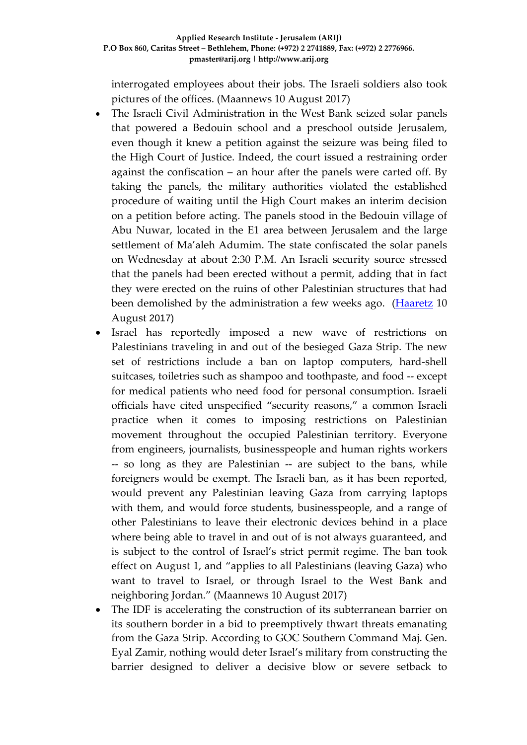interrogated employees about their jobs. The Israeli soldiers also took pictures of the offices. (Maannews 10 August 2017)

- The Israeli Civil Administration in the West Bank seized solar panels that powered a Bedouin school and a preschool outside Jerusalem, even though it knew a petition against the seizure was being filed to the High Court of Justice. Indeed, the court issued a restraining order against the confiscation – an hour after the panels were carted off. By taking the panels, the military authorities violated the established procedure of waiting until the High Court makes an interim decision on a petition before acting. The panels stood in the Bedouin village of Abu Nuwar, located in the E1 area between Jerusalem and the large settlement of Ma'aleh Adumim. The state confiscated the solar panels on Wednesday at about 2:30 P.M. An Israeli security source stressed that the panels had been erected without a permit, adding that in fact they were erected on the ruins of other Palestinian structures that had been demolished by the administration a few weeks ago. (Haaretz 10 August 2017)
- Israel has reportedly imposed a new wave of restrictions on Palestinians traveling in and out of the besieged Gaza Strip. The new set of restrictions include a ban on laptop computers, hard-shell suitcases, toiletries such as shampoo and toothpaste, and food -- except for medical patients who need food for personal consumption. Israeli officials have cited unspecified "security reasons," a common Israeli practice when it comes to imposing restrictions on Palestinian movement throughout the occupied Palestinian territory. Everyone from engineers, journalists, businesspeople and human rights workers -- so long as they are Palestinian -- are subject to the bans, while foreigners would be exempt. The Israeli ban, as it has been reported, would prevent any Palestinian leaving Gaza from carrying laptops with them, and would force students, businesspeople, and a range of other Palestinians to leave their electronic devices behind in a place where being able to travel in and out of is not always guaranteed, and is subject to the control of Israel's strict permit regime. The ban took effect on August 1, and "applies to all Palestinians (leaving Gaza) who want to travel to Israel, or through Israel to the West Bank and neighboring Jordan." (Maannews 10 August 2017)
- The IDF is accelerating the construction of its subterranean barrier on its southern border in a bid to preemptively thwart threats emanating from the Gaza Strip. According to GOC Southern Command Maj. Gen. Eyal Zamir, nothing would deter Israel's military from constructing the barrier designed to deliver a decisive blow or severe setback to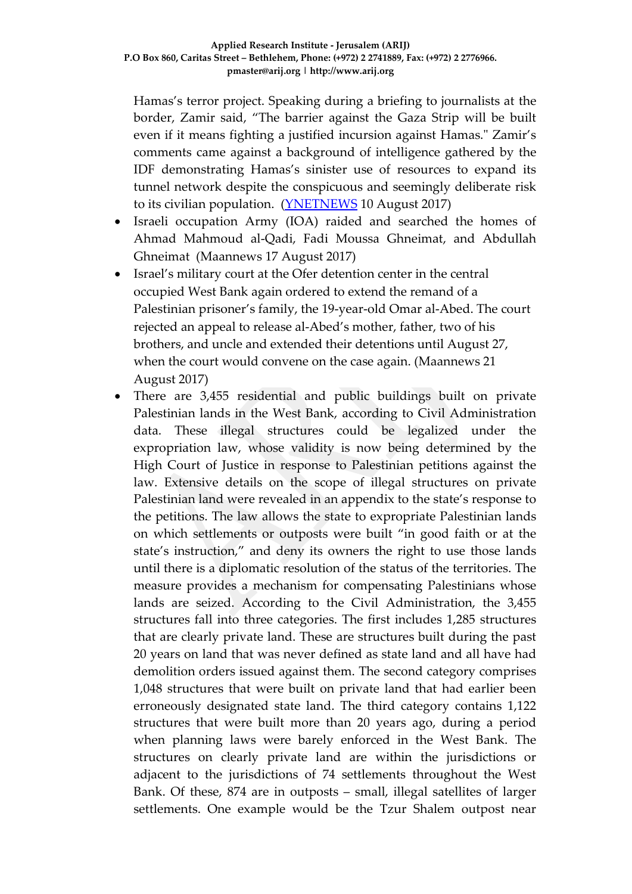Hamas's terror project. Speaking during a briefing to journalists at the border, Zamir said, "The barrier against the Gaza Strip will be built even if it means fighting a justified incursion against Hamas." Zamir's comments came against a background of intelligence gathered by the IDF demonstrating Hamas's sinister use of resources to expand its tunnel network despite the conspicuous and seemingly deliberate risk to its civilian population. (YNETNEWS 10 August 2017)

- Israeli occupation Army (IOA) raided and searched the homes of Ahmad Mahmoud al-Qadi, Fadi Moussa Ghneimat, and Abdullah Ghneimat (Maannews 17 August 2017)
- Israel's military court at the Ofer detention center in the central occupied West Bank again ordered to extend the remand of a Palestinian prisoner's family, the 19-year-old Omar al-Abed. The court rejected an appeal to release al-Abed's mother, father, two of his brothers, and uncle and extended their detentions until August 27, when the court would convene on the case again. (Maannews 21 August 2017)
- There are 3,455 residential and public buildings built on private Palestinian lands in the West Bank, according to Civil Administration data. These illegal structures could be legalized under the expropriation law, whose validity is now being determined by the High Court of Justice in response to Palestinian petitions against the law. Extensive details on the scope of illegal structures on private Palestinian land were revealed in an appendix to the state's response to the petitions. The law allows the state to expropriate Palestinian lands on which settlements or outposts were built "in good faith or at the state's instruction," and deny its owners the right to use those lands until there is a diplomatic resolution of the status of the territories. The measure provides a mechanism for compensating Palestinians whose lands are seized. According to the Civil Administration, the 3,455 structures fall into three categories. The first includes 1,285 structures that are clearly private land. These are structures built during the past 20 years on land that was never defined as state land and all have had demolition orders issued against them. The second category comprises 1,048 structures that were built on private land that had earlier been erroneously designated state land. The third category contains 1,122 structures that were built more than 20 years ago, during a period when planning laws were barely enforced in the West Bank. The structures on clearly private land are within the jurisdictions or adjacent to the jurisdictions of 74 settlements throughout the West Bank. Of these, 874 are in outposts – small, illegal satellites of larger settlements. One example would be the Tzur Shalem outpost near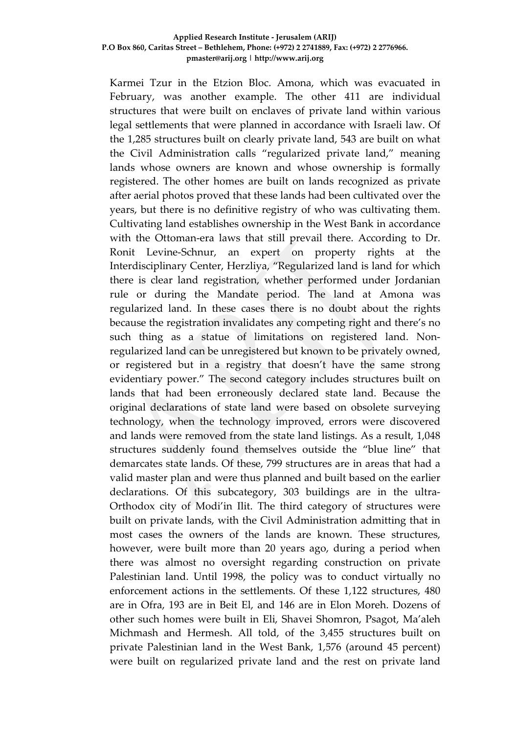Karmei Tzur in the Etzion Bloc. Amona, which was evacuated in February, was another example. The other 411 are individual structures that were built on enclaves of private land within various legal settlements that were planned in accordance with Israeli law. Of the 1,285 structures built on clearly private land, 543 are built on what the Civil Administration calls "regularized private land," meaning lands whose owners are known and whose ownership is formally registered. The other homes are built on lands recognized as private after aerial photos proved that these lands had been cultivated over the years, but there is no definitive registry of who was cultivating them. Cultivating land establishes ownership in the West Bank in accordance with the Ottoman-era laws that still prevail there. According to Dr. Ronit Levine-Schnur, an expert on property rights at the Interdisciplinary Center, Herzliya, "Regularized land is land for which there is clear land registration, whether performed under Jordanian rule or during the Mandate period. The land at Amona was regularized land. In these cases there is no doubt about the rights because the registration invalidates any competing right and there's no such thing as a statue of limitations on registered land. Non-regularized land can be unregistered but known to be privately owned, or registered but in a registry that doesn't have the same strong evidentiary power." The second category includes structures built on lands that had been erroneously declared state land. Because the original declarations of state land were based on obsolete surveying technology, when the technology improved, errors were discovered and lands were removed from the state land listings. As a result, 1,048 structures suddenly found themselves outside the "blue line" that demarcates state lands. Of these, 799 structures are in areas that had a valid master plan and were thus planned and built based on the earlier declarations. Of this subcategory, 303 buildings are in the ultra-Orthodox city of Modi'in Ilit. The third category of structures were built on private lands, with the Civil Administration admitting that in most cases the owners of the lands are known. These structures, however, were built more than 20 years ago, during a period when there was almost no oversight regarding construction on private Palestinian land. Until 1998, the policy was to conduct virtually no enforcement actions in the settlements. Of these 1,122 structures, 480 are in Ofra, 193 are in Beit El, and 146 are in Elon Moreh. Dozens of other such homes were built in Eli, Shavei Shomron, Psagot, Ma'aleh Michmash and Hermesh. All told, of the 3,455 structures built on private Palestinian land in the West Bank, 1,576 (around 45 percent) were built on regularized private land and the rest on private land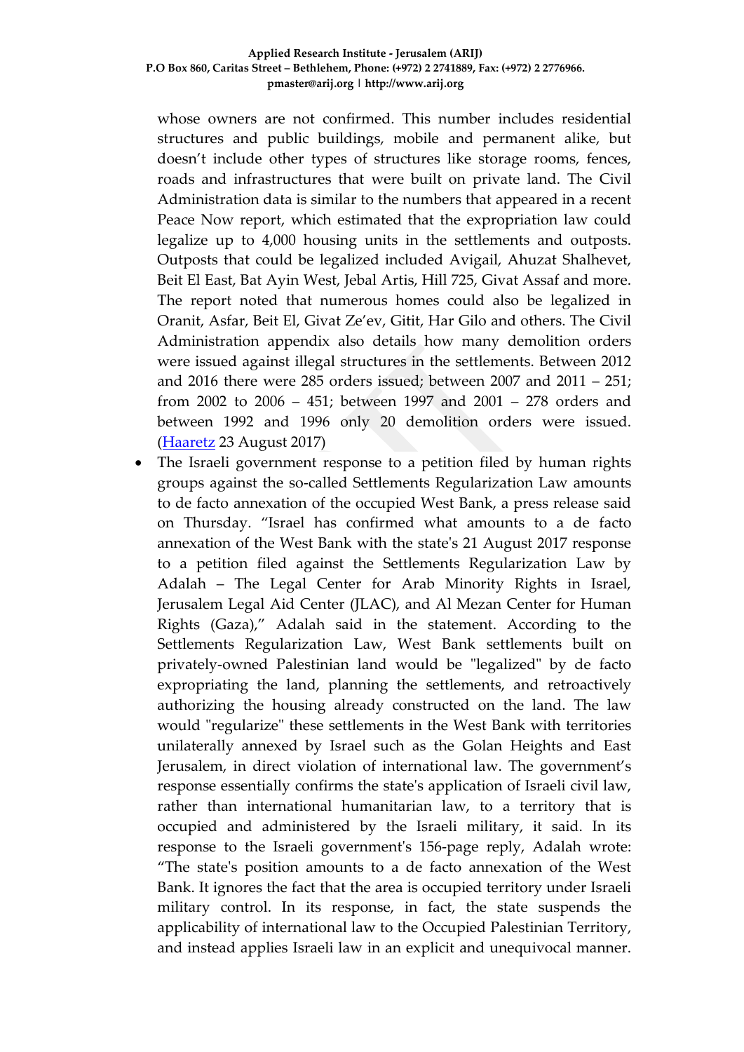whose owners are not confirmed. This number includes residential structures and public buildings, mobile and permanent alike, but doesn't include other types of structures like storage rooms, fences, roads and infrastructures that were built on private land. The Civil Administration data is similar to the numbers that appeared in a recent Peace Now report, which estimated that the expropriation law could legalize up to 4,000 housing units in the settlements and outposts. Outposts that could be legalized included Avigail, Ahuzat Shalhevet, Beit El East, Bat Ayin West, Jebal Artis, Hill 725, Givat Assaf and more. The report noted that numerous homes could also be legalized in Oranit, Asfar, Beit El, Givat Ze'ev, Gitit, Har Gilo and others. The Civil Administration appendix also details how many demolition orders were issued against illegal structures in the settlements. Between 2012 and 2016 there were 285 orders issued; between 2007 and 2011 – 251; from 2002 to 2006 – 451; between 1997 and 2001 – 278 orders and between 1992 and 1996 only 20 demolition orders were issued. ([Haaretz](http://www.haaretz.com) 23 August 2017)

- The Israeli government response to a petition filed by human rights groups against the so-called Settlements Regularization Law amounts to de facto annexation of the occupied West Bank, a press release said on Thursday. "Israel has confirmed what amounts to a de facto annexation of the West Bank with the state's 21 August 2017 response to a petition filed against the Settlements Regularization Law by Adalah – The Legal Center for Arab Minority Rights in Israel, Jerusalem Legal Aid Center (JLAC), and Al Mezan Center for Human Rights (Gaza)," Adalah said in the statement. According to the Settlements Regularization Law, West Bank settlements built on privately-owned Palestinian land would be "legalized" by de facto expropriating the land, planning the settlements, and retroactively authorizing the housing already constructed on the land. The law would "regularize" these settlements in the West Bank with territories unilaterally annexed by Israel such as the Golan Heights and East Jerusalem, in direct violation of international law. The government's response essentially confirms the state's application of Israeli civil law, rather than international humanitarian law, to a territory that is occupied and administered by the Israeli military, it said. In its response to the Israeli government's 156-page reply, Adalah wrote: "The state's position amounts to a de facto annexation of the West Bank. It ignores the fact that the area is occupied territory under Israeli military control. In its response, in fact, the state suspends the applicability of international law to the Occupied Palestinian Territory, and instead applies Israeli law in an explicit and unequivocal manner.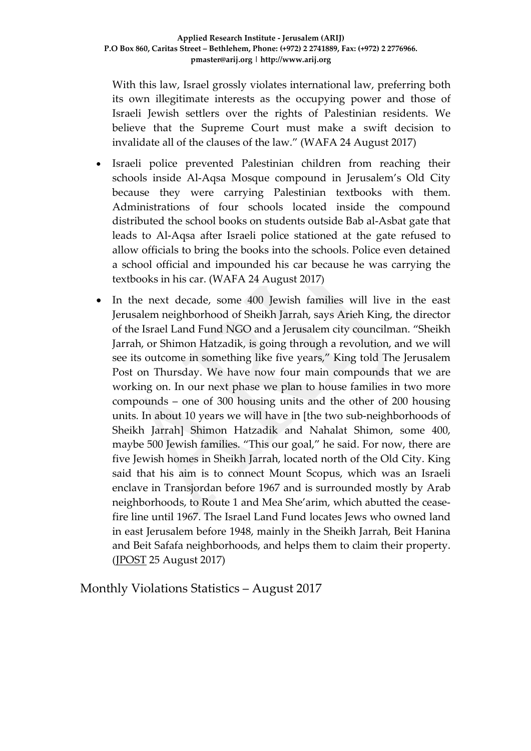With this law, Israel grossly violates international law, preferring both its own illegitimate interests as the occupying power and those of Israeli Jewish settlers over the rights of Palestinian residents. We believe that the Supreme Court must make a swift decision to invalidate all of the clauses of the law." (WAFA 24 August 2017)

- Israeli police prevented Palestinian children from reaching their schools inside Al-Aqsa Mosque compound in Jerusalem's Old City because they were carrying Palestinian textbooks with them. Administrations of four schools located inside the compound distributed the school books on students outside Bab al-Asbat gate that leads to Al-Aqsa after Israeli police stationed at the gate refused to allow officials to bring the books into the schools. Police even detained a school official and impounded his car because he was carrying the textbooks in his car. (WAFA 24 August 2017)
- In the next decade, some 400 Jewish families will live in the east Jerusalem neighborhood of Sheikh Jarrah, says Arieh King, the director of the Israel Land Fund NGO and a Jerusalem city councilman. "Sheikh Jarrah, or Shimon Hatzadik, is going through a revolution, and we will see its outcome in something like five years," King told The Jerusalem Post on Thursday. We have now four main compounds that we are working on. In our next phase we plan to house families in two more compounds – one of 300 housing units and the other of 200 housing units. In about 10 years we will have in [the two sub-neighborhoods of Sheikh Jarrah] Shimon Hatzadik and Nahalat Shimon, some 400, maybe 500 Jewish families. "This our goal," he said. For now, there are five Jewish homes in Sheikh Jarrah, located north of the Old City. King said that his aim is to connect Mount Scopus, which was an Israeli enclave in Transjordan before 1967 and is surrounded mostly by Arab neighborhoods, to Route 1 and Mea She'arim, which abutted the cease-fire line until 1967. The Israel Land Fund locates Jews who owned land in east Jerusalem before 1948, mainly in the Sheikh Jarrah, Beit Hanina and Beit Safafa neighborhoods, and helps them to claim their property. (JPOST 25 August 2017)

## Monthly Violations Statistics – August 2017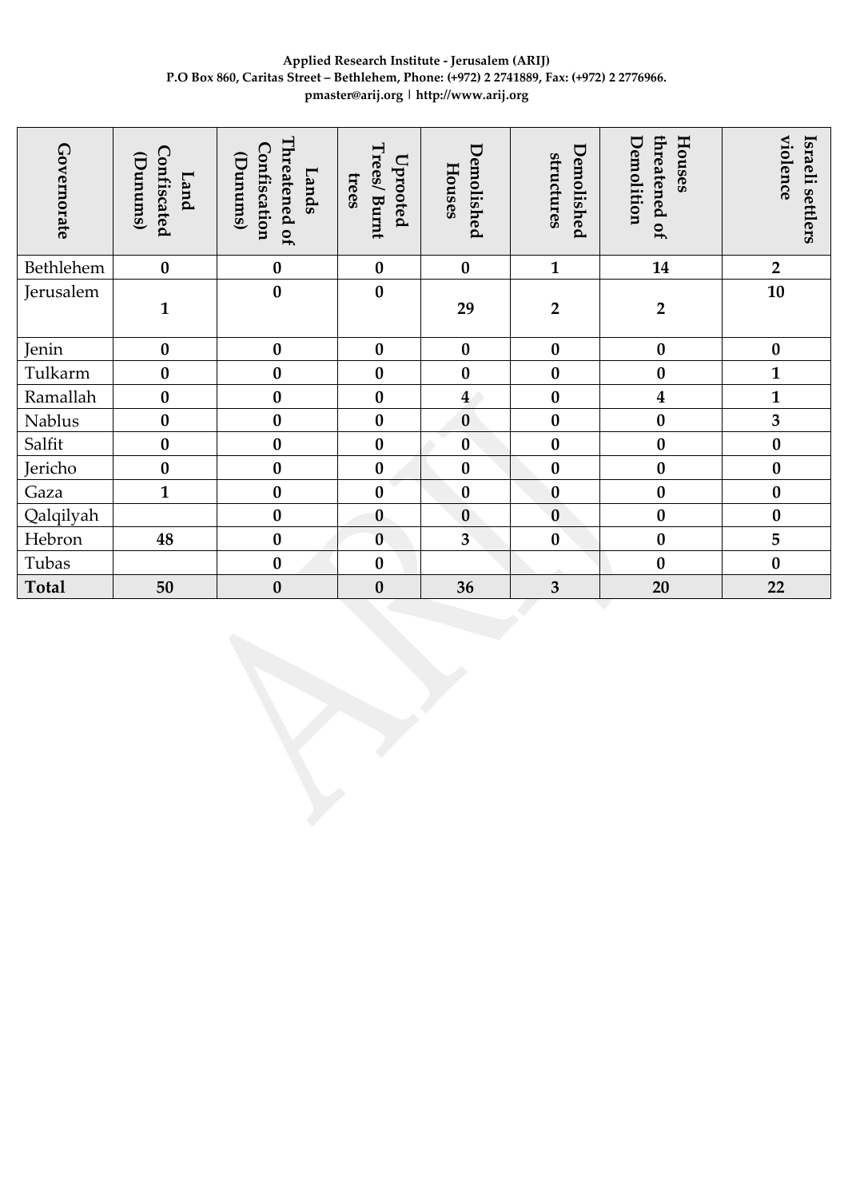**Applied Research Institute - Jerusalem (ARIJ)**
**P.O Box 860, Caritas Street – Bethlehem, Phone: (+972) 2 2741889, Fax: (+972) 2 2776966.**
**pmaster@arij.org | http://www.arij.org**

| Governorate | Land Confiscated (Dunums) | Lands Threatened of Confiscation (Dunums) | Uprooted Trees/ Burnt trees | Demolished Houses | Demolished structures | Houses threatened of Demolition | Israeli settlers violence |
|---|---|---|---|---|---|---|---|
| Bethlehem | **0** | **0** | **0** | **0** | **1** | **14** | **2** |
| Jerusalem | **1** | **0** | **0** | **29** | **2** | **2** | **10** |
| Jenin | **0** | **0** | **0** | **0** | **0** | **0** | **0** |
| Tulkarm | **0** | **0** | **0** | **0** | **0** | **0** | **1** |
| Ramallah | **0** | **0** | **0** | **4** | **0** | **4** | **1** |
| Nablus | **0** | **0** | **0** | **0** | **0** | **0** | **3** |
| Salfit | **0** | **0** | **0** | **0** | **0** | **0** | **0** |
| Jericho | **0** | **0** | **0** | **0** | **0** | **0** | **0** |
| Gaza | **1** | **0** | **0** | **0** | **0** | **0** | **0** |
| Qalqilyah | | **0** | **0** | **0** | **0** | **0** | **0** |
| Hebron | **48** | **0** | **0** | **3** | **0** | **0** | **5** |
| Tubas | | **0** | **0** | | | **0** | **0** |
| **Total** | **50** | **0** | **0** | **36** | **3** | **20** | **22** |